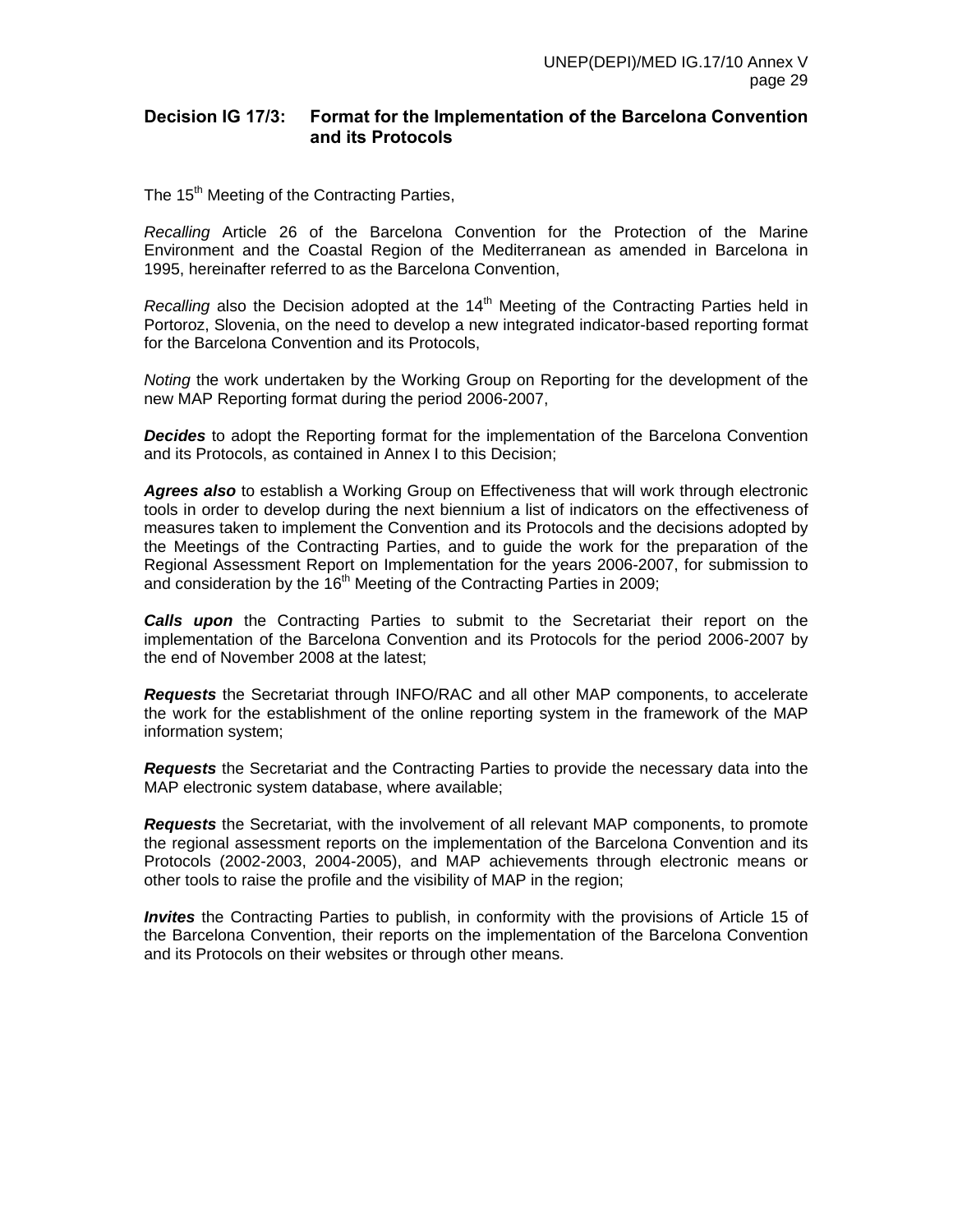## Decision IG 17/3: Format for the Implementation of the Barcelona Convention and its Protocols

The 15th Meeting of the Contracting Parties,

*Recalling* Article 26 of the Barcelona Convention for the Protection of the Marine Environment and the Coastal Region of the Mediterranean as amended in Barcelona in 1995, hereinafter referred to as the Barcelona Convention,

*Recalling* also the Decision adopted at the 14th Meeting of the Contracting Parties held in Portoroz, Slovenia, on the need to develop a new integrated indicator-based reporting format for the Barcelona Convention and its Protocols,

*Noting* the work undertaken by the Working Group on Reporting for the development of the new MAP Reporting format during the period 2006-2007,

***Decides*** to adopt the Reporting format for the implementation of the Barcelona Convention and its Protocols, as contained in Annex I to this Decision;

***Agrees also*** to establish a Working Group on Effectiveness that will work through electronic tools in order to develop during the next biennium a list of indicators on the effectiveness of measures taken to implement the Convention and its Protocols and the decisions adopted by the Meetings of the Contracting Parties, and to guide the work for the preparation of the Regional Assessment Report on Implementation for the years 2006-2007, for submission to and consideration by the 16th Meeting of the Contracting Parties in 2009;

***Calls upon*** the Contracting Parties to submit to the Secretariat their report on the implementation of the Barcelona Convention and its Protocols for the period 2006-2007 by the end of November 2008 at the latest;

***Requests*** the Secretariat through INFO/RAC and all other MAP components, to accelerate the work for the establishment of the online reporting system in the framework of the MAP information system;

***Requests*** the Secretariat and the Contracting Parties to provide the necessary data into the MAP electronic system database, where available;

***Requests*** the Secretariat, with the involvement of all relevant MAP components, to promote the regional assessment reports on the implementation of the Barcelona Convention and its Protocols (2002-2003, 2004-2005), and MAP achievements through electronic means or other tools to raise the profile and the visibility of MAP in the region;

***Invites*** the Contracting Parties to publish, in conformity with the provisions of Article 15 of the Barcelona Convention, their reports on the implementation of the Barcelona Convention and its Protocols on their websites or through other means.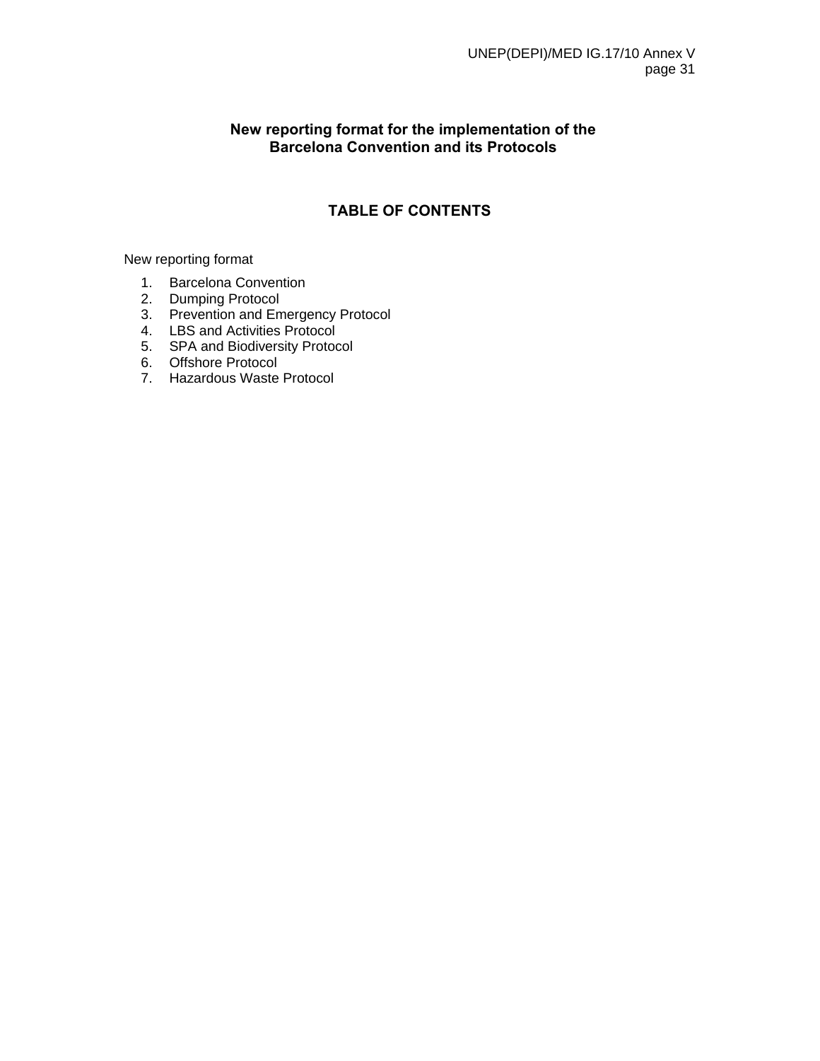# New reporting format for the implementation of the Barcelona Convention and its Protocols

## TABLE OF CONTENTS

New reporting format

1. Barcelona Convention
2. Dumping Protocol
3. Prevention and Emergency Protocol
4. LBS and Activities Protocol
5. SPA and Biodiversity Protocol
6. Offshore Protocol
7. Hazardous Waste Protocol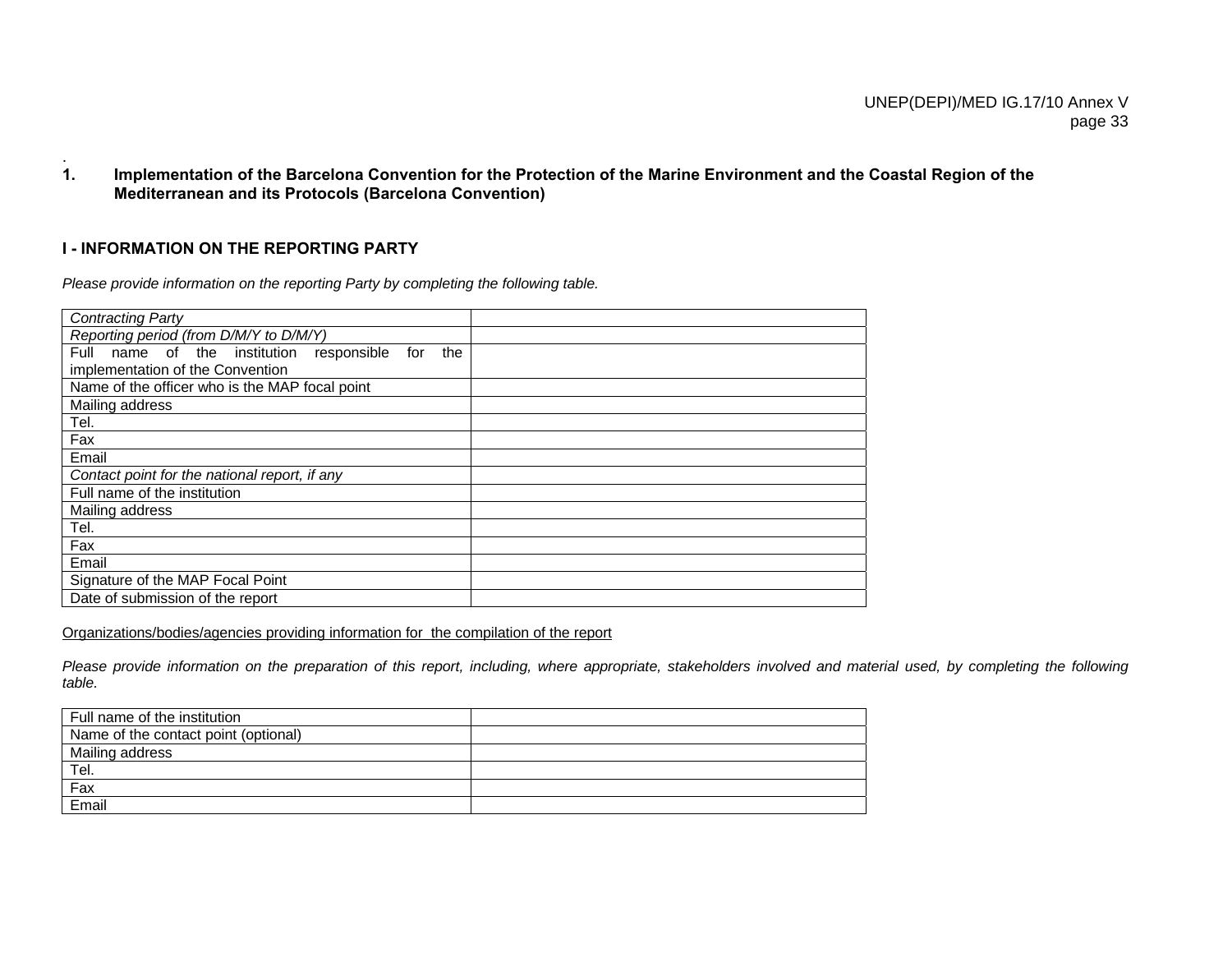## 1. Implementation of the Barcelona Convention for the Protection of the Marine Environment and the Coastal Region of the Mediterranean and its Protocols (Barcelona Convention)

### I - INFORMATION ON THE REPORTING PARTY

*Please provide information on the reporting Party by completing the following table.*

| | |
|---|---|
| *Contracting Party* | |
| *Reporting period (from D/M/Y to D/M/Y)* | |
| Full name of the institution responsible for the implementation of the Convention | |
| Name of the officer who is the MAP focal point | |
| Mailing address | |
| Tel. | |
| Fax | |
| Email | |
| *Contact point for the national report, if any* | |
| Full name of the institution | |
| Mailing address | |
| Tel. | |
| Fax | |
| Email | |
| Signature of the MAP Focal Point | |
| Date of submission of the report | |

Organizations/bodies/agencies providing information for the compilation of the report

*Please provide information on the preparation of this report, including, where appropriate, stakeholders involved and material used, by completing the following table.*

| | |
|---|---|
| Full name of the institution | |
| Name of the contact point (optional) | |
| Mailing address | |
| Tel. | |
| Fax | |
| Email | |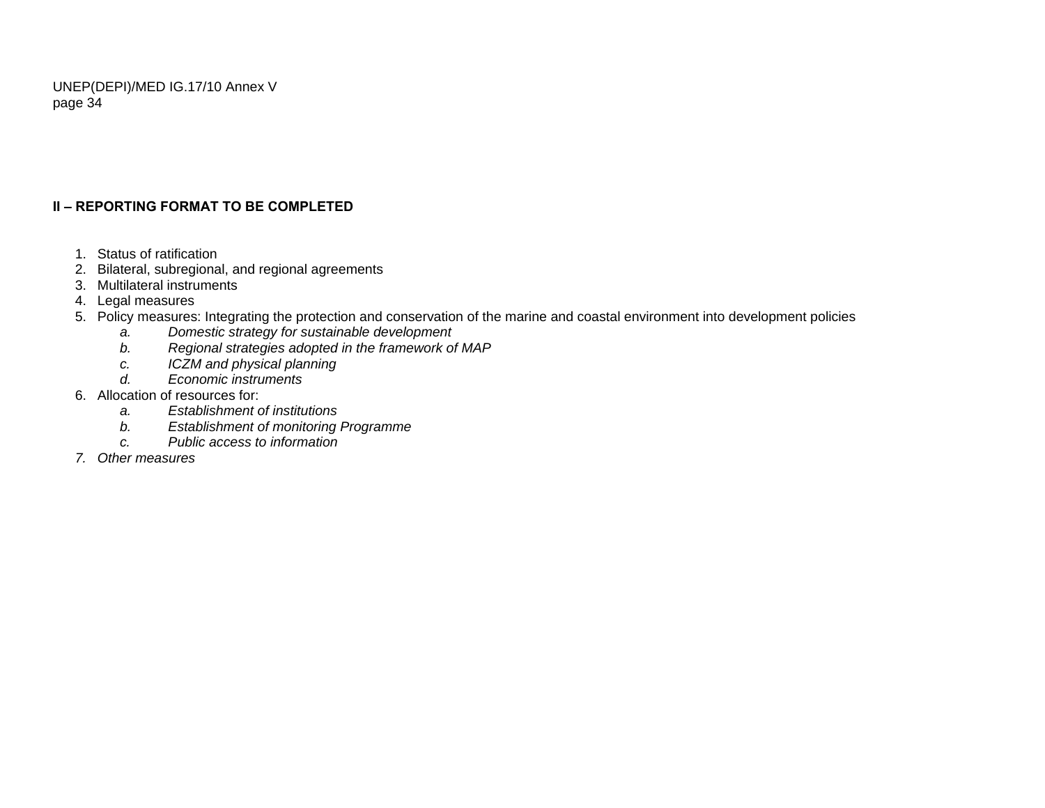## II – REPORTING FORMAT TO BE COMPLETED

1. Status of ratification
2. Bilateral, subregional, and regional agreements
3. Multilateral instruments
4. Legal measures
5. Policy measures: Integrating the protection and conservation of the marine and coastal environment into development policies
    a. *Domestic strategy for sustainable development*
    b. *Regional strategies adopted in the framework of MAP*
    c. *ICZM and physical planning*
    d. *Economic instruments*
6. Allocation of resources for:
    a. *Establishment of institutions*
    b. *Establishment of monitoring Programme*
    c. *Public access to information*
7. *Other measures*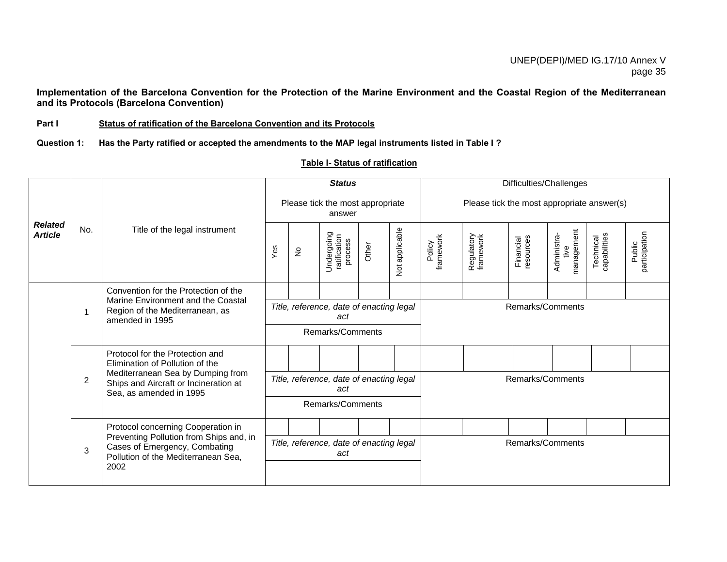**Implementation of the Barcelona Convention for the Protection of the Marine Environment and the Coastal Region of the Mediterranean and its Protocols (Barcelona Convention)**

**Part I** **Status of ratification of the Barcelona Convention and its Protocols**

**Question 1: Has the Party ratified or accepted the amendments to the MAP legal instruments listed in Table I ?**

**Table I- Status of ratification**

| ***Related Article*** | No. | Title of the legal instrument | ***Status*** Please tick the most appropriate answer | | | | | Difficulties/Challenges Please tick the most appropriate answer(s) | | | | | |
|---|---|---|---|---|---|---|---|---|---|---|---|---|---|
| | | | Yes | No | Undergoing ratification process | Other | Not applicable | Policy framework | Regulatory framework | Financial resources | Administra-tive management | Technical capabilities | Public participation |
| | 1 | Convention for the Protection of the Marine Environment and the Coastal Region of the Mediterranean, as amended in 1995 | | | | | | | | | | | |
| | | | *Title, reference, date of enacting legal act* | | | | | Remarks/Comments | | | | | |
| | | | Remarks/Comments | | | | | | | | | | |
| | 2 | Protocol for the Protection and Elimination of Pollution of the Mediterranean Sea by Dumping from Ships and Aircraft or Incineration at Sea, as amended in 1995 | | | | | | | | | | | |
| | | | *Title, reference, date of enacting legal act* | | | | | Remarks/Comments | | | | | |
| | | | Remarks/Comments | | | | | | | | | | |
| | 3 | Protocol concerning Cooperation in Preventing Pollution from Ships and, in Cases of Emergency, Combating Pollution of the Mediterranean Sea, 2002 | | | | | | | | | | | |
| | | | *Title, reference, date of enacting legal act* | | | | | Remarks/Comments | | | | | |
| | | | | | | | | | | | | | |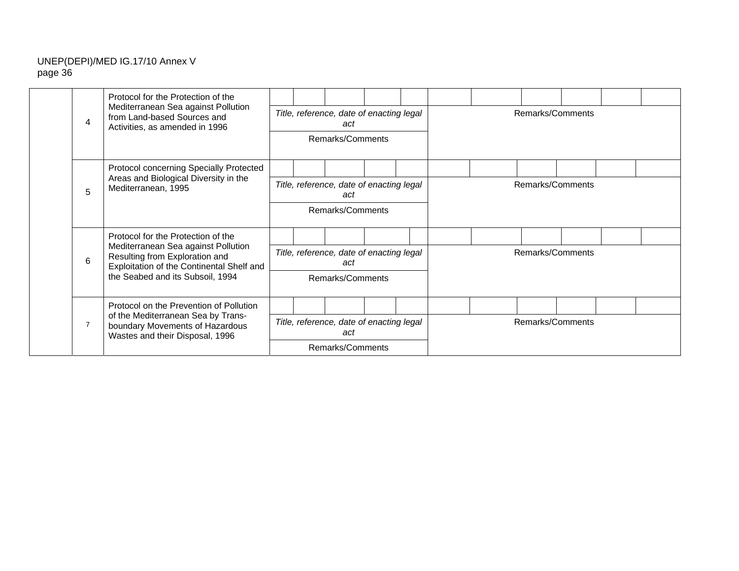| | | | | | | | | | | | | | | |
|---|---|---|---|---|---|---|---|---|---|---|---|---|---|---|
| | 4 | Protocol for the Protection of the Mediterranean Sea against Pollution from Land-based Sources and Activities, as amended in 1996 | | | | | | | | | | | | |
| | | | *Title, reference, date of enacting legal act* | | | | | Remarks/Comments | | | | | | |
| | | | Remarks/Comments | | | | | | | | | | | |
| | 5 | Protocol concerning Specially Protected Areas and Biological Diversity in the Mediterranean, 1995 | | | | | | | | | | | | |
| | | | *Title, reference, date of enacting legal act* | | | | | Remarks/Comments | | | | | | |
| | | | Remarks/Comments | | | | | | | | | | | |
| | 6 | Protocol for the Protection of the Mediterranean Sea against Pollution Resulting from Exploration and Exploitation of the Continental Shelf and the Seabed and its Subsoil, 1994 | | | | | | | | | | | | |
| | | | *Title, reference, date of enacting legal act* | | | | | Remarks/Comments | | | | | | |
| | | | Remarks/Comments | | | | | | | | | | | |
| | 7 | Protocol on the Prevention of Pollution of the Mediterranean Sea by Trans-boundary Movements of Hazardous Wastes and their Disposal, 1996 | | | | | | | | | | | | |
| | | | *Title, reference, date of enacting legal act* | | | | | Remarks/Comments | | | | | | |
| | | | Remarks/Comments | | | | | | | | | | | |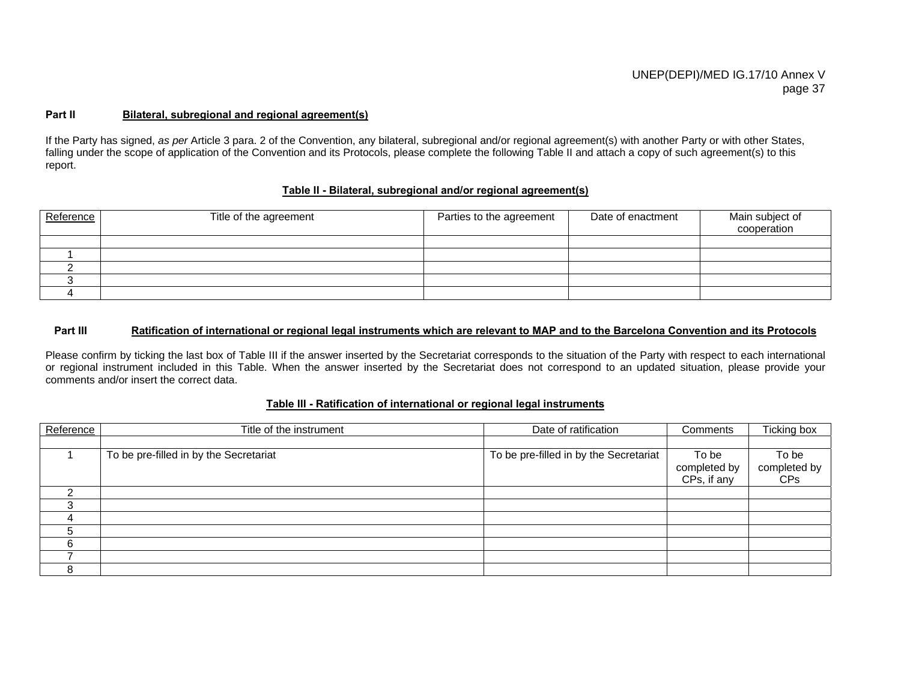**Part II** **Bilateral, subregional and regional agreement(s)**

If the Party has signed, *as per* Article 3 para. 2 of the Convention, any bilateral, subregional and/or regional agreement(s) with another Party or with other States, falling under the scope of application of the Convention and its Protocols, please complete the following Table II and attach a copy of such agreement(s) to this report.

**Table II - Bilateral, subregional and/or regional agreement(s)**

| Reference | Title of the agreement | Parties to the agreement | Date of enactment | Main subject of cooperation |
|---|---|---|---|---|
| | | | | |
| 1 | | | | |
| 2 | | | | |
| 3 | | | | |
| 4 | | | | |

**Part III** **Ratification of international or regional legal instruments which are relevant to MAP and to the Barcelona Convention and its Protocols**

Please confirm by ticking the last box of Table III if the answer inserted by the Secretariat corresponds to the situation of the Party with respect to each international or regional instrument included in this Table. When the answer inserted by the Secretariat does not correspond to an updated situation, please provide your comments and/or insert the correct data.

**Table III - Ratification of international or regional legal instruments**

| Reference | Title of the instrument | Date of ratification | Comments | Ticking box |
|---|---|---|---|---|
| | | | | |
| 1 | To be pre-filled in by the Secretariat | To be pre-filled in by the Secretariat | To be completed by CPs, if any | To be completed by CPs |
| 2 | | | | |
| 3 | | | | |
| 4 | | | | |
| 5 | | | | |
| 6 | | | | |
| 7 | | | | |
| 8 | | | | |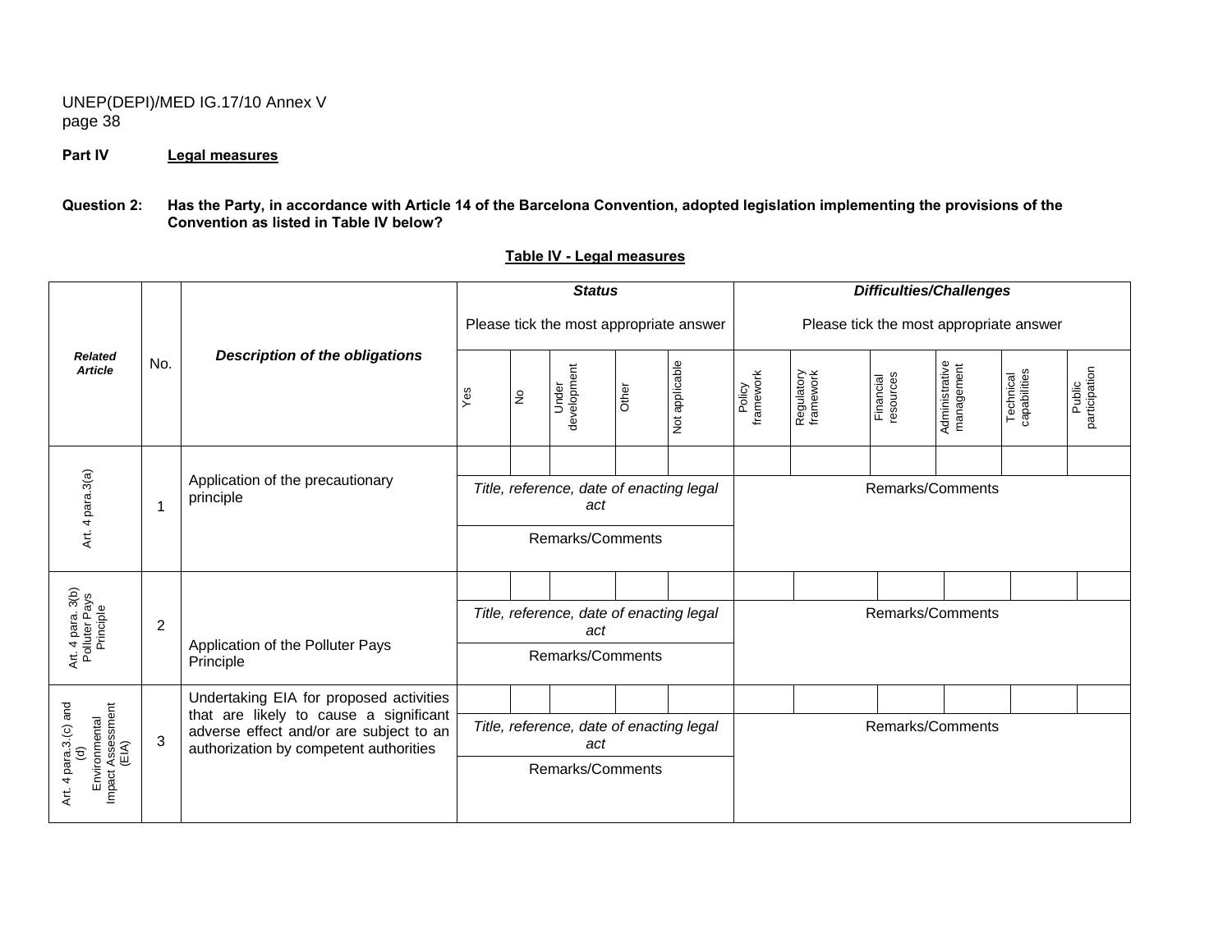**Part IV** **Legal measures**

**Question 2: Has the Party, in accordance with Article 14 of the Barcelona Convention, adopted legislation implementing the provisions of the Convention as listed in Table IV below?**

**Table IV - Legal measures**

| *Related Article* | No. | *Description of the obligations* | ***Status*** Please tick the most appropriate answer | | | | | ***Difficulties/Challenges*** Please tick the most appropriate answer | | | | | |
|---|---|---|---|---|---|---|---|---|---|---|---|---|---|
| | | | Yes | No | Under development | Other | Not applicable | Policy framework | Regulatory framework | Financial resources | Administrative management | Technical capabilities | Public participation |
| Art. 4 para.3(a) | 1 | Application of the precautionary principle | | | | | | | | | | | |
| | | | *Title, reference, date of enacting legal act* | | | | | Remarks/Comments | | | | | |
| | | | Remarks/Comments | | | | | | | | | | |
| Art. 4 para. 3(b) Polluter Pays Principle | 2 | Application of the Polluter Pays Principle | | | | | | | | | | | |
| | | | *Title, reference, date of enacting legal act* | | | | | Remarks/Comments | | | | | |
| | | | Remarks/Comments | | | | | | | | | | |
| Art. 4 para.3 (c) and (d) Environmental Impact Assessment (EIA) | 3 | Undertaking EIA for proposed activities that are likely to cause a significant adverse effect and/or are subject to an authorization by competent authorities | | | | | | | | | | | |
| | | | *Title, reference, date of enacting legal act* | | | | | Remarks/Comments | | | | | |
| | | | Remarks/Comments | | | | | | | | | | |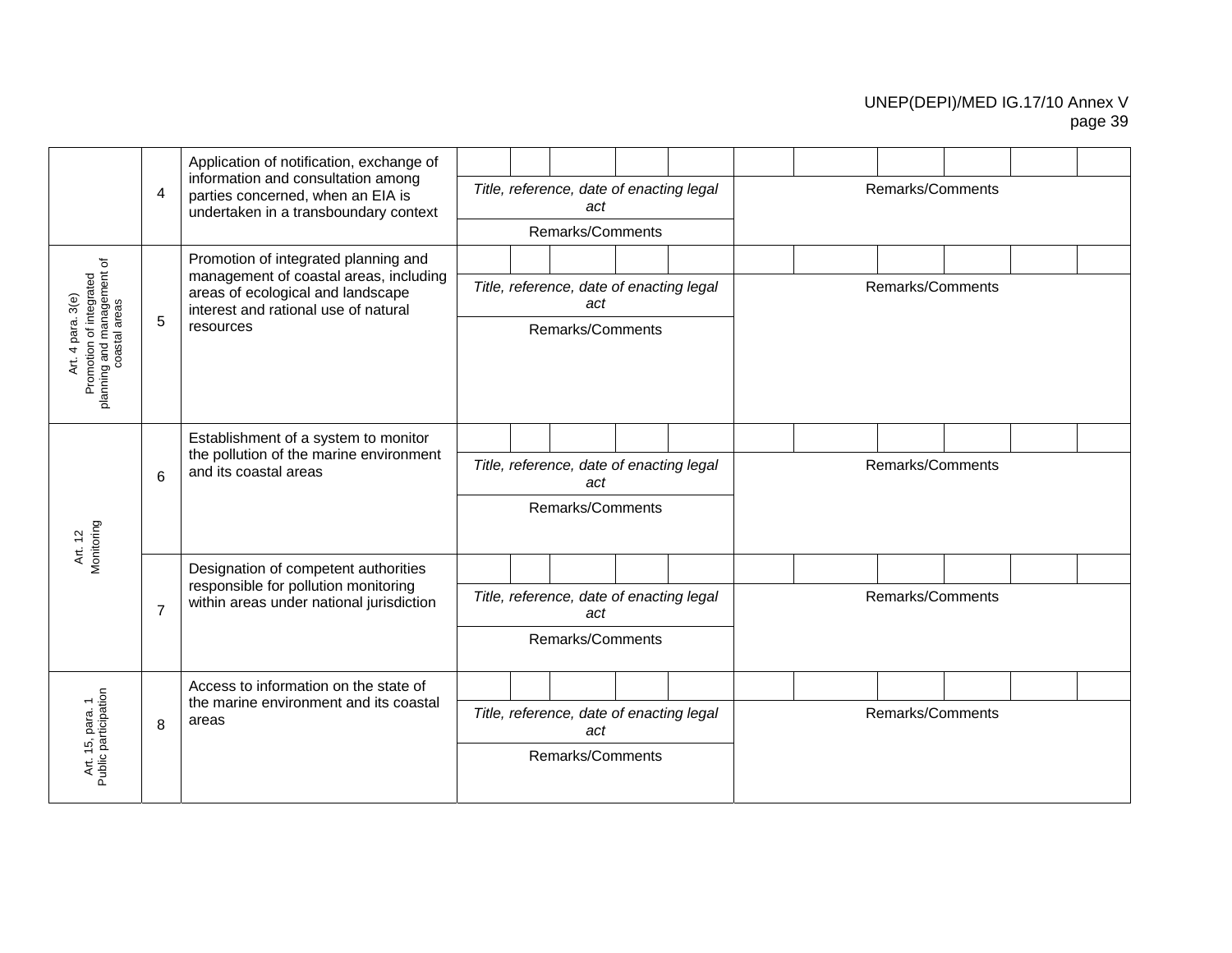| | | | | | | | | | | | | | |
|---|---|---|---|---|---|---|---|---|---|---|---|---|---|
| | 4 | Application of notification, exchange of information and consultation among parties concerned, when an EIA is undertaken in a transboundary context | | | | | | | | | | | |
| | | | *Title, reference, date of enacting legal act* | | | | | Remarks/Comments | | | | | |
| | | | Remarks/Comments | | | | | | | | | | |
| Art. 4 para. 3(e) Promotion of integrated planning and management of coastal areas | 5 | Promotion of integrated planning and management of coastal areas, including areas of ecological and landscape interest and rational use of natural resources | | | | | | | | | | | |
| | | | *Title, reference, date of enacting legal act* | | | | | Remarks/Comments | | | | | |
| | | | Remarks/Comments | | | | | | | | | | |
| Art. 12 Monitoring | 6 | Establishment of a system to monitor the pollution of the marine environment and its coastal areas | | | | | | | | | | | |
| | | | *Title, reference, date of enacting legal act* | | | | | Remarks/Comments | | | | | |
| | | | Remarks/Comments | | | | | | | | | | |
| | 7 | Designation of competent authorities responsible for pollution monitoring within areas under national jurisdiction | | | | | | | | | | | |
| | | | *Title, reference, date of enacting legal act* | | | | | Remarks/Comments | | | | | |
| | | | Remarks/Comments | | | | | | | | | | |
| Art. 15, para. 1 Public participation | 8 | Access to information on the state of the marine environment and its coastal areas | | | | | | | | | | | |
| | | | *Title, reference, date of enacting legal act* | | | | | Remarks/Comments | | | | | |
| | | | Remarks/Comments | | | | | | | | | | |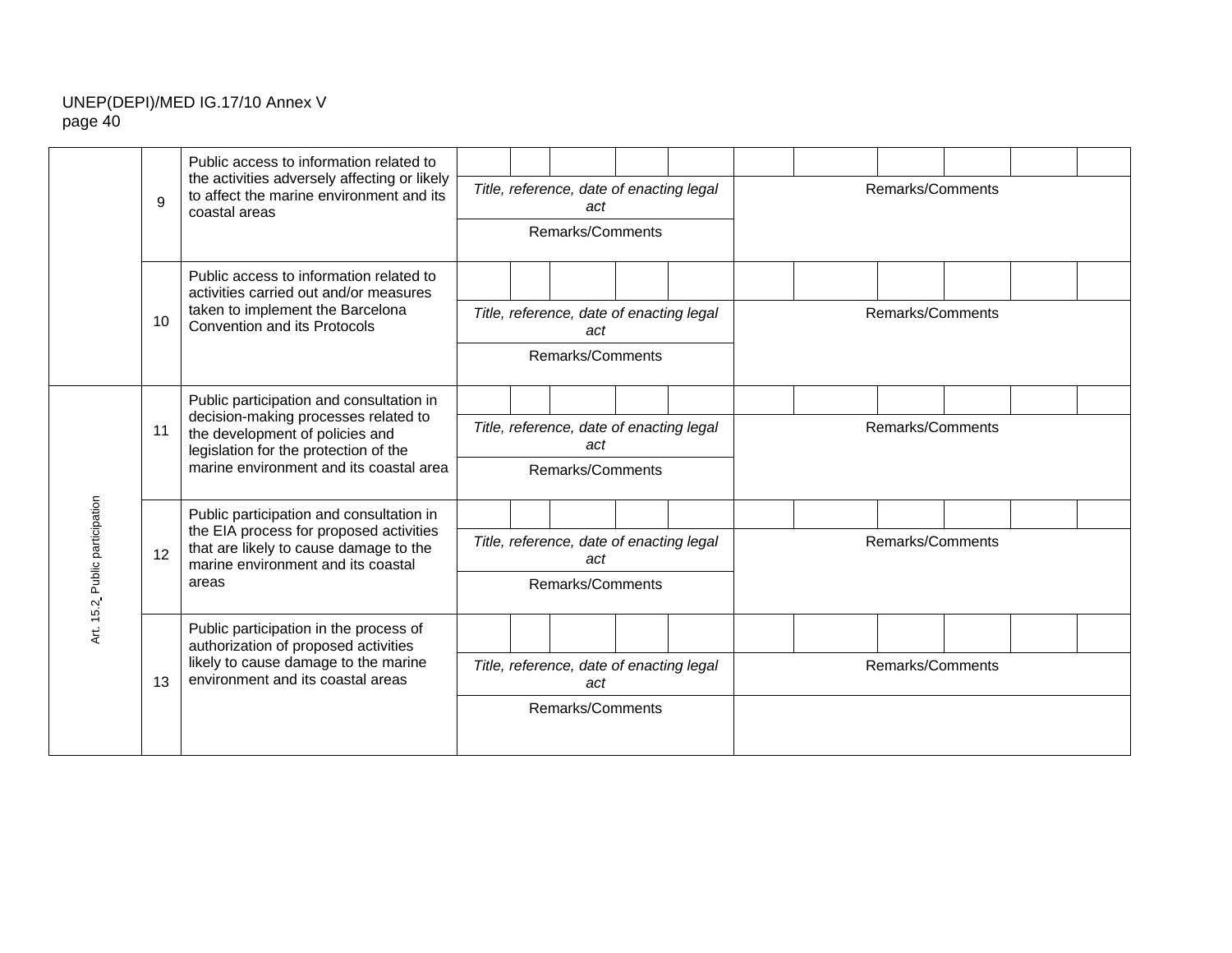| | | | | | | | | | | | | | | |
|---|---|---|---|---|---|---|---|---|---|---|---|---|---|---|
| | 9 | Public access to information related to the activities adversely affecting or likely to affect the marine environment and its coastal areas | | | | | | | | | | | | |
| | | | *Title, reference, date of enacting legal act* | | | | | Remarks/Comments | | | | | | |
| | | | Remarks/Comments | | | | | | | | | | | |
| | 10 | Public access to information related to activities carried out and/or measures taken to implement the Barcelona Convention and its Protocols | | | | | | | | | | | | |
| | | | *Title, reference, date of enacting legal act* | | | | | Remarks/Comments | | | | | | |
| | | | Remarks/Comments | | | | | | | | | | | |
| Art. 15.2 Public participation | 11 | Public participation and consultation in decision-making processes related to the development of policies and legislation for the protection of the marine environment and its coastal area | | | | | | | | | | | | |
| | | | *Title, reference, date of enacting legal act* | | | | | Remarks/Comments | | | | | | |
| | | | Remarks/Comments | | | | | | | | | | | |
| | 12 | Public participation and consultation in the EIA process for proposed activities that are likely to cause damage to the marine environment and its coastal areas | | | | | | | | | | | | |
| | | | *Title, reference, date of enacting legal act* | | | | | Remarks/Comments | | | | | | |
| | | | Remarks/Comments | | | | | | | | | | | |
| | 13 | Public participation in the process of authorization of proposed activities likely to cause damage to the marine environment and its coastal areas | | | | | | | | | | | | |
| | | | *Title, reference, date of enacting legal act* | | | | | Remarks/Comments | | | | | | |
| | | | Remarks/Comments | | | | | | | | | | | |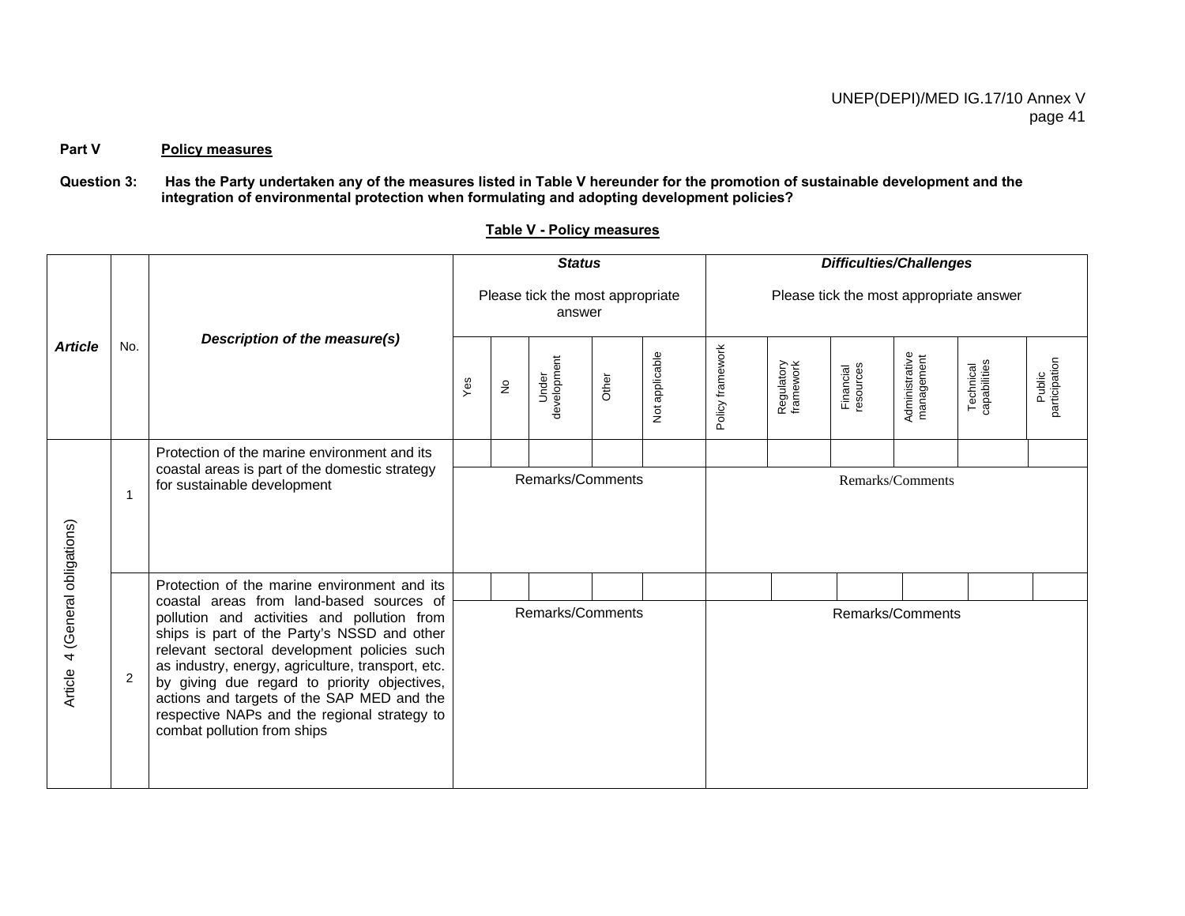**Part V** **Policy measures**

**Question 3:** **Has the Party undertaken any of the measures listed in Table V hereunder for the promotion of sustainable development and the integration of environmental protection when formulating and adopting development policies?**

**Table V - Policy measures**

| ***Article*** | No. | ***Description of the measure(s)*** | ***Status*** Please tick the most appropriate answer | | | | | ***Difficulties/Challenges*** Please tick the most appropriate answer | | | | | |
|---|---|---|---|---|---|---|---|---|---|---|---|---|---|
| | | | Yes | No | Under development | Other | Not applicable | Policy framework | Regulatory framework | Financial resources | Administrative management | Technical capabilities | Public participation |
| Article 4 (General obligations) | 1 | Protection of the marine environment and its coastal areas is part of the domestic strategy for sustainable development | | | | | | | | | | | |
| | | | Remarks/Comments | | | | | Remarks/Comments | | | | | |
| | 2 | Protection of the marine environment and its coastal areas from land-based sources of pollution and activities and pollution from ships is part of the Party's NSSD and other relevant sectoral development policies such as industry, energy, agriculture, transport, etc. by giving due regard to priority objectives, actions and targets of the SAP MED and the respective NAPs and the regional strategy to combat pollution from ships | | | | | | | | | | | |
| | | | Remarks/Comments | | | | | Remarks/Comments | | | | | |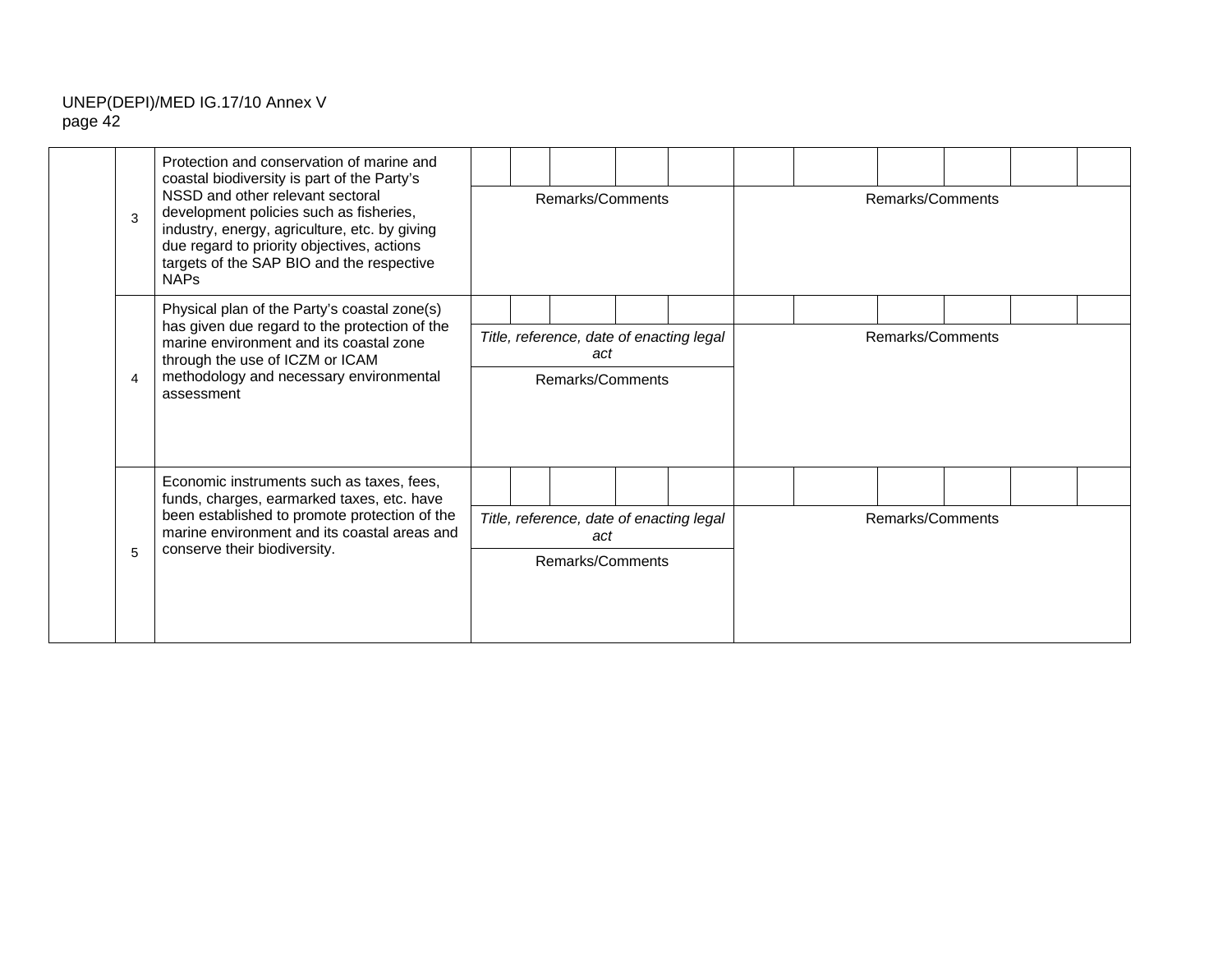| | | | | | | | | | | | | | | |
|---|---|---|---|---|---|---|---|---|---|---|---|---|---|---|
| | 3 | Protection and conservation of marine and coastal biodiversity is part of the Party's NSSD and other relevant sectoral development policies such as fisheries, industry, energy, agriculture, etc. by giving due regard to priority objectives, actions targets of the SAP BIO and the respective NAPs | | | | | | | | | | | |
| | | | Remarks/Comments | | | | | Remarks/Comments | | | | | |
| | 4 | Physical plan of the Party's coastal zone(s) has given due regard to the protection of the marine environment and its coastal zone through the use of ICZM or ICAM methodology and necessary environmental assessment | | | | | | | | | | | |
| | | | *Title, reference, date of enacting legal act* | | | | | Remarks/Comments | | | | | |
| | | | Remarks/Comments | | | | | | | | | | |
| | 5 | Economic instruments such as taxes, fees, funds, charges, earmarked taxes, etc. have been established to promote protection of the marine environment and its coastal areas and conserve their biodiversity. | | | | | | | | | | | |
| | | | *Title, reference, date of enacting legal act* | | | | | Remarks/Comments | | | | | |
| | | | Remarks/Comments | | | | | | | | | | |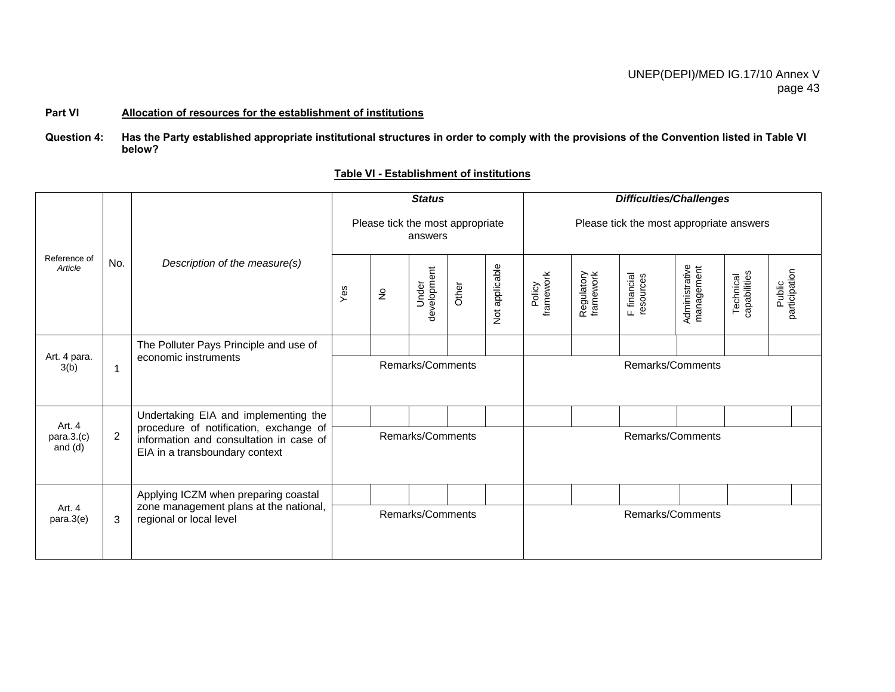**Part VI** **Allocation of resources for the establishment of institutions**

**Question 4:** **Has the Party established appropriate institutional structures in order to comply with the provisions of the Convention listed in Table VI below?**

**Table VI - Establishment of institutions**

| Reference of *Article* | No. | *Description of the measure(s)* | ***Status*** Please tick the most appropriate answers | | | | | ***Difficulties/Challenges*** Please tick the most appropriate answers | | | | | |
|---|---|---|---|---|---|---|---|---|---|---|---|---|---|
| | | | Yes | No | Under development | Other | Not applicable | Policy framework | Regulatory framework | F financial resources | Administrative management | Technical capabilities | Public participation |
| Art. 4 para. 3(b) | 1 | The Polluter Pays Principle and use of economic instruments | | | | | | | | | | | |
| | | | Remarks/Comments | | | | | Remarks/Comments | | | | | |
| Art. 4 para.3.(c) and (d) | 2 | Undertaking EIA and implementing the procedure of notification, exchange of information and consultation in case of EIA in a transboundary context | | | | | | | | | | | |
| | | | Remarks/Comments | | | | | Remarks/Comments | | | | | |
| Art. 4 para.3(e) | 3 | Applying ICZM when preparing coastal zone management plans at the national, regional or local level | | | | | | | | | | | |
| | | | Remarks/Comments | | | | | Remarks/Comments | | | | | |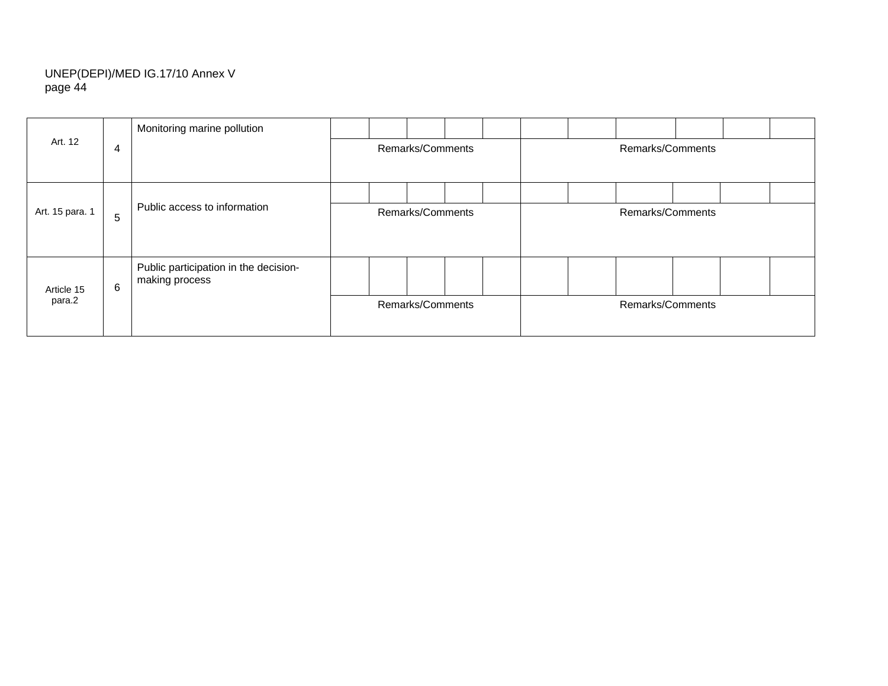| | | | | | | | | | | | | | |
|---|---|---|---|---|---|---|---|---|---|---|---|---|---|
| Art. 12 | 4 | Monitoring marine pollution | | | | | | | | | | | |
| | | | Remarks/Comments | | | | | Remarks/Comments | | | | | |
| Art. 15 para. 1 | 5 | Public access to information | | | | | | | | | | | |
| | | | Remarks/Comments | | | | | Remarks/Comments | | | | | |
| Article 15 para.2 | 6 | Public participation in the decision-making process | | | | | | | | | | | |
| | | | Remarks/Comments | | | | | Remarks/Comments | | | | | |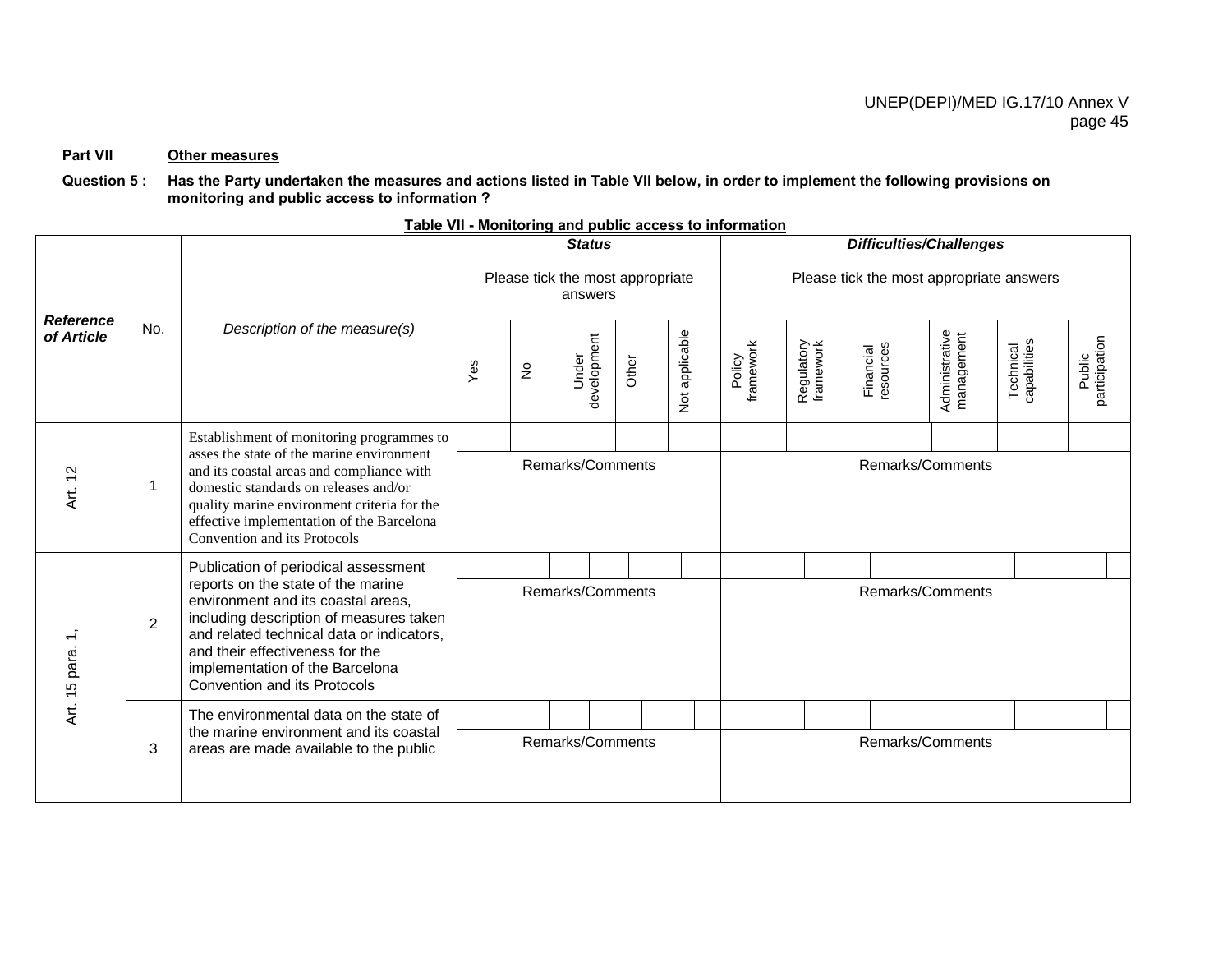**Part VII** **Other measures**

**Question 5 : Has the Party undertaken the measures and actions listed in Table VII below, in order to implement the following provisions on monitoring and public access to information ?**

**Table VII - Monitoring and public access to information**

| *Reference of Article* | No. | *Description of the measure(s)* | ***Status*** Please tick the most appropriate answers | | | | | ***Difficulties/Challenges*** Please tick the most appropriate answers | | | | | |
|---|---|---|---|---|---|---|---|---|---|---|---|---|---|
| | | | Yes | No | Under development | Other | Not applicable | Policy framework | Regulatory framework | Financial resources | Administrative management | Technical capabilities | Public participation |
| Art. 12 | 1 | Establishment of monitoring programmes to asses the state of the marine environment and its coastal areas and compliance with domestic standards on releases and/or quality marine environment criteria for the effective implementation of the Barcelona Convention and its Protocols | | | | | | | | | | | |
| | | | Remarks/Comments | | | | | Remarks/Comments | | | | | |
| Art. 15 para. 1, | 2 | Publication of periodical assessment reports on the state of the marine environment and its coastal areas, including description of measures taken and related technical data or indicators, and their effectiveness for the implementation of the Barcelona Convention and its Protocols | | | | | | | | | | | |
| | | | Remarks/Comments | | | | | Remarks/Comments | | | | | |
| | 3 | The environmental data on the state of the marine environment and its coastal areas are made available to the public | | | | | | | | | | | |
| | | | Remarks/Comments | | | | | Remarks/Comments | | | | | |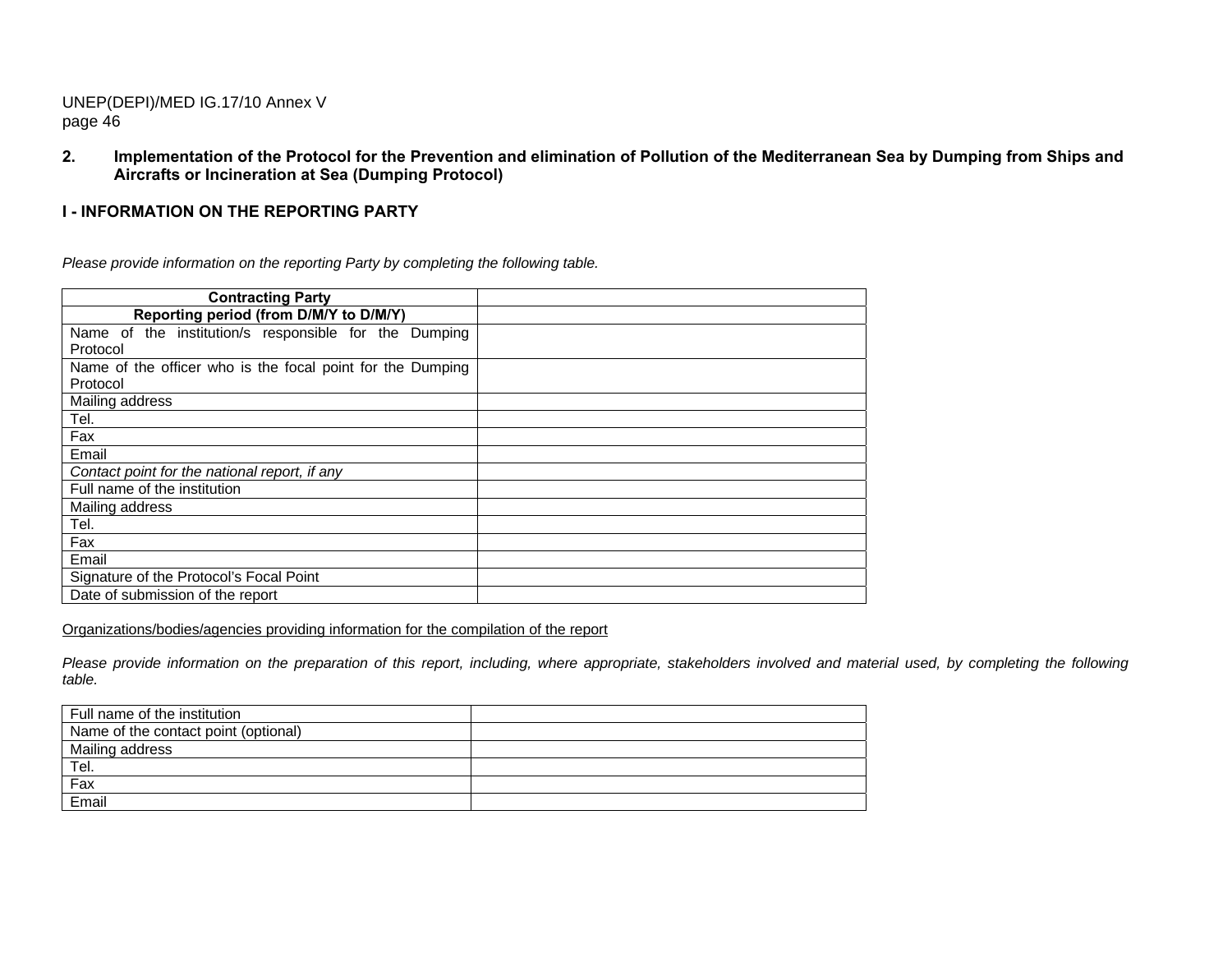## 2. Implementation of the Protocol for the Prevention and elimination of Pollution of the Mediterranean Sea by Dumping from Ships and Aircrafts or Incineration at Sea (Dumping Protocol)

### I - INFORMATION ON THE REPORTING PARTY

*Please provide information on the reporting Party by completing the following table.*

| **Contracting Party** | |
|---|---|
| **Reporting period (from D/M/Y to D/M/Y)** | |
| Name of the institution/s responsible for the Dumping Protocol | |
| Name of the officer who is the focal point for the Dumping Protocol | |
| Mailing address | |
| Tel. | |
| Fax | |
| Email | |
| *Contact point for the national report, if any* | |
| Full name of the institution | |
| Mailing address | |
| Tel. | |
| Fax | |
| Email | |
| Signature of the Protocol's Focal Point | |
| Date of submission of the report | |

<u>Organizations/bodies/agencies providing information for the compilation of the report</u>

*Please provide information on the preparation of this report, including, where appropriate, stakeholders involved and material used, by completing the following table.*

| Full name of the institution | |
|---|---|
| Name of the contact point (optional) | |
| Mailing address | |
| Tel. | |
| Fax | |
| Email | |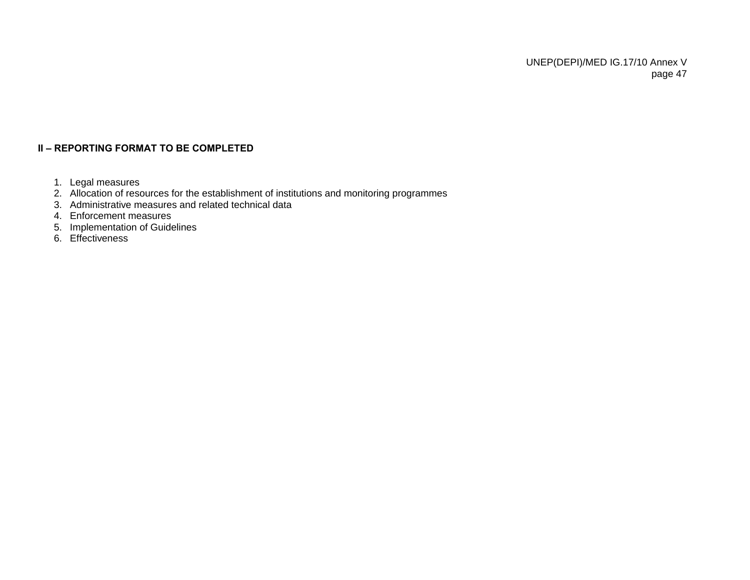**II – REPORTING FORMAT TO BE COMPLETED**

1. Legal measures
2. Allocation of resources for the establishment of institutions and monitoring programmes
3. Administrative measures and related technical data
4. Enforcement measures
5. Implementation of Guidelines
6. Effectiveness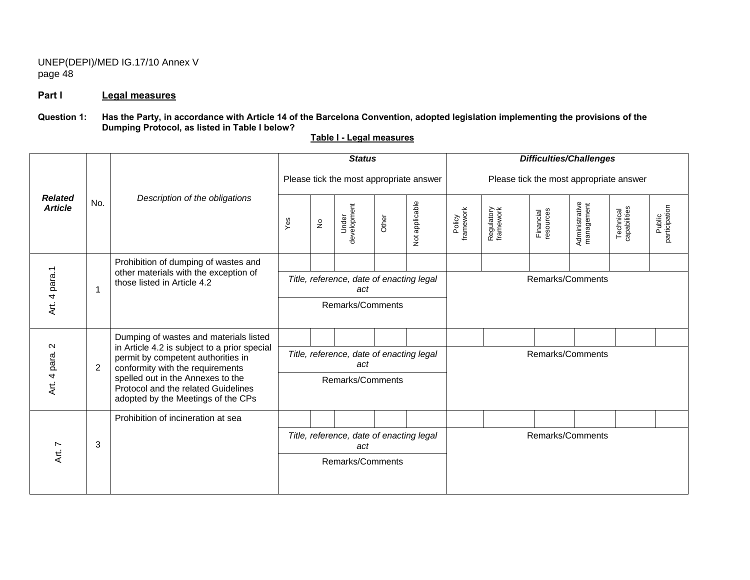## Part I Legal measures

**Question 1: Has the Party, in accordance with Article 14 of the Barcelona Convention, adopted legislation implementing the provisions of the Dumping Protocol, as listed in Table I below?**

**Table I - Legal measures**

| *Related Article* | No. | *Description of the obligations* | ***Status*** Please tick the most appropriate answer | | | | | ***Difficulties/Challenges*** Please tick the most appropriate answer | | | | | |
|---|---|---|---|---|---|---|---|---|---|---|---|---|---|
| | | | Yes | No | Under development | Other | Not applicable | Policy framework | Regulatory framework | Financial resources | Administrative management | Technical capabilities | Public participation |
| Art. 4 para.1 | 1 | Prohibition of dumping of wastes and other materials with the exception of those listed in Article 4.2 | | | | | | | | | | | |
| | | | *Title, reference, date of enacting legal act* | | | | | Remarks/Comments | | | | | |
| | | | Remarks/Comments | | | | | | | | | | |
| Art. 4 para. 2 | 2 | Dumping of wastes and materials listed in Article 4.2 is subject to a prior special permit by competent authorities in conformity with the requirements spelled out in the Annexes to the Protocol and the related Guidelines adopted by the Meetings of the CPs | | | | | | | | | | | |
| | | | *Title, reference, date of enacting legal act* | | | | | Remarks/Comments | | | | | |
| | | | Remarks/Comments | | | | | | | | | | |
| Art. 7 | 3 | Prohibition of incineration at sea | | | | | | | | | | | |
| | | | *Title, reference, date of enacting legal act* | | | | | Remarks/Comments | | | | | |
| | | | Remarks/Comments | | | | | | | | | | |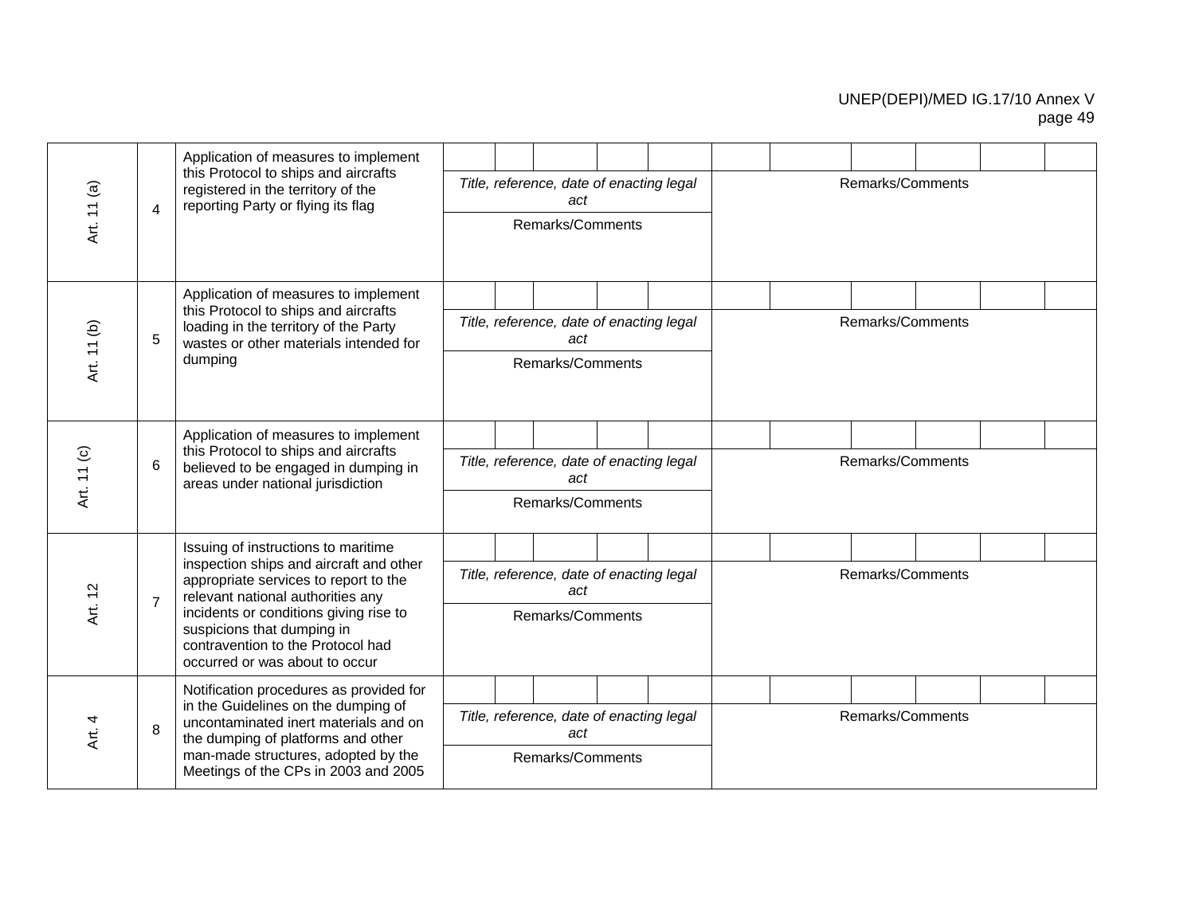| | | | | | | | | | | | | | | |
|---|---|---|---|---|---|---|---|---|---|---|---|---|---|---|
| Art. 11 (a) | 4 | Application of measures to implement this Protocol to ships and aircrafts registered in the territory of the reporting Party or flying its flag | | | | | | | | | | | |
| | | | *Title, reference, date of enacting legal act* | | | | | Remarks/Comments | | | | | |
| | | | Remarks/Comments | | | | | | | | | | |
| Art. 11 (b) | 5 | Application of measures to implement this Protocol to ships and aircrafts loading in the territory of the Party wastes or other materials intended for dumping | | | | | | | | | | | |
| | | | *Title, reference, date of enacting legal act* | | | | | Remarks/Comments | | | | | |
| | | | Remarks/Comments | | | | | | | | | | |
| Art. 11 (c) | 6 | Application of measures to implement this Protocol to ships and aircrafts believed to be engaged in dumping in areas under national jurisdiction | | | | | | | | | | | |
| | | | *Title, reference, date of enacting legal act* | | | | | Remarks/Comments | | | | | |
| | | | Remarks/Comments | | | | | | | | | | |
| Art. 12 | 7 | Issuing of instructions to maritime inspection ships and aircraft and other appropriate services to report to the relevant national authorities any incidents or conditions giving rise to suspicions that dumping in contravention to the Protocol had occurred or was about to occur | | | | | | | | | | | |
| | | | *Title, reference, date of enacting legal act* | | | | | Remarks/Comments | | | | | |
| | | | Remarks/Comments | | | | | | | | | | |
| Art. 4 | 8 | Notification procedures as provided for in the Guidelines on the dumping of uncontaminated inert materials and on the dumping of platforms and other man-made structures, adopted by the Meetings of the CPs in 2003 and 2005 | | | | | | | | | | | |
| | | | *Title, reference, date of enacting legal act* | | | | | Remarks/Comments | | | | | |
| | | | Remarks/Comments | | | | | | | | | | |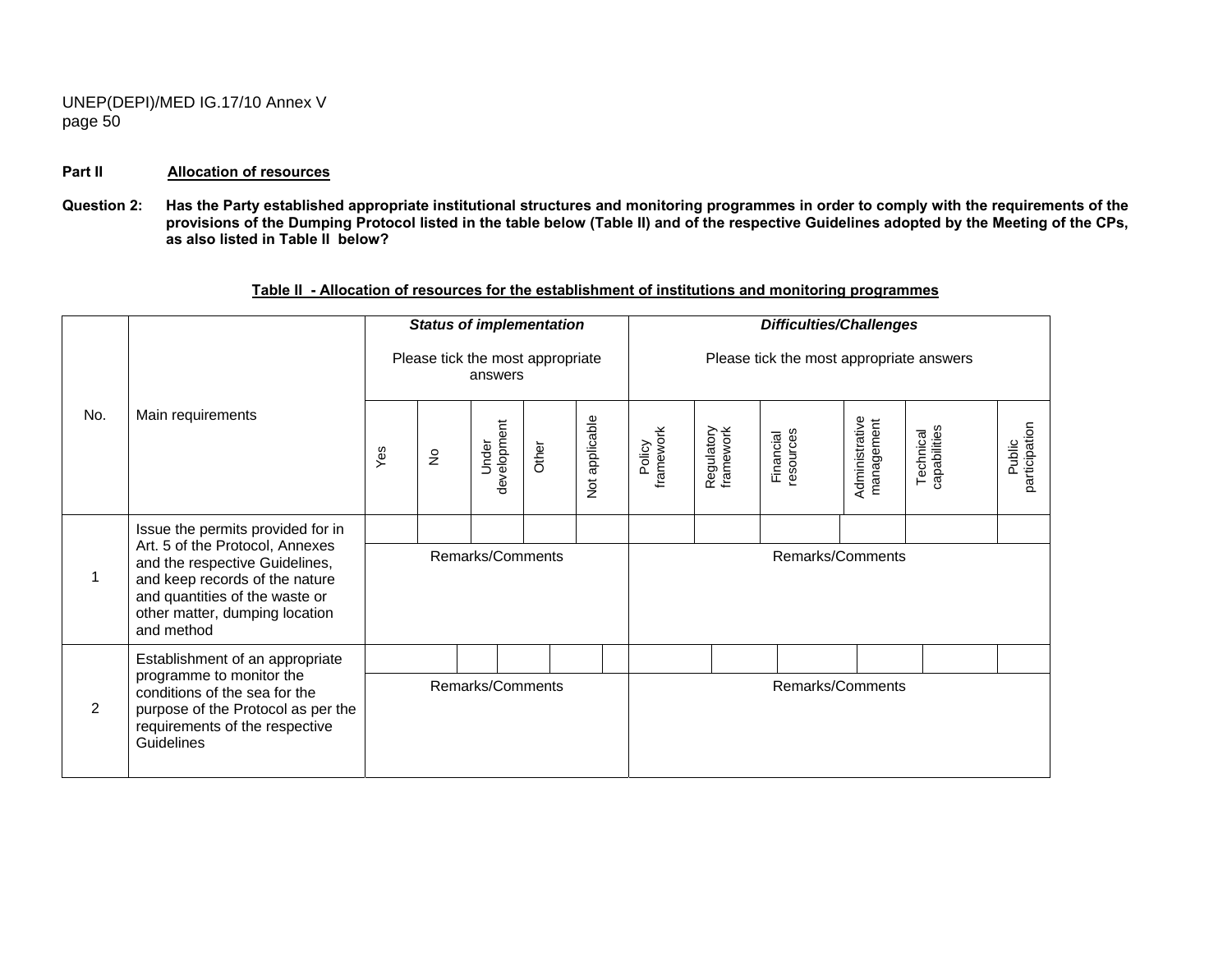**Part II** **Allocation of resources**

**Question 2: Has the Party established appropriate institutional structures and monitoring programmes in order to comply with the requirements of the provisions of the Dumping Protocol listed in the table below (Table II) and of the respective Guidelines adopted by the Meeting of the CPs, as also listed in Table II below?**

**Table II - Allocation of resources for the establishment of institutions and monitoring programmes**

| No. | Main requirements | ***Status of implementation*** Please tick the most appropriate answers | | | | | ***Difficulties/Challenges*** Please tick the most appropriate answers | | | | | |
|---|---|---|---|---|---|---|---|---|---|---|---|---|
| | | Yes | No | Under development | Other | Not applicable | Policy framework | Regulatory framework | Financial resources | Administrative management | Technical capabilities | Public participation |
| 1 | Issue the permits provided for in Art. 5 of the Protocol, Annexes and the respective Guidelines, and keep records of the nature and quantities of the waste or other matter, dumping location and method | | | | | | | | | | | |
| | | Remarks/Comments | | | | | Remarks/Comments | | | | | |
| 2 | Establishment of an appropriate programme to monitor the conditions of the sea for the purpose of the Protocol as per the requirements of the respective Guidelines | | | | | | | | | | | |
| | | Remarks/Comments | | | | | Remarks/Comments | | | | | |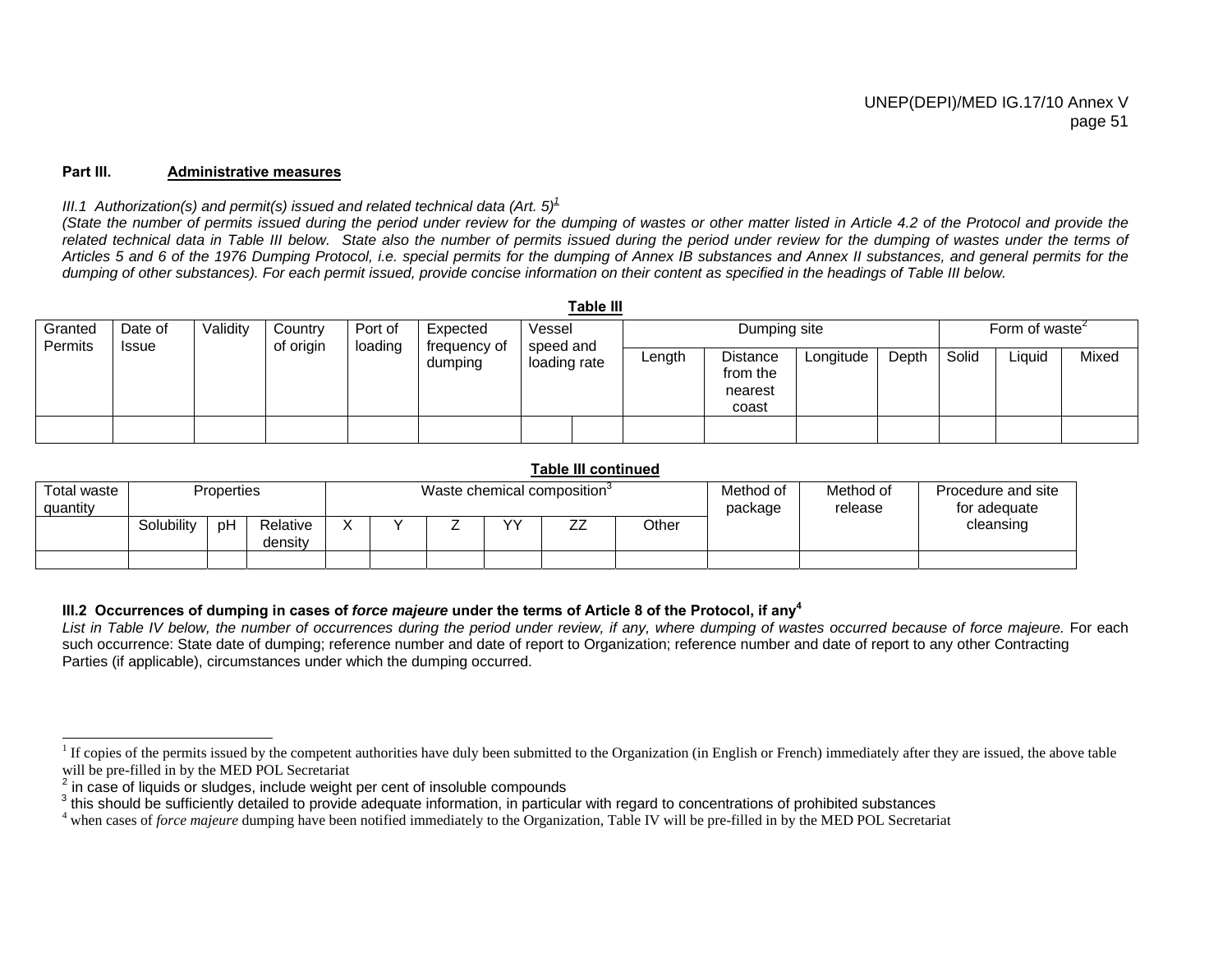**Part III. Administrative measures**

*III.1 Authorization(s) and permit(s) issued and related technical data (Art. 5)*[1]

*(State the number of permits issued during the period under review for the dumping of wastes or other matter listed in Article 4.2 of the Protocol and provide the related technical data in Table III below. State also the number of permits issued during the period under review for the dumping of wastes under the terms of Articles 5 and 6 of the 1976 Dumping Protocol, i.e. special permits for the dumping of Annex IB substances and Annex II substances, and general permits for the dumping of other substances). For each permit issued, provide concise information on their content as specified in the headings of Table III below.*

**Table III**

| Granted Permits | Date of Issue | Validity | Country of origin | Port of loading | Expected frequency of dumping | Vessel speed and loading rate | | Dumping site | | | | Form of waste[2] | | |
|---|---|---|---|---|---|---|---|---|---|---|---|---|---|---|
| | | | | | | | | Length | Distance from the nearest coast | Longitude | Depth | Solid | Liquid | Mixed |
| | | | | | | | | | | | | | | |

**Table III continued**

| Total waste quantity | Properties | | | Waste chemical composition[3] | | | | | | Method of package | Method of release | Procedure and site for adequate cleansing |
|---|---|---|---|---|---|---|---|---|---|---|---|---|
| | Solubility | pH | Relative density | X | Y | Z | YY | ZZ | Other | | | |
| | | | | | | | | | | | | |

**III.2 Occurrences of dumping in cases of *force majeure* under the terms of Article 8 of the Protocol, if any**[4]

*List in Table IV below, the number of occurrences during the period under review, if any, where dumping of wastes occurred because of force majeure.* For each such occurrence: State date of dumping; reference number and date of report to Organization; reference number and date of report to any other Contracting Parties (if applicable), circumstances under which the dumping occurred.

---

[1] If copies of the permits issued by the competent authorities have duly been submitted to the Organization (in English or French) immediately after they are issued, the above table will be pre-filled in by the MED POL Secretariat

[2] in case of liquids or sludges, include weight per cent of insoluble compounds

[3] this should be sufficiently detailed to provide adequate information, in particular with regard to concentrations of prohibited substances

[4] when cases of *force majeure* dumping have been notified immediately to the Organization, Table IV will be pre-filled in by the MED POL Secretariat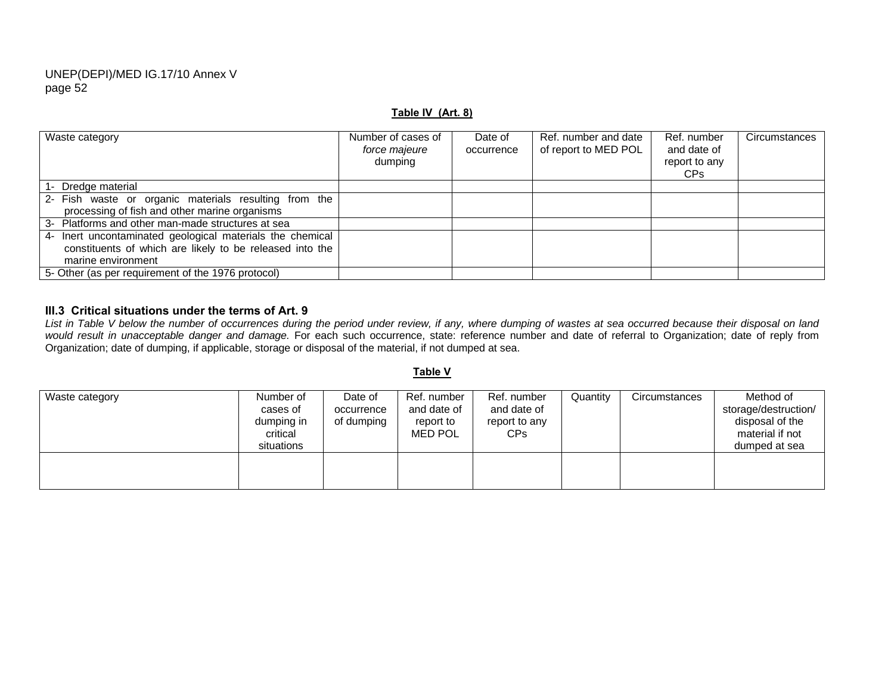**Table IV (Art. 8)**

| Waste category | Number of cases of *force majeure* dumping | Date of occurrence | Ref. number and date of report to MED POL | Ref. number and date of report to any CPs | Circumstances |
|---|---|---|---|---|---|
| 1- Dredge material | | | | | |
| 2- Fish waste or organic materials resulting from the processing of fish and other marine organisms | | | | | |
| 3- Platforms and other man-made structures at sea | | | | | |
| 4- Inert uncontaminated geological materials the chemical constituents of which are likely to be released into the marine environment | | | | | |
| 5- Other (as per requirement of the 1976 protocol) | | | | | |

### III.3 Critical situations under the terms of Art. 9

*List in Table V below the number of occurrences during the period under review, if any, where dumping of wastes at sea occurred because their disposal on land would result in unacceptable danger and damage.* For each such occurrence, state: reference number and date of referral to Organization; date of reply from Organization; date of dumping, if applicable, storage or disposal of the material, if not dumped at sea.

**Table V**

| Waste category | Number of cases of dumping in critical situations | Date of occurrence of dumping | Ref. number and date of report to MED POL | Ref. number and date of report to any CPs | Quantity | Circumstances | Method of storage/destruction/ disposal of the material if not dumped at sea |
|---|---|---|---|---|---|---|---|
| | | | | | | | |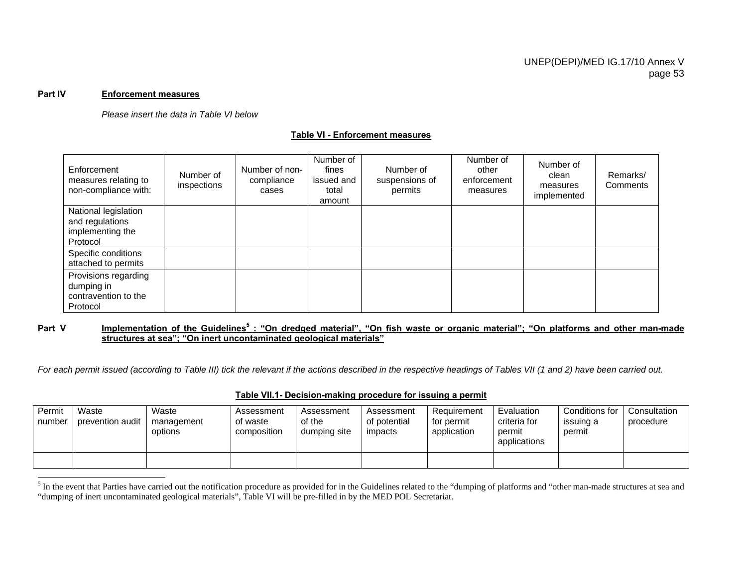**Part IV** **Enforcement measures**

*Please insert the data in Table VI below*

**Table VI - Enforcement measures**

| Enforcement measures relating to non-compliance with: | Number of inspections | Number of non-compliance cases | Number of fines issued and total amount | Number of suspensions of permits | Number of other enforcement measures | Number of clean measures implemented | Remarks/ Comments |
|---|---|---|---|---|---|---|---|
| National legislation and regulations implementing the Protocol | | | | | | | |
| Specific conditions attached to permits | | | | | | | |
| Provisions regarding dumping in contravention to the Protocol | | | | | | | |

**Part V** **Implementation of the Guidelines[5] : "On dredged material", "On fish waste or organic material"; "On platforms and other man-made structures at sea"; "On inert uncontaminated geological materials"**

*For each permit issued (according to Table III) tick the relevant if the actions described in the respective headings of Tables VII (1 and 2) have been carried out.*

**Table VII.1- Decision-making procedure for issuing a permit**

| Permit number | Waste prevention audit | Waste management options | Assessment of waste composition | Assessment of the dumping site | Assessment of potential impacts | Requirement for permit application | Evaluation criteria for permit applications | Conditions for issuing a permit | Consultation procedure |
|---|---|---|---|---|---|---|---|---|---|
| | | | | | | | | | |

[5] In the event that Parties have carried out the notification procedure as provided for in the Guidelines related to the "dumping of platforms and "other man-made structures at sea and "dumping of inert uncontaminated geological materials", Table VI will be pre-filled in by the MED POL Secretariat.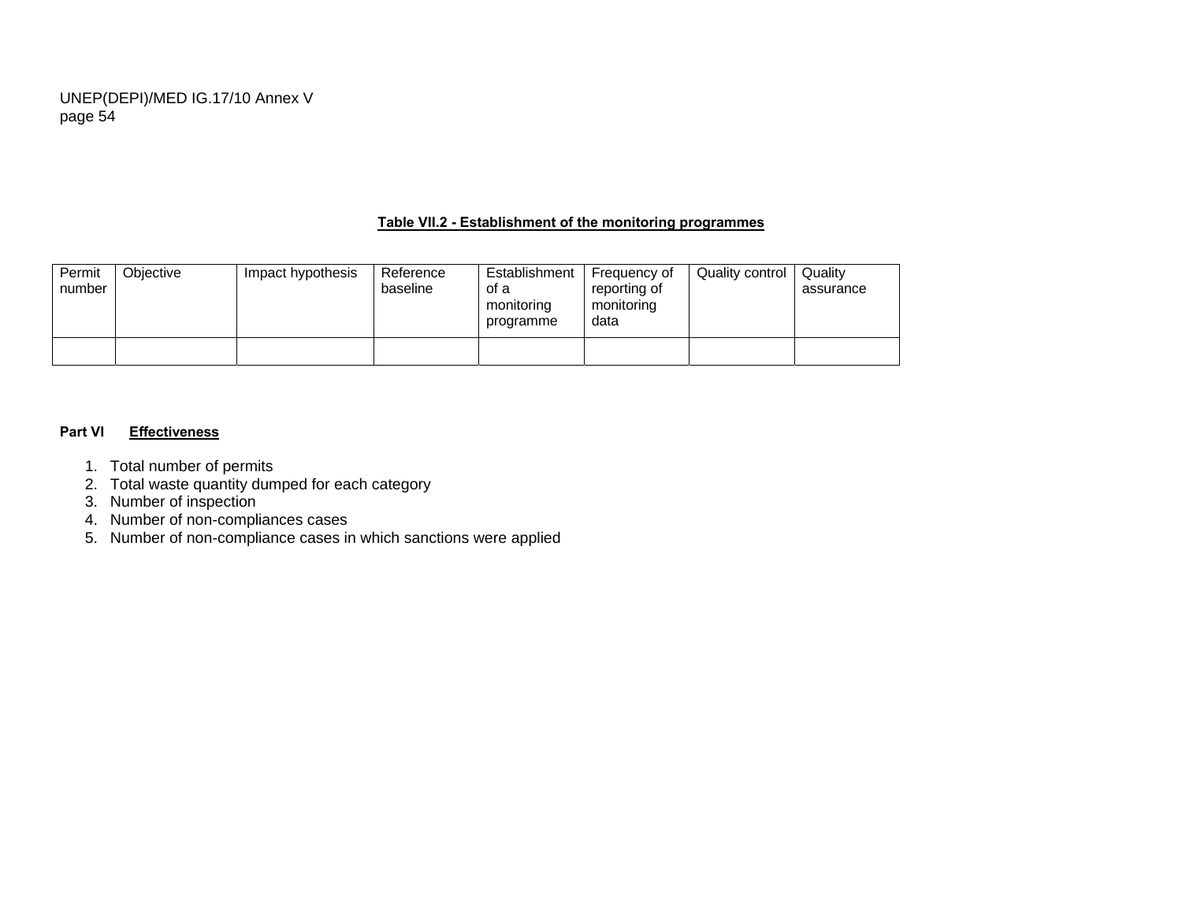**Table VII.2 - Establishment of the monitoring programmes**

| Permit number | Objective | Impact hypothesis | Reference baseline | Establishment of a monitoring programme | Frequency of reporting of monitoring data | Quality control | Quality assurance |
|---|---|---|---|---|---|---|---|
| | | | | | | | |

**Part VI** **Effectiveness**

1. Total number of permits
2. Total waste quantity dumped for each category
3. Number of inspection
4. Number of non-compliances cases
5. Number of non-compliance cases in which sanctions were applied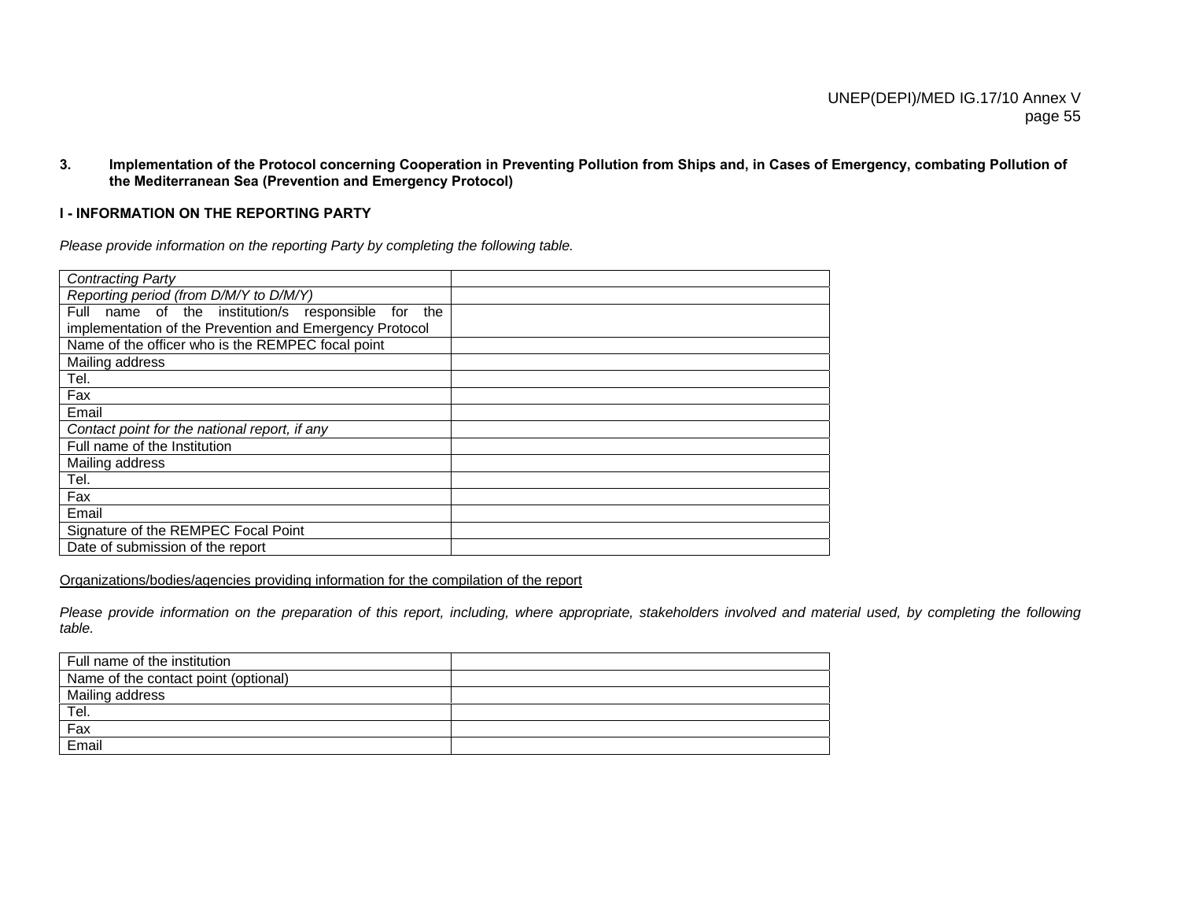### 3. Implementation of the Protocol concerning Cooperation in Preventing Pollution from Ships and, in Cases of Emergency, combating Pollution of the Mediterranean Sea (Prevention and Emergency Protocol)

#### I - INFORMATION ON THE REPORTING PARTY

*Please provide information on the reporting Party by completing the following table.*

| | |
|---|---|
| *Contracting Party* | |
| *Reporting period (from D/M/Y to D/M/Y)* | |
| Full name of the institution/s responsible for the implementation of the Prevention and Emergency Protocol | |
| Name of the officer who is the REMPEC focal point | |
| Mailing address | |
| Tel. | |
| Fax | |
| Email | |
| *Contact point for the national report, if any* | |
| Full name of the Institution | |
| Mailing address | |
| Tel. | |
| Fax | |
| Email | |
| Signature of the REMPEC Focal Point | |
| Date of submission of the report | |

Organizations/bodies/agencies providing information for the compilation of the report

*Please provide information on the preparation of this report, including, where appropriate, stakeholders involved and material used, by completing the following table.*

| | |
|---|---|
| Full name of the institution | |
| Name of the contact point (optional) | |
| Mailing address | |
| Tel. | |
| Fax | |
| Email | |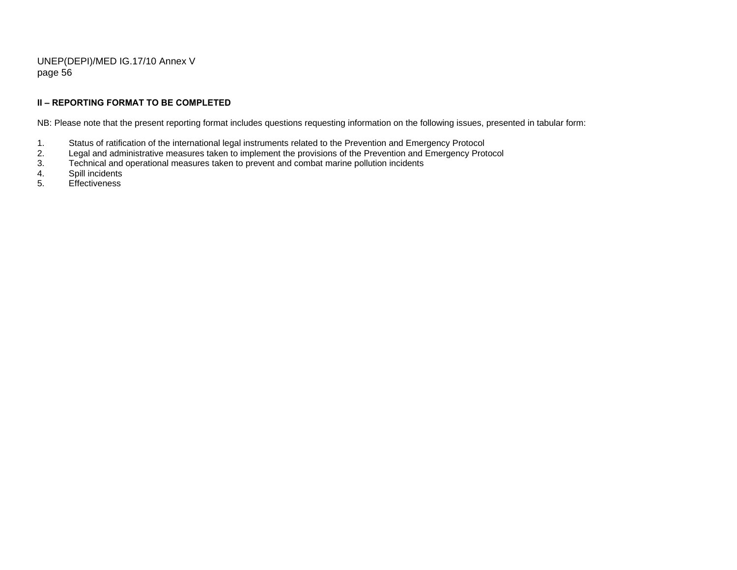**II – REPORTING FORMAT TO BE COMPLETED**

NB: Please note that the present reporting format includes questions requesting information on the following issues, presented in tabular form:

1. Status of ratification of the international legal instruments related to the Prevention and Emergency Protocol
2. Legal and administrative measures taken to implement the provisions of the Prevention and Emergency Protocol
3. Technical and operational measures taken to prevent and combat marine pollution incidents
4. Spill incidents
5. Effectiveness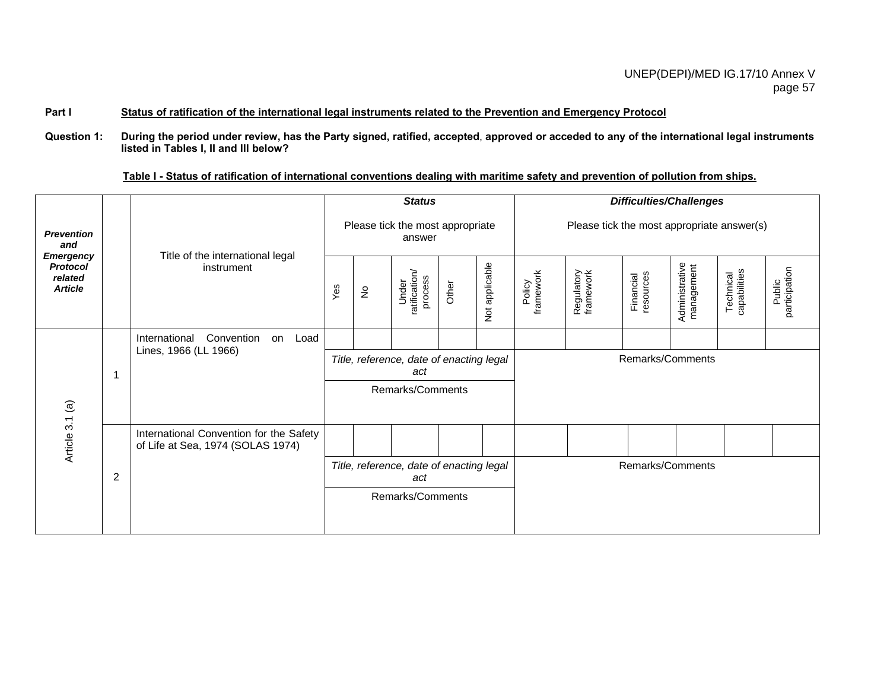**Part I** **Status of ratification of the international legal instruments related to the Prevention and Emergency Protocol**

**Question 1:** **During the period under review, has the Party signed, ratified, accepted, approved or acceded to any of the international legal instruments listed in Tables I, II and III below?**

**Table I - Status of ratification of international conventions dealing with maritime safety and prevention of pollution from ships.**

| ***Prevention and Emergency Protocol related Article*** | | Title of the international legal instrument | ***Status*** Please tick the most appropriate answer | | | | | ***Difficulties/Challenges*** Please tick the most appropriate answer(s) | | | | | |
|---|---|---|---|---|---|---|---|---|---|---|---|---|---|
| | | | Yes | No | Under ratification/ process | Other | Not applicable | Policy framework | Regulatory framework | Financial resources | Administrative management | Technical capabilities | Public participation |
| Article 3.1 (a) | 1 | International Convention on Load Lines, 1966 (LL 1966) | | | | | | | | | | | |
| | | | *Title, reference, date of enacting legal act* | | | | | Remarks/Comments | | | | | |
| | | | Remarks/Comments | | | | | | | | | | |
| | 2 | International Convention for the Safety of Life at Sea, 1974 (SOLAS 1974) | | | | | | | | | | | |
| | | | *Title, reference, date of enacting legal act* | | | | | Remarks/Comments | | | | | |
| | | | Remarks/Comments | | | | | | | | | | |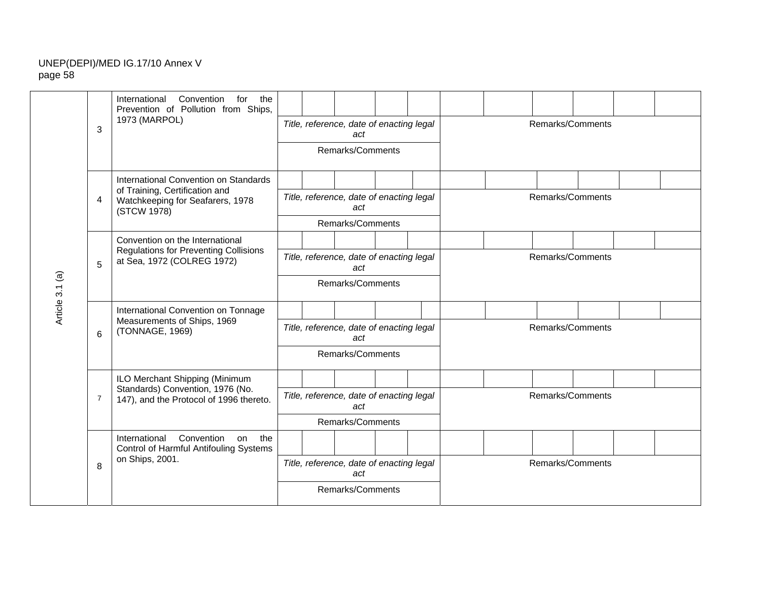| Article 3.1 (a) | No. | Convention | | | | | | | | | | | |
|---|---|---|---|---|---|---|---|---|---|---|---|---|---|
| | 3 | International Convention for the Prevention of Pollution from Ships, 1973 (MARPOL) | | | | | | | | | | | |
| | | | *Title, reference, date of enacting legal act* | | | | | Remarks/Comments | | | | | |
| | | | Remarks/Comments | | | | | | | | | | |
| | 4 | International Convention on Standards of Training, Certification and Watchkeeping for Seafarers, 1978 (STCW 1978) | | | | | | | | | | | |
| | | | *Title, reference, date of enacting legal act* | | | | | Remarks/Comments | | | | | |
| | | | Remarks/Comments | | | | | | | | | | |
| | 5 | Convention on the International Regulations for Preventing Collisions at Sea, 1972 (COLREG 1972) | | | | | | | | | | | |
| | | | *Title, reference, date of enacting legal act* | | | | | Remarks/Comments | | | | | |
| | | | Remarks/Comments | | | | | | | | | | |
| | 6 | International Convention on Tonnage Measurements of Ships, 1969 (TONNAGE, 1969) | | | | | | | | | | | |
| | | | *Title, reference, date of enacting legal act* | | | | | Remarks/Comments | | | | | |
| | | | Remarks/Comments | | | | | | | | | | |
| | 7 | ILO Merchant Shipping (Minimum Standards) Convention, 1976 (No. 147), and the Protocol of 1996 thereto. | | | | | | | | | | | |
| | | | *Title, reference, date of enacting legal act* | | | | | Remarks/Comments | | | | | |
| | | | Remarks/Comments | | | | | | | | | | |
| | 8 | International Convention on the Control of Harmful Antifouling Systems on Ships, 2001. | | | | | | | | | | | |
| | | | *Title, reference, date of enacting legal act* | | | | | Remarks/Comments | | | | | |
| | | | Remarks/Comments | | | | | | | | | | |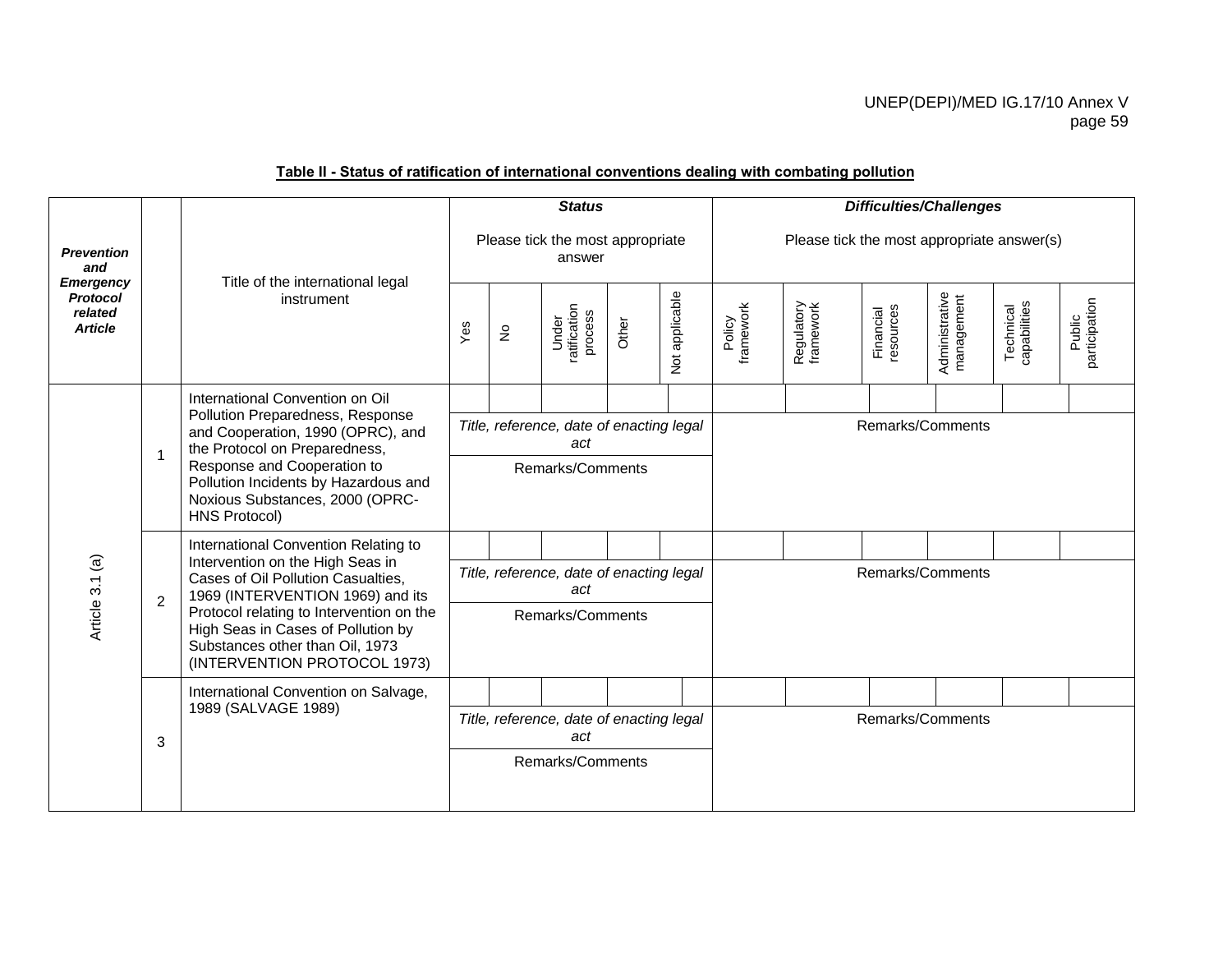**Table II - Status of ratification of international conventions dealing with combating pollution**

| *Prevention and Emergency Protocol related Article* | | Title of the international legal instrument | ***Status*** Please tick the most appropriate answer | | | | | ***Difficulties/Challenges*** Please tick the most appropriate answer(s) | | | | | |
|---|---|---|---|---|---|---|---|---|---|---|---|---|---|
| | | | Yes | No | Under ratification process | Other | Not applicable | Policy framework | Regulatory framework | Financial resources | Administrative management | Technical capabilities | Public participation |
| Article 3.1 (a) | 1 | International Convention on Oil Pollution Preparedness, Response and Cooperation, 1990 (OPRC), and the Protocol on Preparedness, Response and Cooperation to Pollution Incidents by Hazardous and Noxious Substances, 2000 (OPRC-HNS Protocol) | | | | | | | | | | | |
| | | | *Title, reference, date of enacting legal act* | | | | | Remarks/Comments | | | | | |
| | | | Remarks/Comments | | | | | | | | | | |
| | 2 | International Convention Relating to Intervention on the High Seas in Cases of Oil Pollution Casualties, 1969 (INTERVENTION 1969) and its Protocol relating to Intervention on the High Seas in Cases of Pollution by Substances other than Oil, 1973 (INTERVENTION PROTOCOL 1973) | | | | | | | | | | | |
| | | | *Title, reference, date of enacting legal act* | | | | | Remarks/Comments | | | | | |
| | | | Remarks/Comments | | | | | | | | | | |
| | 3 | International Convention on Salvage, 1989 (SALVAGE 1989) | | | | | | | | | | | |
| | | | *Title, reference, date of enacting legal act* | | | | | Remarks/Comments | | | | | |
| | | | Remarks/Comments | | | | | | | | | | |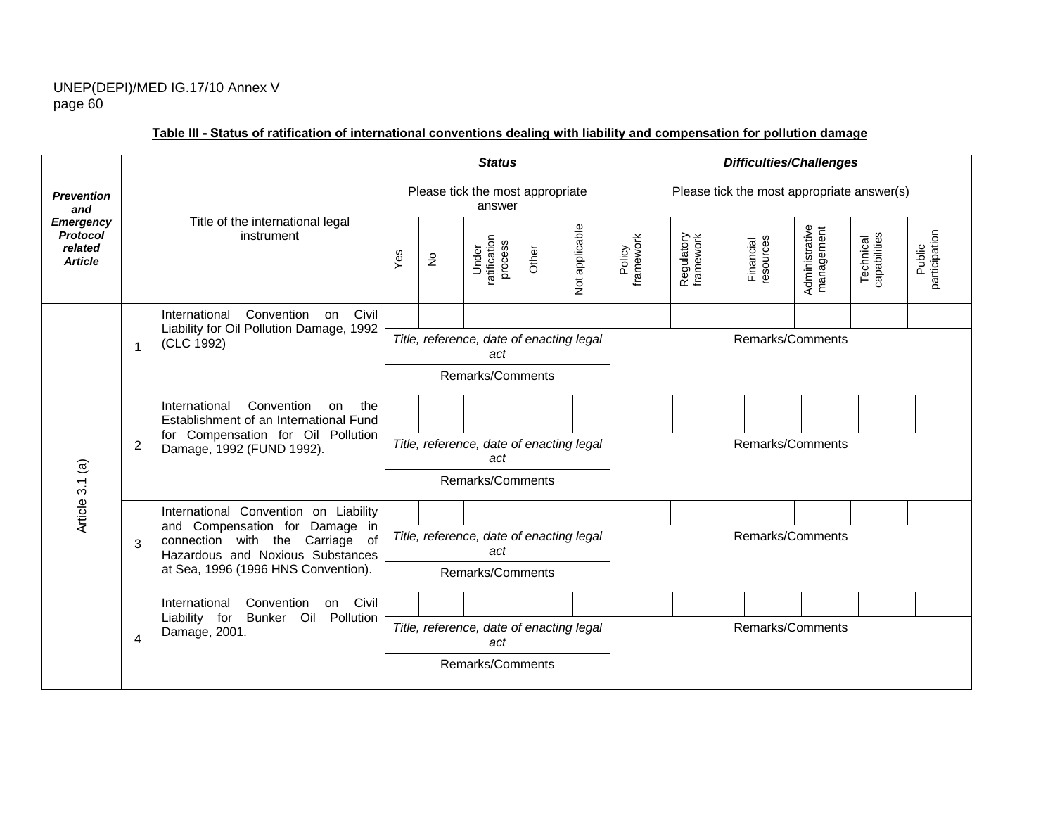**Table III - Status of ratification of international conventions dealing with liability and compensation for pollution damage**

| *Prevention and Emergency Protocol related Article* | | Title of the international legal instrument | ***Status*** Please tick the most appropriate answer | | | | | ***Difficulties/Challenges*** Please tick the most appropriate answer(s) | | | | | |
|---|---|---|---|---|---|---|---|---|---|---|---|---|---|
| | | | Yes | No | Under ratification process | Other | Not applicable | Policy framework | Regulatory framework | Financial resources | Administrative management | Technical capabilities | Public participation |
| Article 3.1 (a) | 1 | International Convention on Civil Liability for Oil Pollution Damage, 1992 (CLC 1992) | | | | | | | | | | | |
| | | | *Title, reference, date of enacting legal act* | | | | | Remarks/Comments | | | | | |
| | | | Remarks/Comments | | | | | | | | | | |
| | 2 | International Convention on the Establishment of an International Fund for Compensation for Oil Pollution Damage, 1992 (FUND 1992). | | | | | | | | | | | |
| | | | *Title, reference, date of enacting legal act* | | | | | Remarks/Comments | | | | | |
| | | | Remarks/Comments | | | | | | | | | | |
| | 3 | International Convention on Liability and Compensation for Damage in connection with the Carriage of Hazardous and Noxious Substances at Sea, 1996 (1996 HNS Convention). | | | | | | | | | | | |
| | | | *Title, reference, date of enacting legal act* | | | | | Remarks/Comments | | | | | |
| | | | Remarks/Comments | | | | | | | | | | |
| | 4 | International Convention on Civil Liability for Bunker Oil Pollution Damage, 2001. | | | | | | | | | | | |
| | | | *Title, reference, date of enacting legal act* | | | | | Remarks/Comments | | | | | |
| | | | Remarks/Comments | | | | | | | | | | |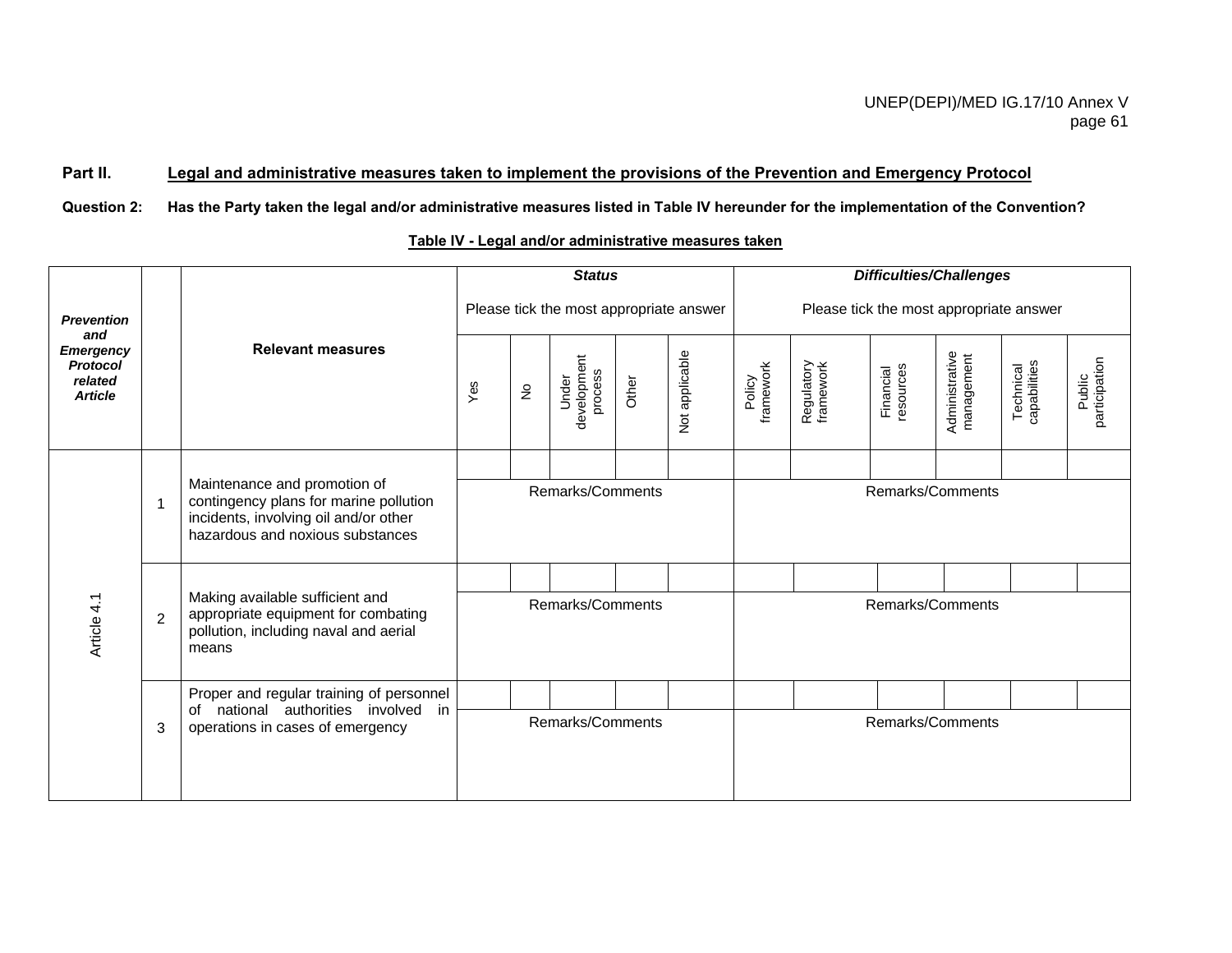**Part II.** **Legal and administrative measures taken to implement the provisions of the Prevention and Emergency Protocol**

**Question 2:** **Has the Party taken the legal and/or administrative measures listed in Table IV hereunder for the implementation of the Convention?**

**Table IV - Legal and/or administrative measures taken**

| *Prevention and Emergency Protocol related Article* | | Relevant measures | *Status* Please tick the most appropriate answer | | | | | *Difficulties/Challenges* Please tick the most appropriate answer | | | | | |
|---|---|---|---|---|---|---|---|---|---|---|---|---|---|
| | | | Yes | No | Under development process | Other | Not applicable | Policy framework | Regulatory framework | Financial resources | Administrative management | Technical capabilities | Public participation |
| Article 4.1 | 1 | Maintenance and promotion of contingency plans for marine pollution incidents, involving oil and/or other hazardous and noxious substances | | | | | | | | | | | |
| | | | Remarks/Comments | | | | | Remarks/Comments | | | | | |
| | 2 | Making available sufficient and appropriate equipment for combating pollution, including naval and aerial means | | | | | | | | | | | |
| | | | Remarks/Comments | | | | | Remarks/Comments | | | | | |
| | 3 | Proper and regular training of personnel of national authorities involved in operations in cases of emergency | | | | | | | | | | | |
| | | | Remarks/Comments | | | | | Remarks/Comments | | | | | |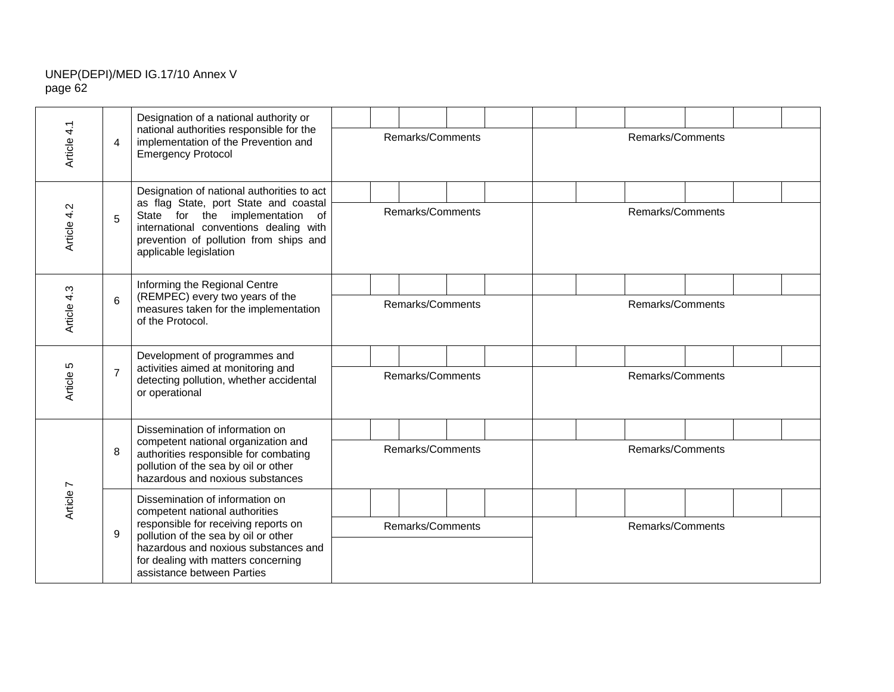| Article 4.1 | 4 | Designation of a national authority or national authorities responsible for the implementation of the Prevention and Emergency Protocol | | | | | | | | | | | |
|---|---|---|---|---|---|---|---|---|---|---|---|---|---|
| | | | Remarks/Comments | | | | | Remarks/Comments | | | | | |
| Article 4.2 | 5 | Designation of national authorities to act as flag State, port State and coastal State for the implementation of international conventions dealing with prevention of pollution from ships and applicable legislation | | | | | | | | | | | |
| | | | Remarks/Comments | | | | | Remarks/Comments | | | | | |
| Article 4.3 | 6 | Informing the Regional Centre (REMPEC) every two years of the measures taken for the implementation of the Protocol. | | | | | | | | | | | |
| | | | Remarks/Comments | | | | | Remarks/Comments | | | | | |
| Article 5 | 7 | Development of programmes and activities aimed at monitoring and detecting pollution, whether accidental or operational | | | | | | | | | | | |
| | | | Remarks/Comments | | | | | Remarks/Comments | | | | | |
| Article 7 | 8 | Dissemination of information on competent national organization and authorities responsible for combating pollution of the sea by oil or other hazardous and noxious substances | | | | | | | | | | | |
| | | | Remarks/Comments | | | | | Remarks/Comments | | | | | |
| | 9 | Dissemination of information on competent national authorities responsible for receiving reports on pollution of the sea by oil or other hazardous and noxious substances and for dealing with matters concerning assistance between Parties | | | | | | | | | | | |
| | | | Remarks/Comments | | | | | Remarks/Comments | | | | | |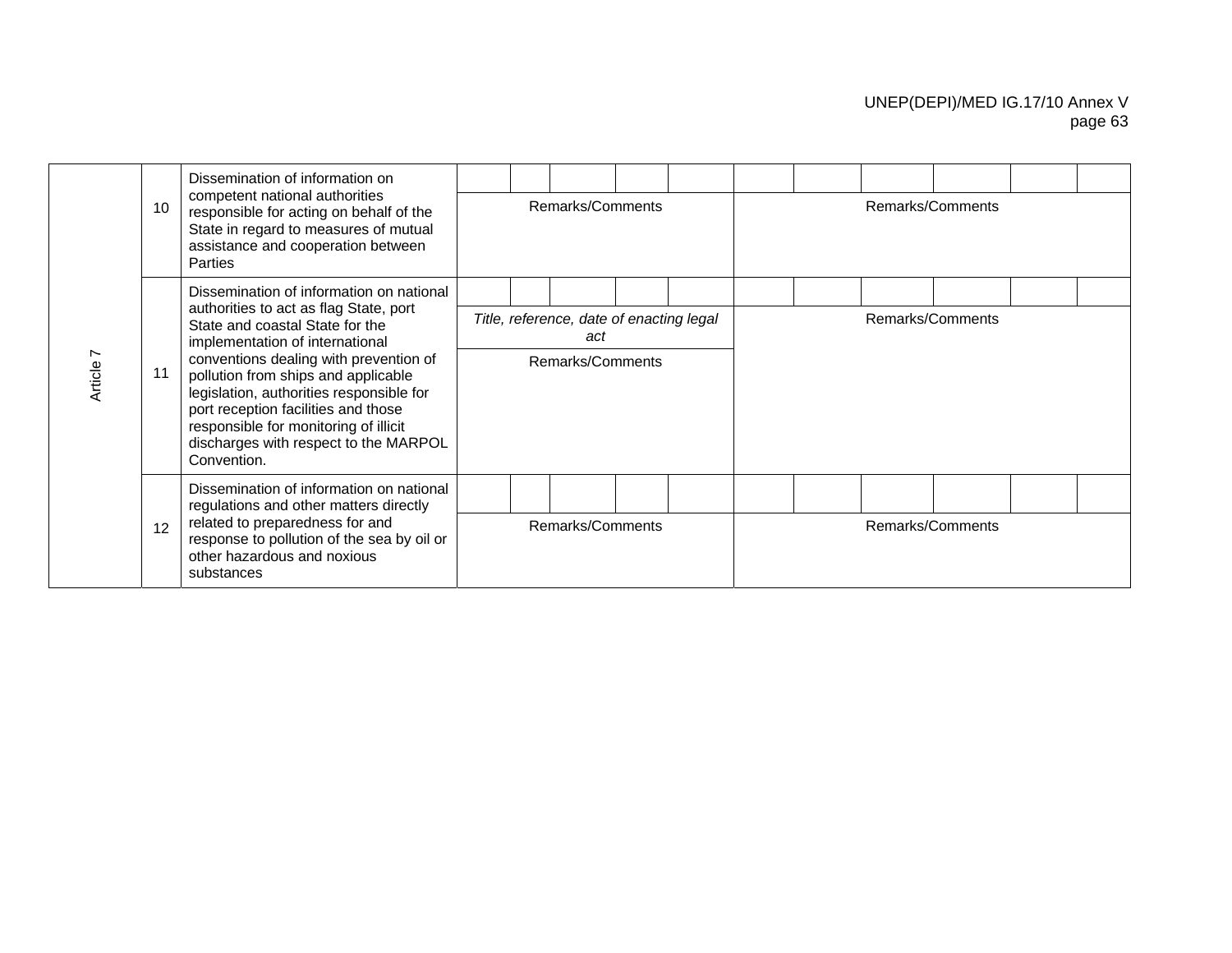| | | | | | | | | | | | | | | |
|---|---|---|---|---|---|---|---|---|---|---|---|---|---|---|
| Article 7 | 10 | Dissemination of information on competent national authorities responsible for acting on behalf of the State in regard to measures of mutual assistance and cooperation between Parties | | | | | | | | | | | |
| | | | Remarks/Comments | | | | | Remarks/Comments | | | | | |
| | 11 | Dissemination of information on national authorities to act as flag State, port State and coastal State for the implementation of international conventions dealing with prevention of pollution from ships and applicable legislation, authorities responsible for port reception facilities and those responsible for monitoring of illicit discharges with respect to the MARPOL Convention. | | | | | | | | | | | |
| | | | *Title, reference, date of enacting legal act* | | | | | Remarks/Comments | | | | | |
| | | | Remarks/Comments | | | | | | | | | | |
| | 12 | Dissemination of information on national regulations and other matters directly related to preparedness for and response to pollution of the sea by oil or other hazardous and noxious substances | | | | | | | | | | | |
| | | | Remarks/Comments | | | | | Remarks/Comments | | | | | |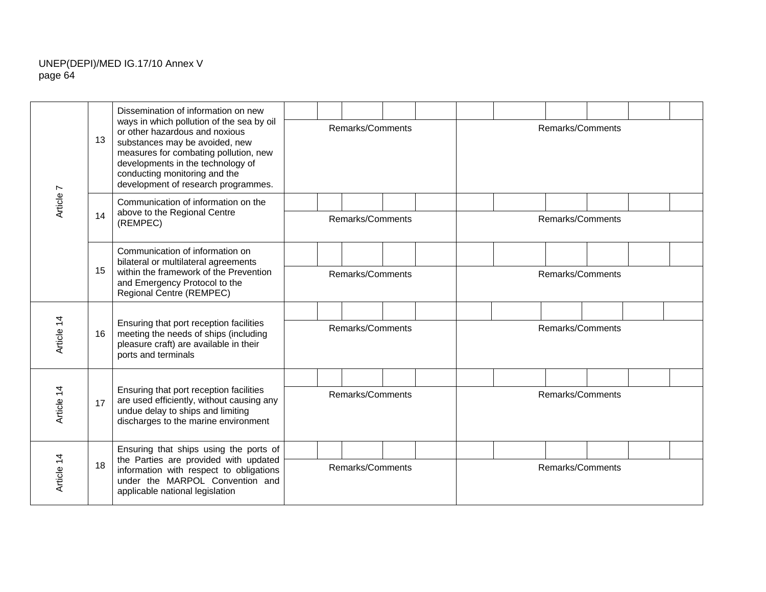| | | | | | | | | | | | | | | |
|---|---|---|---|---|---|---|---|---|---|---|---|---|---|---|
| Article 7 | 13 | Dissemination of information on new ways in which pollution of the sea by oil or other hazardous and noxious substances may be avoided, new measures for combating pollution, new developments in the technology of conducting monitoring and the development of research programmes. | | | | | | | | | | | | |
| | | | Remarks/Comments | | | | | Remarks/Comments | | | | | | |
| | 14 | Communication of information on the above to the Regional Centre (REMPEC) | | | | | | | | | | | | |
| | | | Remarks/Comments | | | | | Remarks/Comments | | | | | | |
| | 15 | Communication of information on bilateral or multilateral agreements within the framework of the Prevention and Emergency Protocol to the Regional Centre (REMPEC) | | | | | | | | | | | | |
| | | | Remarks/Comments | | | | | Remarks/Comments | | | | | | |
| Article 14 | 16 | Ensuring that port reception facilities meeting the needs of ships (including pleasure craft) are available in their ports and terminals | | | | | | | | | | | | |
| | | | Remarks/Comments | | | | | Remarks/Comments | | | | | | |
| Article 14 | 17 | Ensuring that port reception facilities are used efficiently, without causing any undue delay to ships and limiting discharges to the marine environment | | | | | | | | | | | | |
| | | | Remarks/Comments | | | | | Remarks/Comments | | | | | | |
| Article 14 | 18 | Ensuring that ships using the ports of the Parties are provided with updated information with respect to obligations under the MARPOL Convention and applicable national legislation | | | | | | | | | | | | |
| | | | Remarks/Comments | | | | | Remarks/Comments | | | | | | |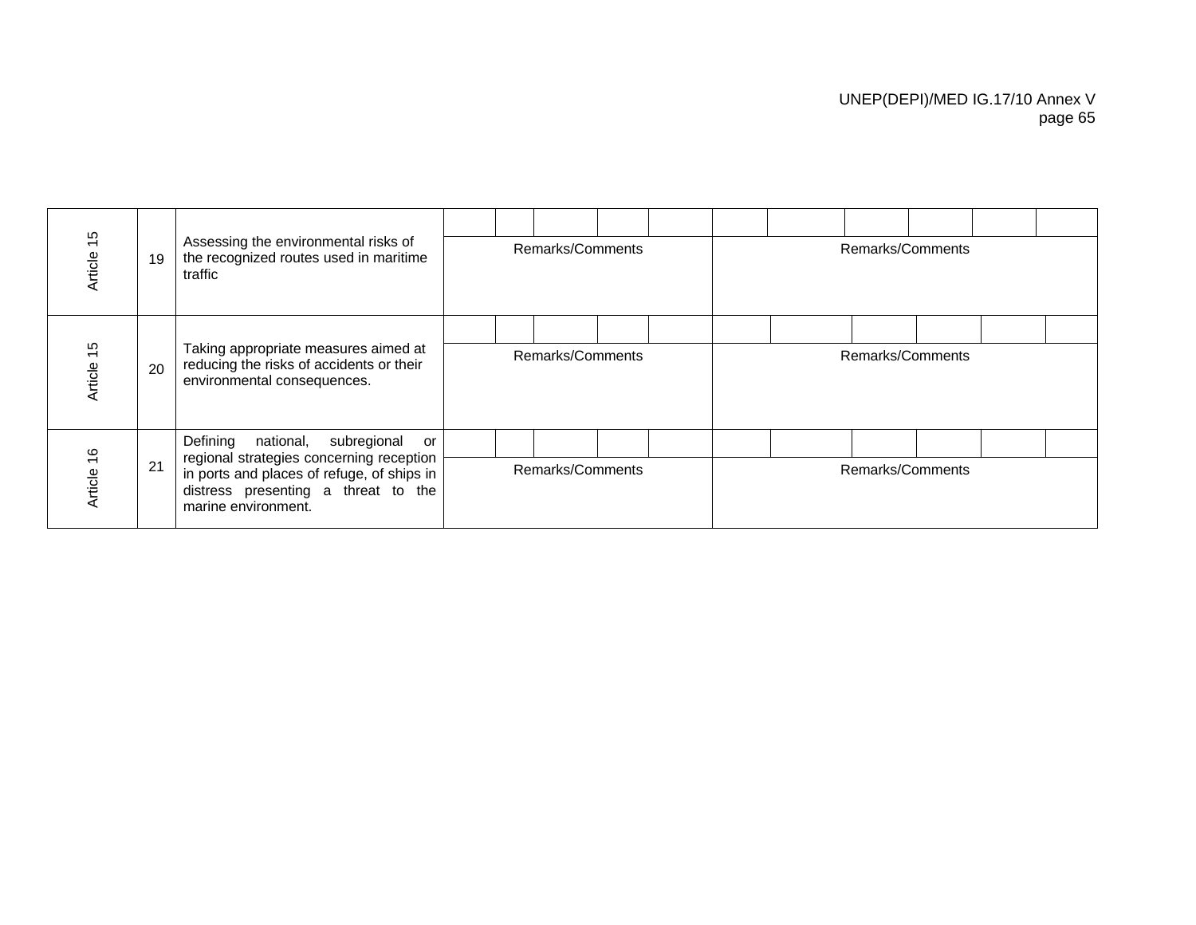| Article 15 | 19 | Assessing the environmental risks of the recognized routes used in maritime traffic | | | | | | | | | | | |
|---|---|---|---|---|---|---|---|---|---|---|---|---|---|
| | | | Remarks/Comments | | | | | Remarks/Comments | | | | | |
| Article 15 | 20 | Taking appropriate measures aimed at reducing the risks of accidents or their environmental consequences. | | | | | | | | | | | |
| | | | Remarks/Comments | | | | | Remarks/Comments | | | | | |
| Article 16 | 21 | Defining national, subregional or regional strategies concerning reception in ports and places of refuge, of ships in distress presenting a threat to the marine environment. | | | | | | | | | | | |
| | | | Remarks/Comments | | | | | Remarks/Comments | | | | | |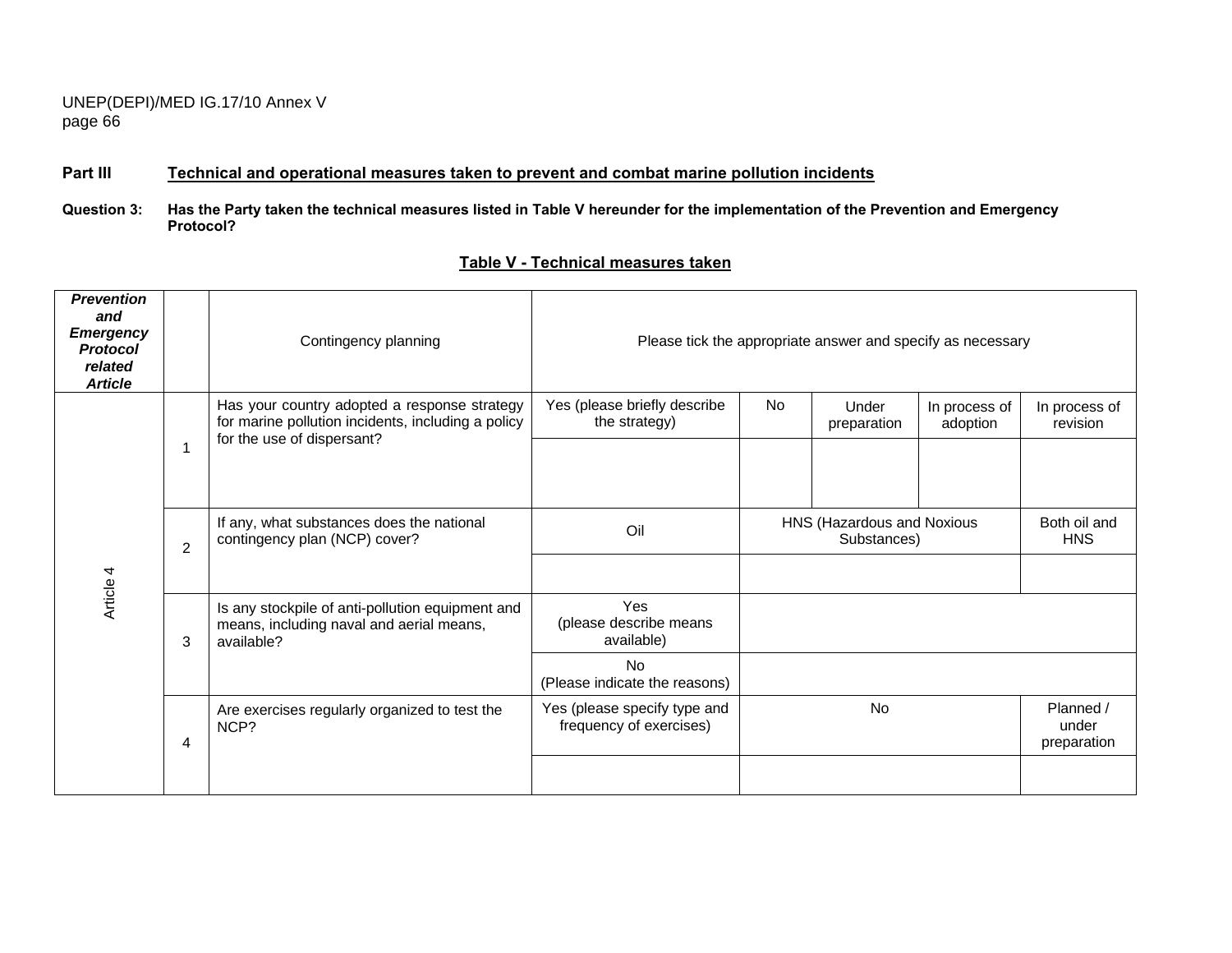**Part III** **Technical and operational measures taken to prevent and combat marine pollution incidents**

**Question 3: Has the Party taken the technical measures listed in Table V hereunder for the implementation of the Prevention and Emergency Protocol?**

**Table V - Technical measures taken**

| ***Prevention and Emergency Protocol related Article*** | | Contingency planning | Please tick the appropriate answer and specify as necessary | | | | |
|---|---|---|---|---|---|---|---|
| Article 4 | 1 | Has your country adopted a response strategy for marine pollution incidents, including a policy for the use of dispersant? | Yes (please briefly describe the strategy) | No | Under preparation | In process of adoption | In process of revision |
| | | | | | | | |
| | 2 | If any, what substances does the national contingency plan (NCP) cover? | Oil | HNS (Hazardous and Noxious Substances) | | | Both oil and HNS |
| | | | | | | | |
| | 3 | Is any stockpile of anti-pollution equipment and means, including naval and aerial means, available? | Yes (please describe means available) | | | | |
| | | | No (Please indicate the reasons) | | | | |
| | 4 | Are exercises regularly organized to test the NCP? | Yes (please specify type and frequency of exercises) | No | | | Planned / under preparation |
| | | | | | | | |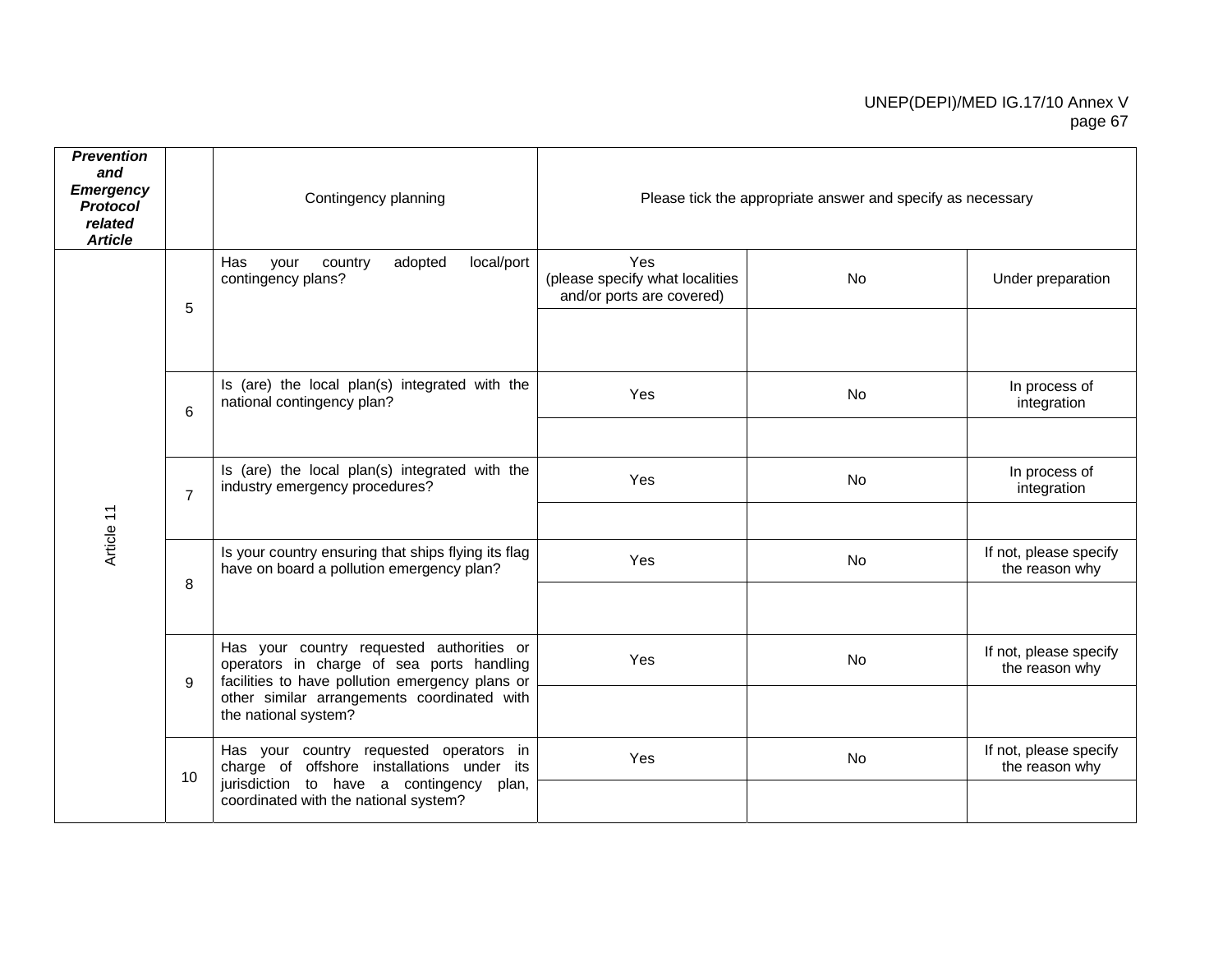| *Prevention and Emergency Protocol related Article* | | Contingency planning | Please tick the appropriate answer and specify as necessary | | |
|---|---|---|---|---|---|
| Article 11 | 5 | Has your country adopted local/port contingency plans? | Yes (please specify what localities and/or ports are covered) | No | Under preparation |
| | | | | | |
| | 6 | Is (are) the local plan(s) integrated with the national contingency plan? | Yes | No | In process of integration |
| | | | | | |
| | 7 | Is (are) the local plan(s) integrated with the industry emergency procedures? | Yes | No | In process of integration |
| | | | | | |
| | 8 | Is your country ensuring that ships flying its flag have on board a pollution emergency plan? | Yes | No | If not, please specify the reason why |
| | | | | | |
| | 9 | Has your country requested authorities or operators in charge of sea ports handling facilities to have pollution emergency plans or other similar arrangements coordinated with the national system? | Yes | No | If not, please specify the reason why |
| | | | | | |
| | 10 | Has your country requested operators in charge of offshore installations under its jurisdiction to have a contingency plan, coordinated with the national system? | Yes | No | If not, please specify the reason why |
| | | | | | |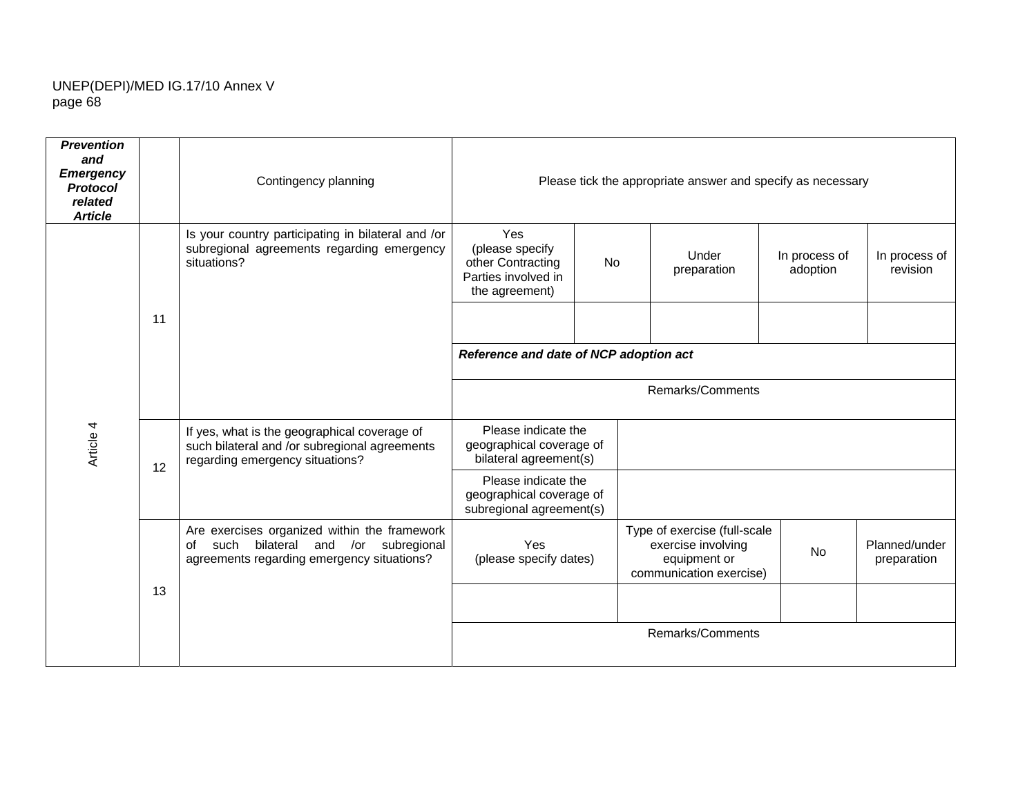| ***Prevention and Emergency Protocol related Article*** | | Contingency planning | Please tick the appropriate answer and specify as necessary | | | | |
|---|---|---|---|---|---|---|---|
| Article 4 | 11 | Is your country participating in bilateral and /or subregional agreements regarding emergency situations? | Yes (please specify other Contracting Parties involved in the agreement) | No | Under preparation | In process of adoption | In process of revision |
| | | | | | | | |
| | | | ***Reference and date of NCP adoption act*** | | | | |
| | | | Remarks/Comments | | | | |
| | 12 | If yes, what is the geographical coverage of such bilateral and /or subregional agreements regarding emergency situations? | Please indicate the geographical coverage of bilateral agreement(s) | | | | |
| | | | Please indicate the geographical coverage of subregional agreement(s) | | | | |
| | 13 | Are exercises organized within the framework of such bilateral and /or subregional agreements regarding emergency situations? | Yes (please specify dates) | Type of exercise (full-scale exercise involving equipment or communication exercise) | No | Planned/under preparation | |
| | | | | | | | |
| | | | Remarks/Comments | | | | |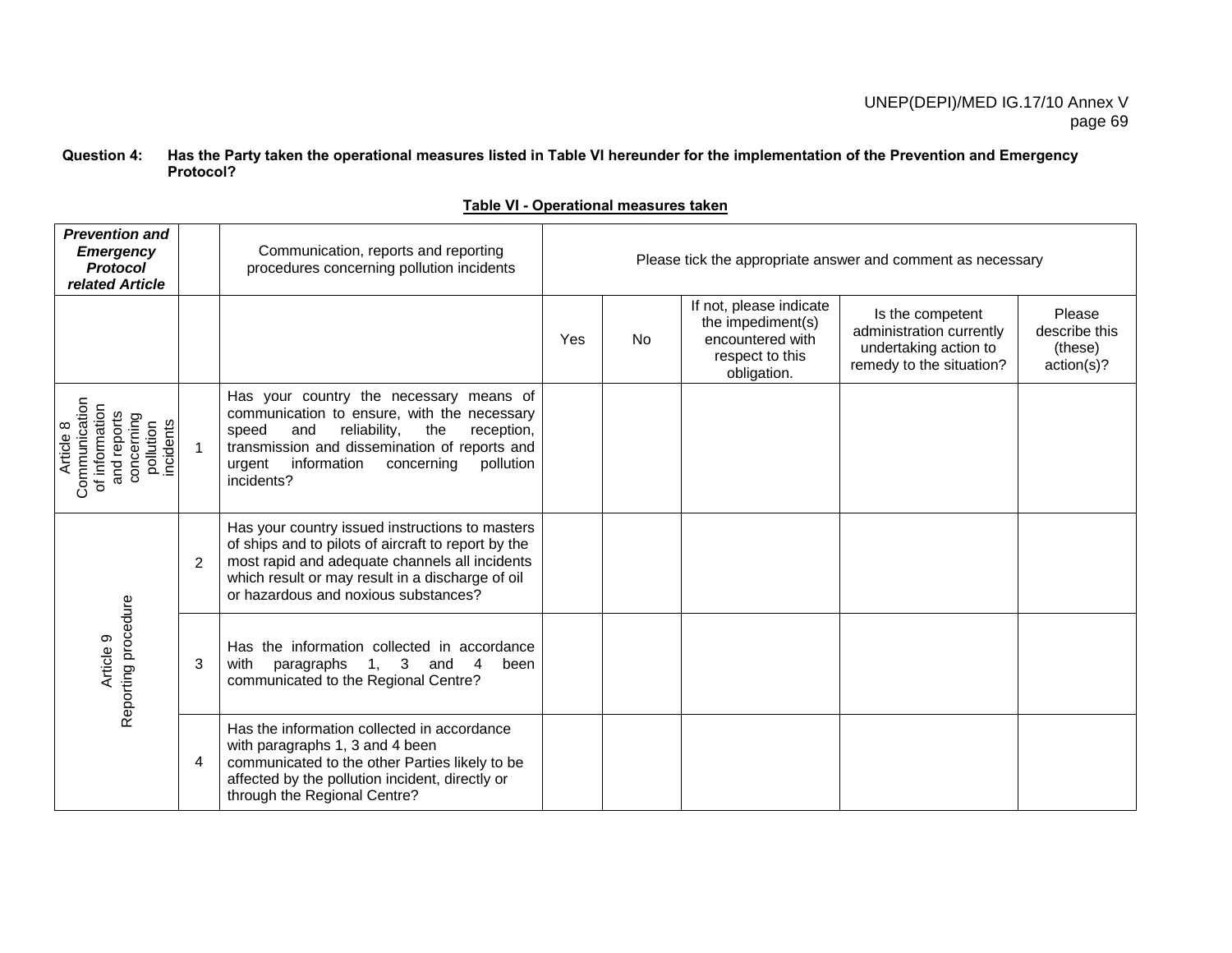**Question 4: Has the Party taken the operational measures listed in Table VI hereunder for the implementation of the Prevention and Emergency Protocol?**

**Table VI - Operational measures taken**

| ***Prevention and Emergency Protocol related Article*** | | Communication, reports and reporting procedures concerning pollution incidents | Please tick the appropriate answer and comment as necessary | | | | |
|---|---|---|---|---|---|---|---|
| | | | Yes | No | If not, please indicate the impediment(s) encountered with respect to this obligation. | Is the competent administration currently undertaking action to remedy to the situation? | Please describe this (these) action(s)? |
| Article 8 Communication of information and reports concerning pollution incidents | 1 | Has your country the necessary means of communication to ensure, with the necessary speed and reliability, the reception, transmission and dissemination of reports and urgent information concerning pollution incidents? | | | | | |
| Article 9 Reporting procedure | 2 | Has your country issued instructions to masters of ships and to pilots of aircraft to report by the most rapid and adequate channels all incidents which result or may result in a discharge of oil or hazardous and noxious substances? | | | | | |
| | 3 | Has the information collected in accordance with paragraphs 1, 3 and 4 been communicated to the Regional Centre? | | | | | |
| | 4 | Has the information collected in accordance with paragraphs 1, 3 and 4 been communicated to the other Parties likely to be affected by the pollution incident, directly or through the Regional Centre? | | | | | |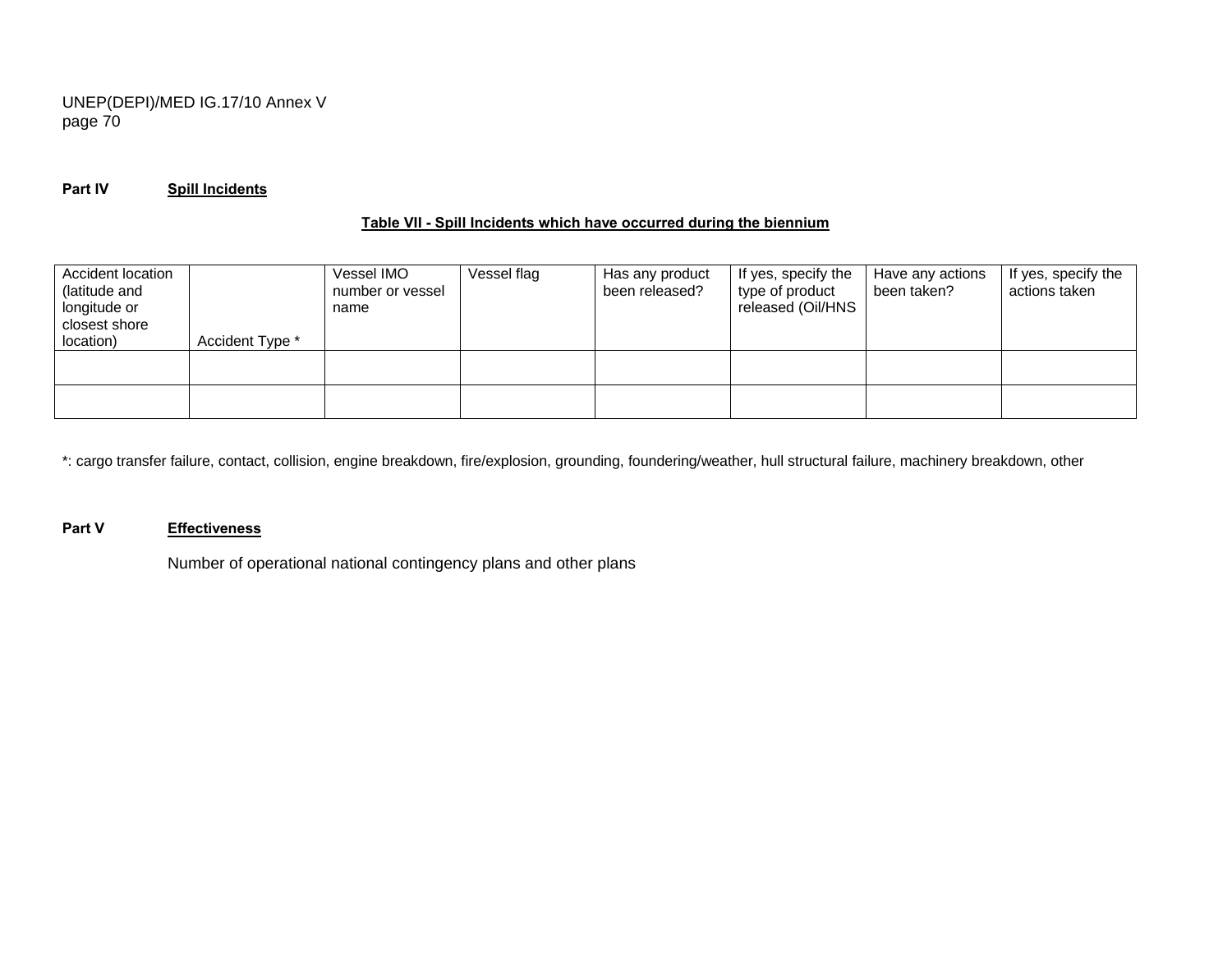**Part IV** **Spill Incidents**

**Table VII - Spill Incidents which have occurred during the biennium**

| Accident location (latitude and longitude or closest shore location) | Accident Type * | Vessel IMO number or vessel name | Vessel flag | Has any product been released? | If yes, specify the type of product released (Oil/HNS | Have any actions been taken? | If yes, specify the actions taken |
|---|---|---|---|---|---|---|---|
| | | | | | | | |
| | | | | | | | |

*: cargo transfer failure, contact, collision, engine breakdown, fire/explosion, grounding, foundering/weather, hull structural failure, machinery breakdown, other

**Part V** **Effectiveness**

Number of operational national contingency plans and other plans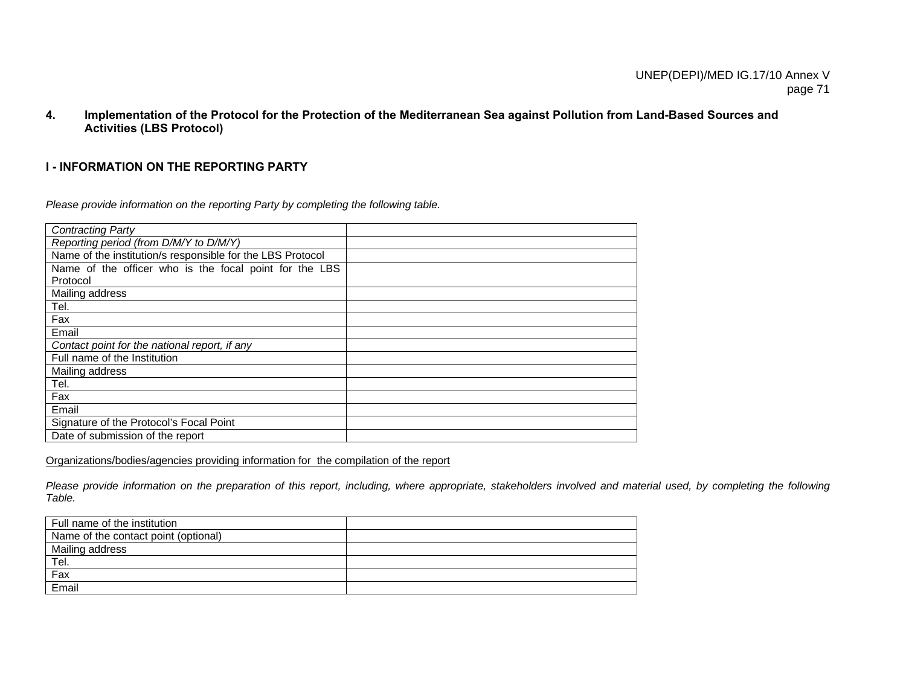## 4. Implementation of the Protocol for the Protection of the Mediterranean Sea against Pollution from Land-Based Sources and Activities (LBS Protocol)

### I - INFORMATION ON THE REPORTING PARTY

*Please provide information on the reporting Party by completing the following table.*

| | |
|---|---|
| *Contracting Party* | |
| *Reporting period (from D/M/Y to D/M/Y)* | |
| Name of the institution/s responsible for the LBS Protocol | |
| Name of the officer who is the focal point for the LBS Protocol | |
| Mailing address | |
| Tel. | |
| Fax | |
| Email | |
| *Contact point for the national report, if any* | |
| Full name of the Institution | |
| Mailing address | |
| Tel. | |
| Fax | |
| Email | |
| Signature of the Protocol's Focal Point | |
| Date of submission of the report | |

Organizations/bodies/agencies providing information for the compilation of the report

*Please provide information on the preparation of this report, including, where appropriate, stakeholders involved and material used, by completing the following Table.*

| | |
|---|---|
| Full name of the institution | |
| Name of the contact point (optional) | |
| Mailing address | |
| Tel. | |
| Fax | |
| Email | |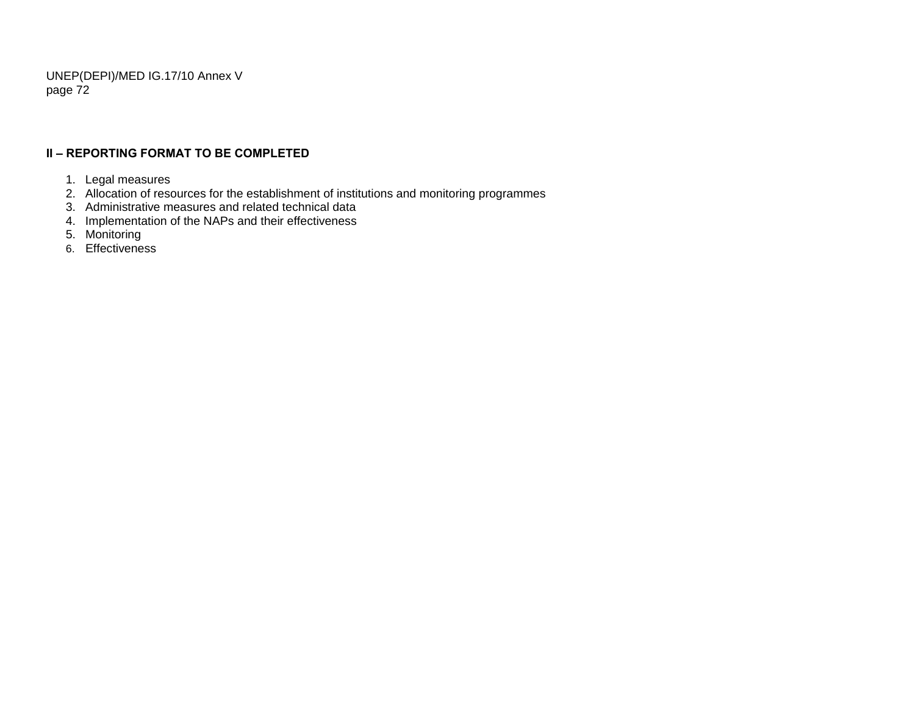**II – REPORTING FORMAT TO BE COMPLETED**

1. Legal measures
2. Allocation of resources for the establishment of institutions and monitoring programmes
3. Administrative measures and related technical data
4. Implementation of the NAPs and their effectiveness
5. Monitoring
6. Effectiveness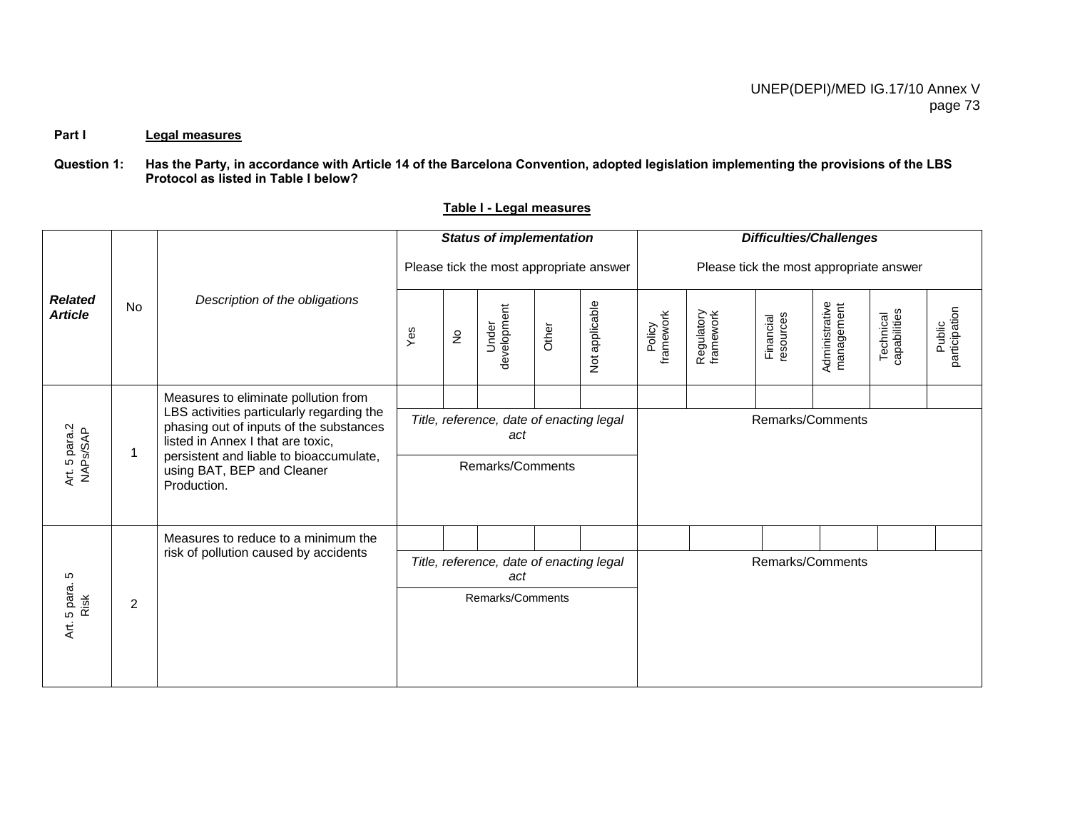**Part I** **Legal measures**

**Question 1: Has the Party, in accordance with Article 14 of the Barcelona Convention, adopted legislation implementing the provisions of the LBS Protocol as listed in Table I below?**

**Table I - Legal measures**

| *Related Article* | No | *Description of the obligations* | ***Status of implementation*** Please tick the most appropriate answer | | | | | ***Difficulties/Challenges*** Please tick the most appropriate answer | | | | | |
|---|---|---|---|---|---|---|---|---|---|---|---|---|---|
| | | | Yes | No | Under development | Other | Not applicable | Policy framework | Regulatory framework | Financial resources | Administrative management | Technical capabilities | Public participation |
| Art. 5 para.2 NAPs/SAP | 1 | Measures to eliminate pollution from LBS activities particularly regarding the phasing out of inputs of the substances listed in Annex I that are toxic, persistent and liable to bioaccumulate, using BAT, BEP and Cleaner Production. | | | | | | | | | | | |
| | | | *Title, reference, date of enacting legal act* | | | | | Remarks/Comments | | | | | |
| | | | Remarks/Comments | | | | | | | | | | |
| Art. 5 para. 5 Risk | 2 | Measures to reduce to a minimum the risk of pollution caused by accidents | | | | | | | | | | | |
| | | | *Title, reference, date of enacting legal act* | | | | | Remarks/Comments | | | | | |
| | | | Remarks/Comments | | | | | | | | | | |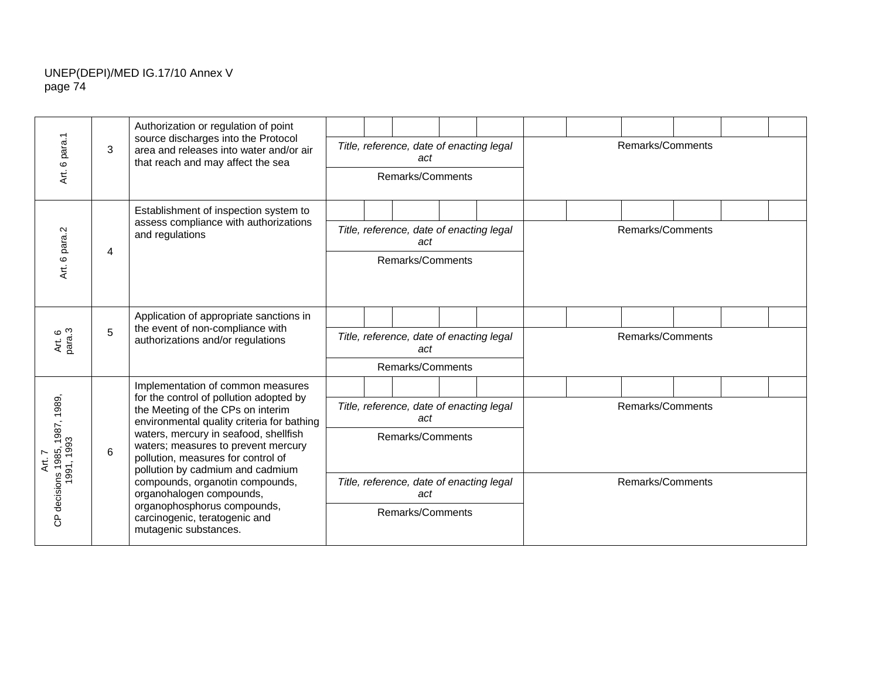| | | | | | | | | | | | | | | |
|---|---|---|---|---|---|---|---|---|---|---|---|---|---|---|
| Art. 6 para.1 | 3 | Authorization or regulation of point source discharges into the Protocol area and releases into water and/or air that reach and may affect the sea | | | | | | | | | | | |
| | | | *Title, reference, date of enacting legal act* | | | | | Remarks/Comments | | | | | |
| | | | Remarks/Comments | | | | | | | | | | |
| Art. 6 para.2 | 4 | Establishment of inspection system to assess compliance with authorizations and regulations | | | | | | | | | | | |
| | | | *Title, reference, date of enacting legal act* | | | | | Remarks/Comments | | | | | |
| | | | Remarks/Comments | | | | | | | | | | |
| Art. 6 para.3 | 5 | Application of appropriate sanctions in the event of non-compliance with authorizations and/or regulations | | | | | | | | | | | |
| | | | *Title, reference, date of enacting legal act* | | | | | Remarks/Comments | | | | | |
| | | | Remarks/Comments | | | | | | | | | | |
| Art. 7 CP decisions 1985, 1987, 1989, 1991, 1993 | 6 | Implementation of common measures for the control of pollution adopted by the Meeting of the CPs on interim environmental quality criteria for bathing waters, mercury in seafood, shellfish waters; measures to prevent mercury pollution, measures for control of pollution by cadmium and cadmium compounds, organotin compounds, organohalogen compounds, organophosphorus compounds, carcinogenic, teratogenic and mutagenic substances. | | | | | | | | | | | |
| | | | *Title, reference, date of enacting legal act* | | | | | Remarks/Comments | | | | | |
| | | | Remarks/Comments | | | | | | | | | | |
| | | | *Title, reference, date of enacting legal act* | | | | | Remarks/Comments | | | | | |
| | | | Remarks/Comments | | | | | | | | | | |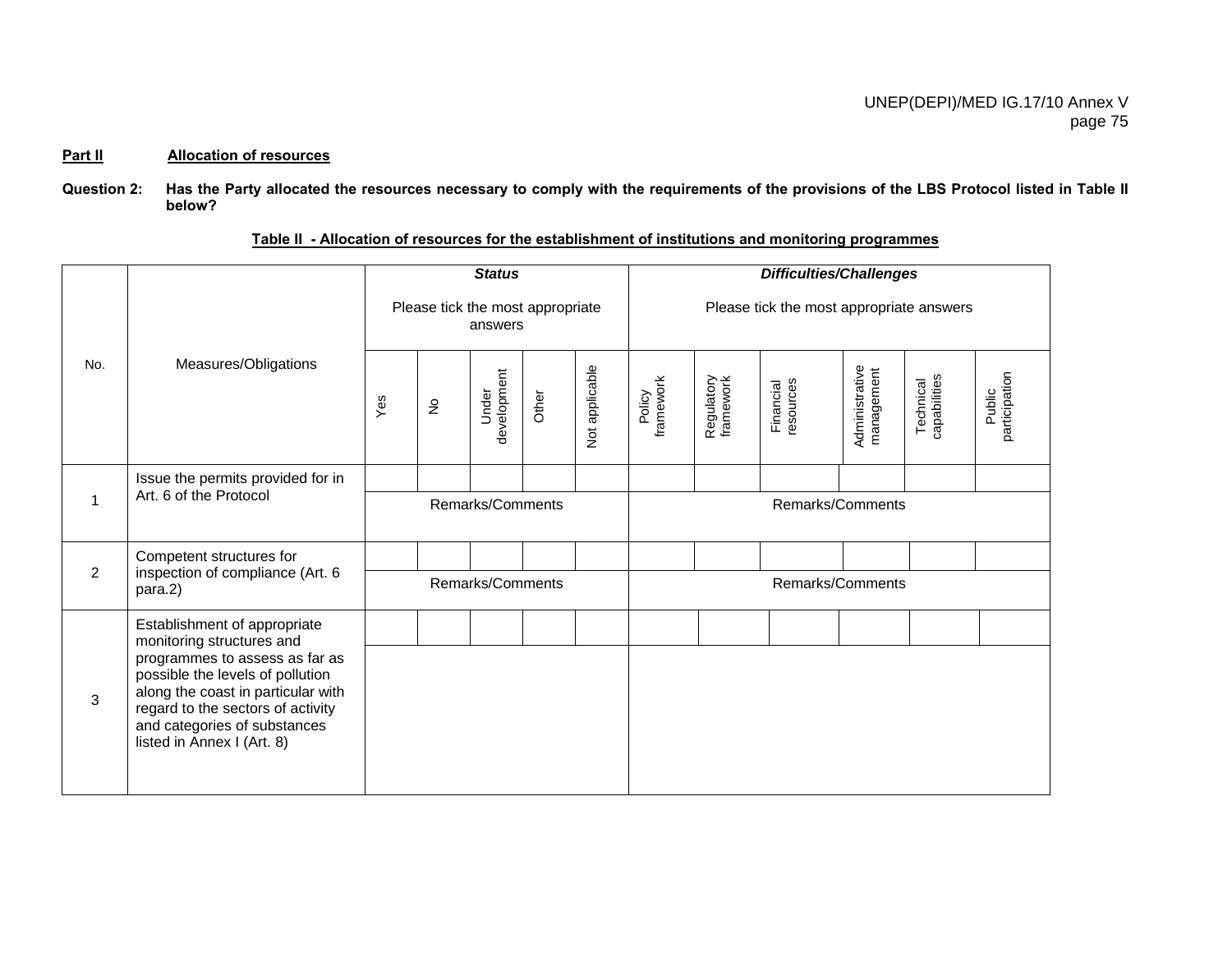**Part II Allocation of resources**

**Question 2: Has the Party allocated the resources necessary to comply with the requirements of the provisions of the LBS Protocol listed in Table II below?**

**Table II - Allocation of resources for the establishment of institutions and monitoring programmes**

| No. | Measures/Obligations | ***Status*** Please tick the most appropriate answers | | | | | ***Difficulties/Challenges*** Please tick the most appropriate answers | | | | | |
|---|---|---|---|---|---|---|---|---|---|---|---|---|
| | | Yes | No | Under development | Other | Not applicable | Policy framework | Regulatory framework | Financial resources | Administrative management | Technical capabilities | Public participation |
| 1 | Issue the permits provided for in Art. 6 of the Protocol | | | | | | | | | | | |
| | | Remarks/Comments | | | | | Remarks/Comments | | | | | |
| 2 | Competent structures for inspection of compliance (Art. 6 para.2) | | | | | | | | | | | |
| | | Remarks/Comments | | | | | Remarks/Comments | | | | | |
| 3 | Establishment of appropriate monitoring structures and programmes to assess as far as possible the levels of pollution along the coast in particular with regard to the sectors of activity and categories of substances listed in Annex I (Art. 8) | | | | | | | | | | | |
| | | | | | | | | | | | | |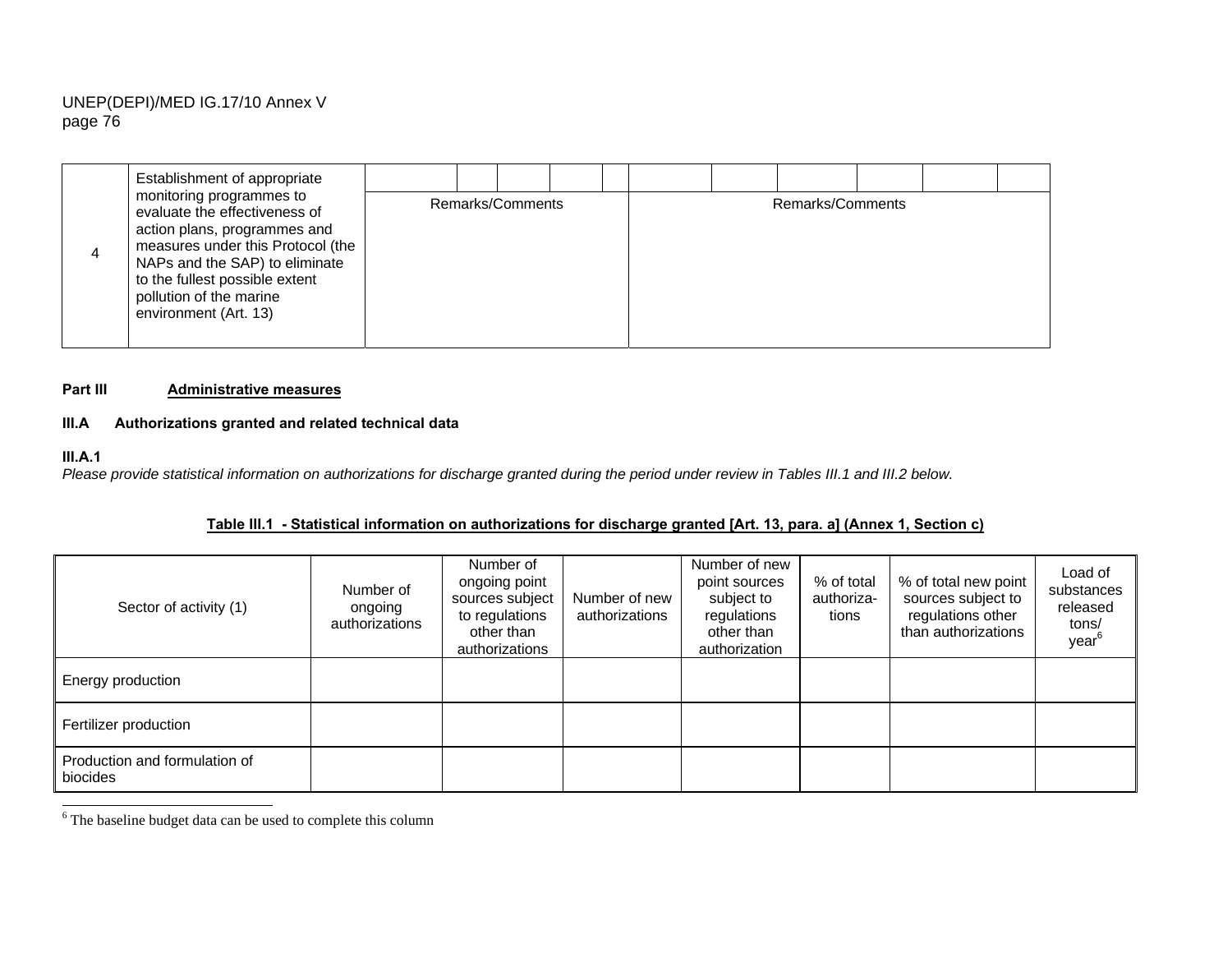| | | | | | | | | | | | | |
|---|---|---|---|---|---|---|---|---|---|---|---|---|
| 4 | Establishment of appropriate monitoring programmes to evaluate the effectiveness of action plans, programmes and measures under this Protocol (the NAPs and the SAP) to eliminate to the fullest possible extent pollution of the marine environment (Art. 13) | | | | | | | | | | | |
| | | Remarks/Comments | | | | | Remarks/Comments | | | | | |

**Part III** **Administrative measures**

### III.A Authorizations granted and related technical data

**III.A.1**

*Please provide statistical information on authorizations for discharge granted during the period under review in Tables III.1 and III.2 below.*

**Table III.1 - Statistical information on authorizations for discharge granted [Art. 13, para. a] (Annex 1, Section c)**

| Sector of activity (1) | Number of ongoing authorizations | Number of ongoing point sources subject to regulations other than authorizations | Number of new authorizations | Number of new point sources subject to regulations other than authorization | % of total authoriza-tions | % of total new point sources subject to regulations other than authorizations | Load of substances released tons/ year[6] |
|---|---|---|---|---|---|---|---|
| Energy production | | | | | | | |
| Fertilizer production | | | | | | | |
| Production and formulation of biocides | | | | | | | |

[6] The baseline budget data can be used to complete this column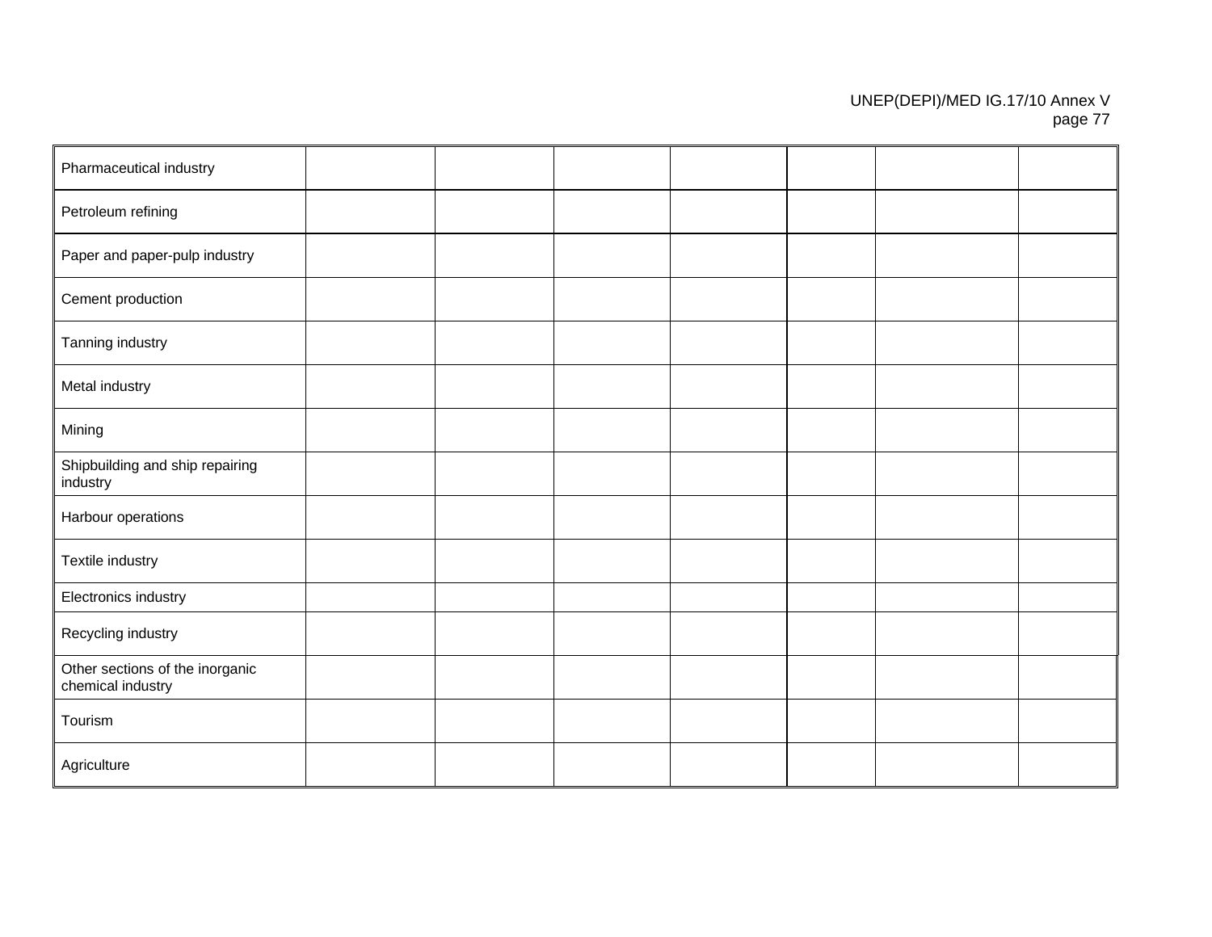| | | | | | | | |
|---|---|---|---|---|---|---|---|
| Pharmaceutical industry | | | | | | | |
| Petroleum refining | | | | | | | |
| Paper and paper-pulp industry | | | | | | | |
| Cement production | | | | | | | |
| Tanning industry | | | | | | | |
| Metal industry | | | | | | | |
| Mining | | | | | | | |
| Shipbuilding and ship repairing industry | | | | | | | |
| Harbour operations | | | | | | | |
| Textile industry | | | | | | | |
| Electronics industry | | | | | | | |
| Recycling industry | | | | | | | |
| Other sections of the inorganic chemical industry | | | | | | | |
| Tourism | | | | | | | |
| Agriculture | | | | | | | |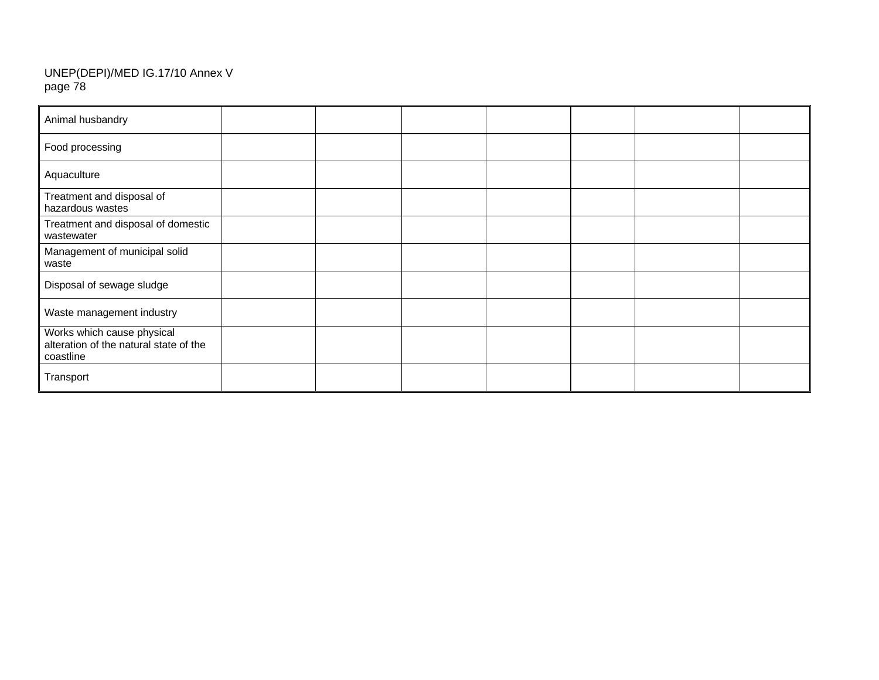| | | | | | | | |
|---|---|---|---|---|---|---|---|
| Animal husbandry | | | | | | | |
| Food processing | | | | | | | |
| Aquaculture | | | | | | | |
| Treatment and disposal of hazardous wastes | | | | | | | |
| Treatment and disposal of domestic wastewater | | | | | | | |
| Management of municipal solid waste | | | | | | | |
| Disposal of sewage sludge | | | | | | | |
| Waste management industry | | | | | | | |
| Works which cause physical alteration of the natural state of the coastline | | | | | | | |
| Transport | | | | | | | |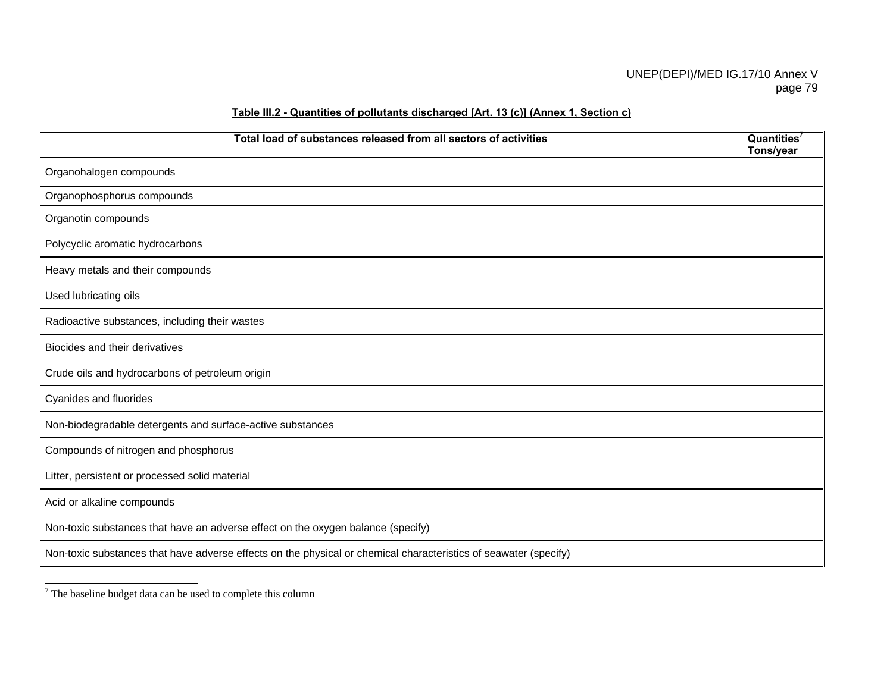**Table III.2 - Quantities of pollutants discharged [Art. 13 (c)] (Annex 1, Section c)**

| Total load of substances released from all sectors of activities | Quantities[7] Tons/year |
|---|---|
| Organohalogen compounds | |
| Organophosphorus compounds | |
| Organotin compounds | |
| Polycyclic aromatic hydrocarbons | |
| Heavy metals and their compounds | |
| Used lubricating oils | |
| Radioactive substances, including their wastes | |
| Biocides and their derivatives | |
| Crude oils and hydrocarbons of petroleum origin | |
| Cyanides and fluorides | |
| Non-biodegradable detergents and surface-active substances | |
| Compounds of nitrogen and phosphorus | |
| Litter, persistent or processed solid material | |
| Acid or alkaline compounds | |
| Non-toxic substances that have an adverse effect on the oxygen balance (specify) | |
| Non-toxic substances that have adverse effects on the physical or chemical characteristics of seawater (specify) | |

[7] The baseline budget data can be used to complete this column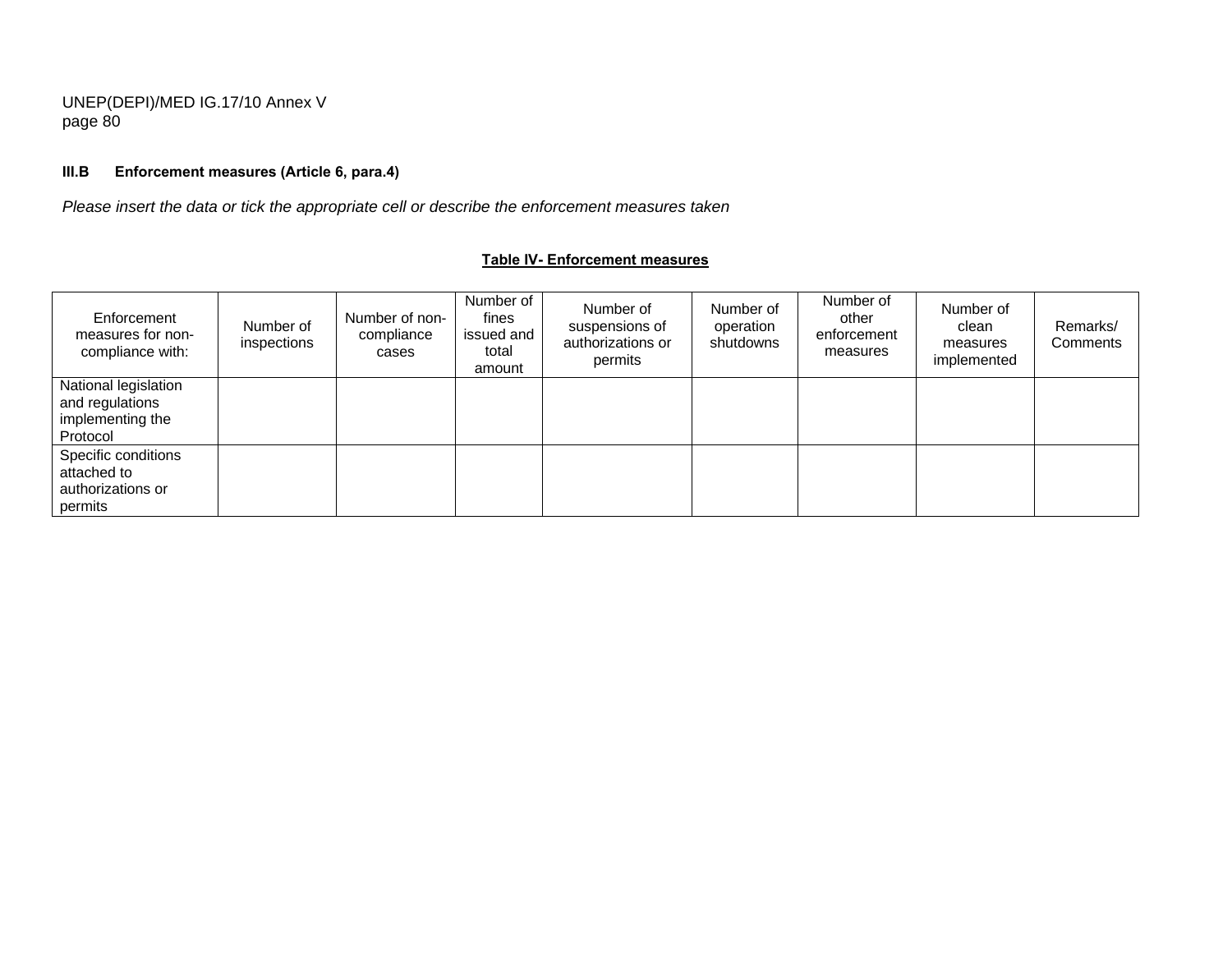### III.B Enforcement measures (Article 6, para.4)

*Please insert the data or tick the appropriate cell or describe the enforcement measures taken*

**Table IV- Enforcement measures**

| Enforcement measures for non-compliance with: | Number of inspections | Number of non-compliance cases | Number of fines issued and total amount | Number of suspensions of authorizations or permits | Number of operation shutdowns | Number of other enforcement measures | Number of clean measures implemented | Remarks/ Comments |
|---|---|---|---|---|---|---|---|---|
| National legislation and regulations implementing the Protocol | | | | | | | | |
| Specific conditions attached to authorizations or permits | | | | | | | | |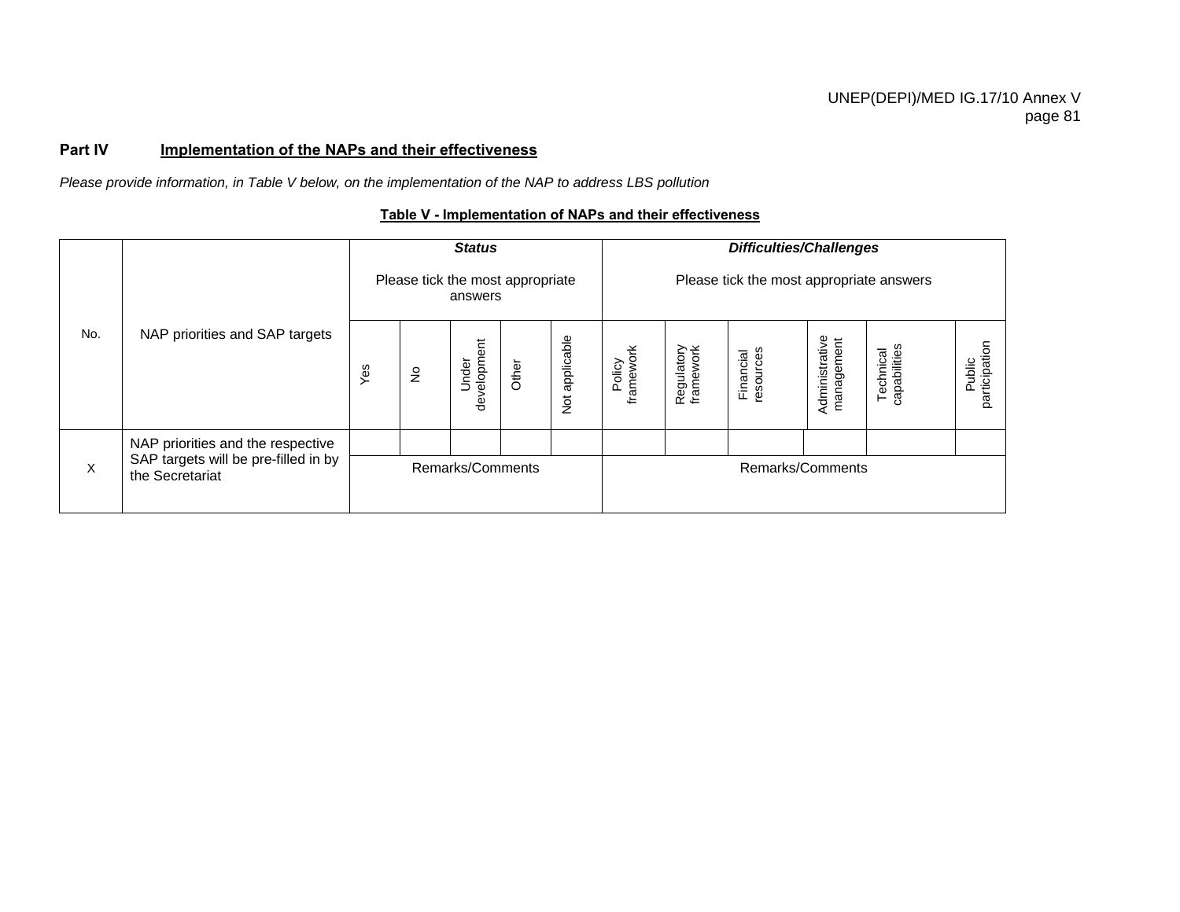**Part IV** **Implementation of the NAPs and their effectiveness**

*Please provide information, in Table V below, on the implementation of the NAP to address LBS pollution*

**Table V - Implementation of NAPs and their effectiveness**

| No. | NAP priorities and SAP targets | ***Status*** Please tick the most appropriate answers | | | | | ***Difficulties/Challenges*** Please tick the most appropriate answers | | | | | |
|---|---|---|---|---|---|---|---|---|---|---|---|---|
| | | Yes | No | Under development | Other | Not applicable | Policy framework | Regulatory framework | Financial resources | Administrative management | Technical capabilities | Public participation |
| X | NAP priorities and the respective SAP targets will be pre-filled in by the Secretariat | | | | | | | | | | | |
| | | Remarks/Comments | | | | | Remarks/Comments | | | | | |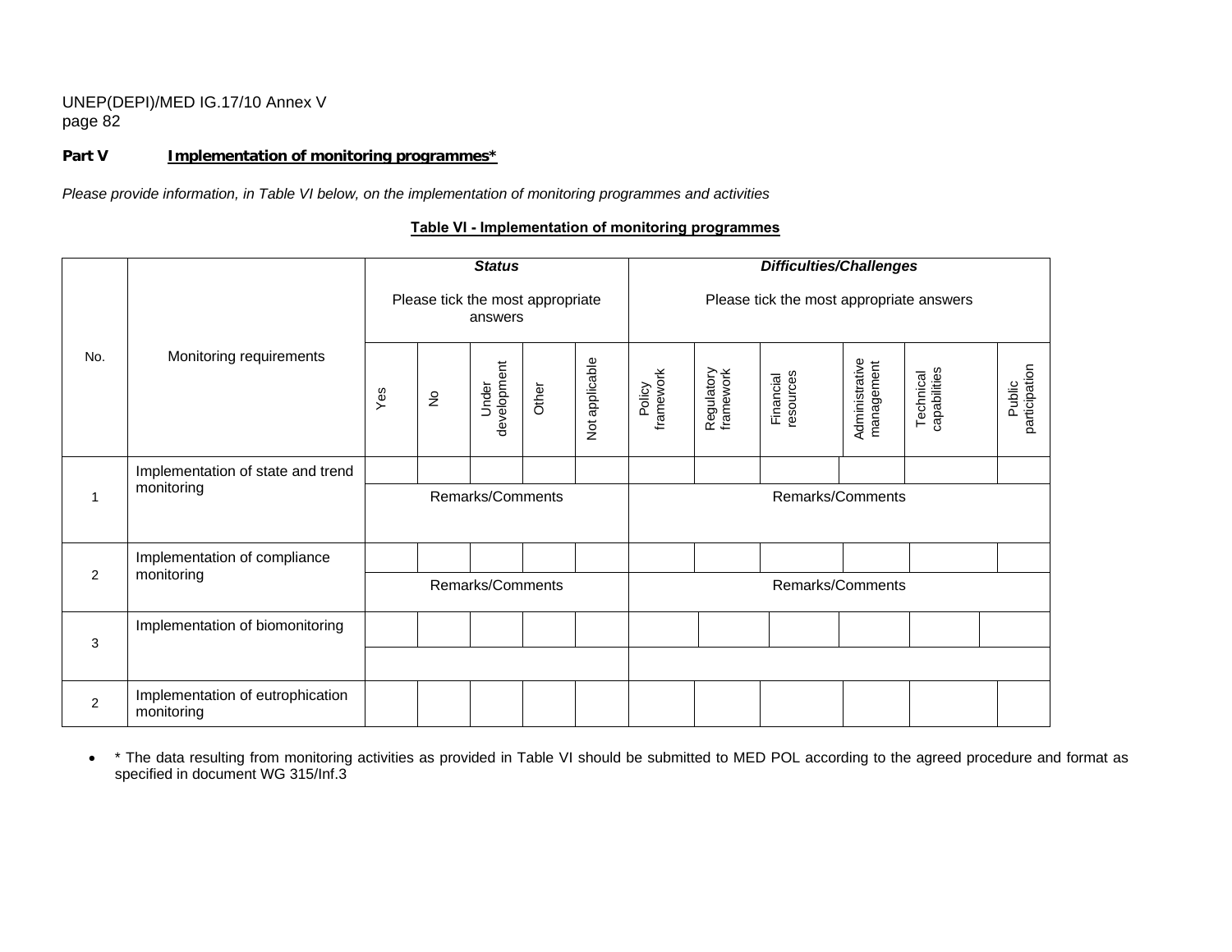**Part V** **Implementation of monitoring programmes***

*Please provide information, in Table VI below, on the implementation of monitoring programmes and activities*

**Table VI - Implementation of monitoring programmes**

| No. | Monitoring requirements | ***Status*** Please tick the most appropriate answers | | | | | ***Difficulties/Challenges*** Please tick the most appropriate answers | | | | | |
|---|---|---|---|---|---|---|---|---|---|---|---|---|
| | | Yes | No | Under development | Other | Not applicable | Policy framework | Regulatory framework | Financial resources | Administrative management | Technical capabilities | Public participation |
| 1 | Implementation of state and trend monitoring | | | | | | | | | | | |
| | | Remarks/Comments | | | | | Remarks/Comments | | | | | |
| 2 | Implementation of compliance monitoring | | | | | | | | | | | |
| | | Remarks/Comments | | | | | Remarks/Comments | | | | | |
| 3 | Implementation of biomonitoring | | | | | | | | | | | |
| | | | | | | | | | | | | |
| 2 | Implementation of eutrophication monitoring | | | | | | | | | | | |

- * The data resulting from monitoring activities as provided in Table VI should be submitted to MED POL according to the agreed procedure and format as specified in document WG 315/Inf.3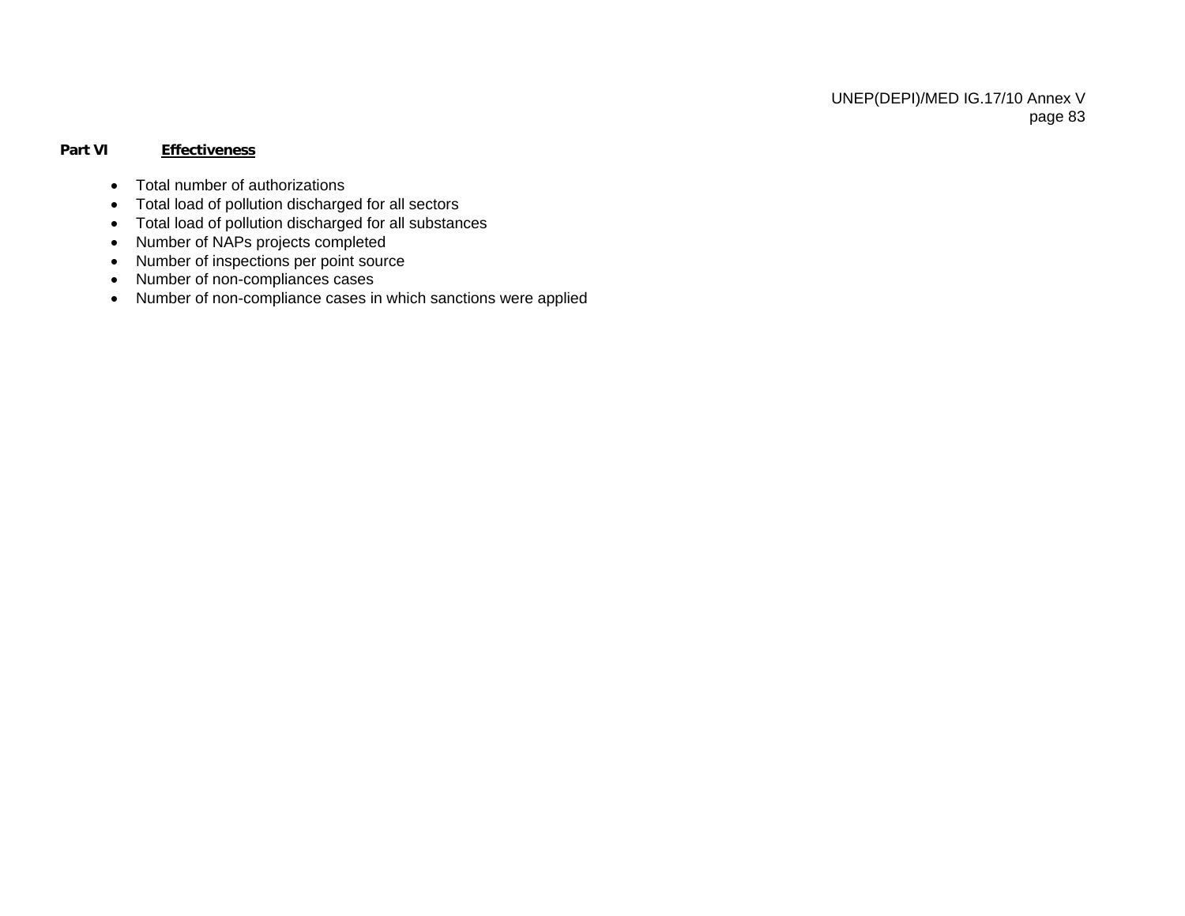**Part VI** **Effectiveness**

- Total number of authorizations
- Total load of pollution discharged for all sectors
- Total load of pollution discharged for all substances
- Number of NAPs projects completed
- Number of inspections per point source
- Number of non-compliances cases
- Number of non-compliance cases in which sanctions were applied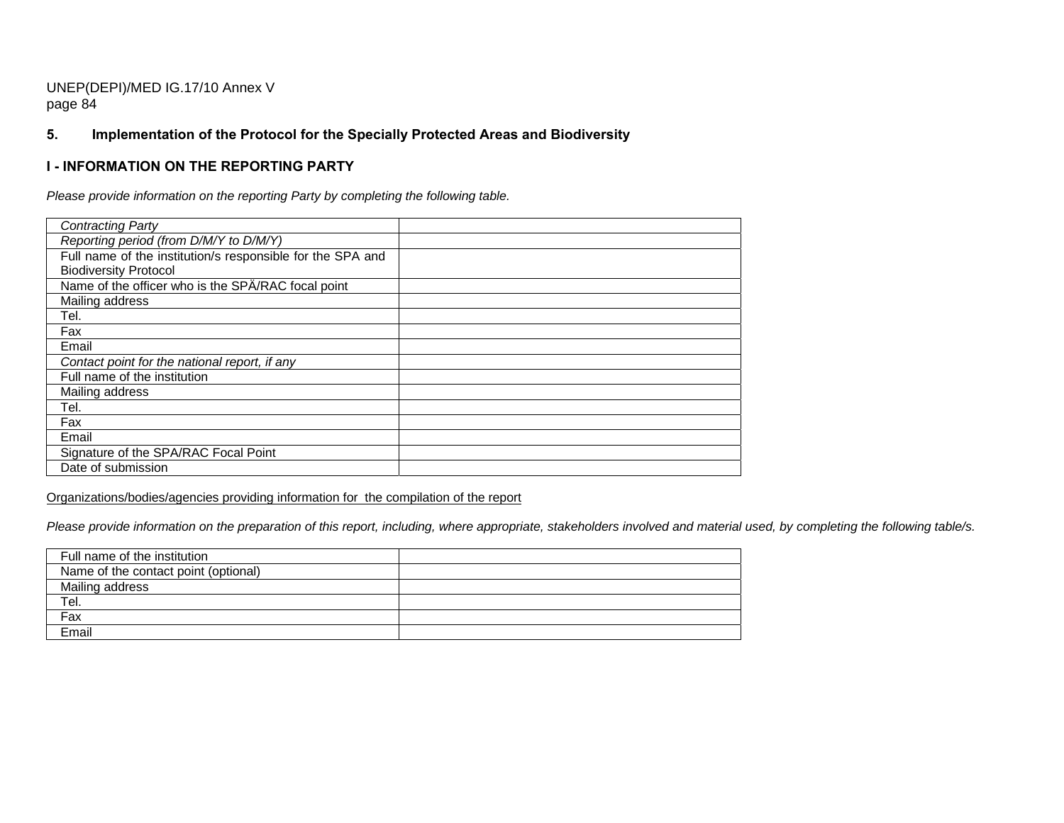## 5. Implementation of the Protocol for the Specially Protected Areas and Biodiversity

### I - INFORMATION ON THE REPORTING PARTY

*Please provide information on the reporting Party by completing the following table.*

| | |
|---|---|
| *Contracting Party* | |
| *Reporting period (from D/M/Y to D/M/Y)* | |
| Full name of the institution/s responsible for the SPA and Biodiversity Protocol | |
| Name of the officer who is the SPÄ/RAC focal point | |
| Mailing address | |
| Tel. | |
| Fax | |
| Email | |
| *Contact point for the national report, if any* | |
| Full name of the institution | |
| Mailing address | |
| Tel. | |
| Fax | |
| Email | |
| Signature of the SPA/RAC Focal Point | |
| Date of submission | |

<u>Organizations/bodies/agencies providing information for the compilation of the report</u>

*Please provide information on the preparation of this report, including, where appropriate, stakeholders involved and material used, by completing the following table/s.*

| | |
|---|---|
| Full name of the institution | |
| Name of the contact point (optional) | |
| Mailing address | |
| Tel. | |
| Fax | |
| Email | |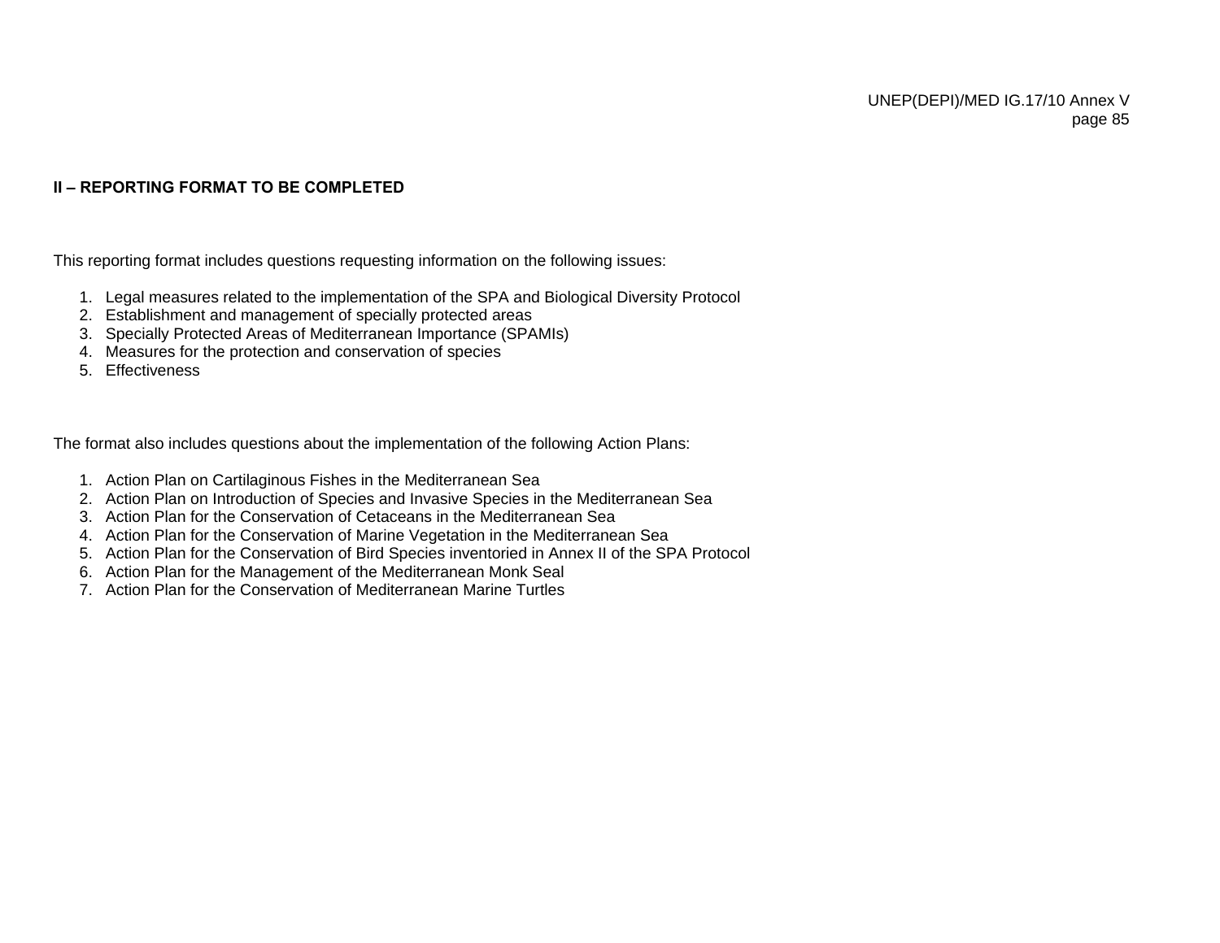## II – REPORTING FORMAT TO BE COMPLETED

This reporting format includes questions requesting information on the following issues:

1. Legal measures related to the implementation of the SPA and Biological Diversity Protocol
2. Establishment and management of specially protected areas
3. Specially Protected Areas of Mediterranean Importance (SPAMIs)
4. Measures for the protection and conservation of species
5. Effectiveness

The format also includes questions about the implementation of the following Action Plans:

1. Action Plan on Cartilaginous Fishes in the Mediterranean Sea
2. Action Plan on Introduction of Species and Invasive Species in the Mediterranean Sea
3. Action Plan for the Conservation of Cetaceans in the Mediterranean Sea
4. Action Plan for the Conservation of Marine Vegetation in the Mediterranean Sea
5. Action Plan for the Conservation of Bird Species inventoried in Annex II of the SPA Protocol
6. Action Plan for the Management of the Mediterranean Monk Seal
7. Action Plan for the Conservation of Mediterranean Marine Turtles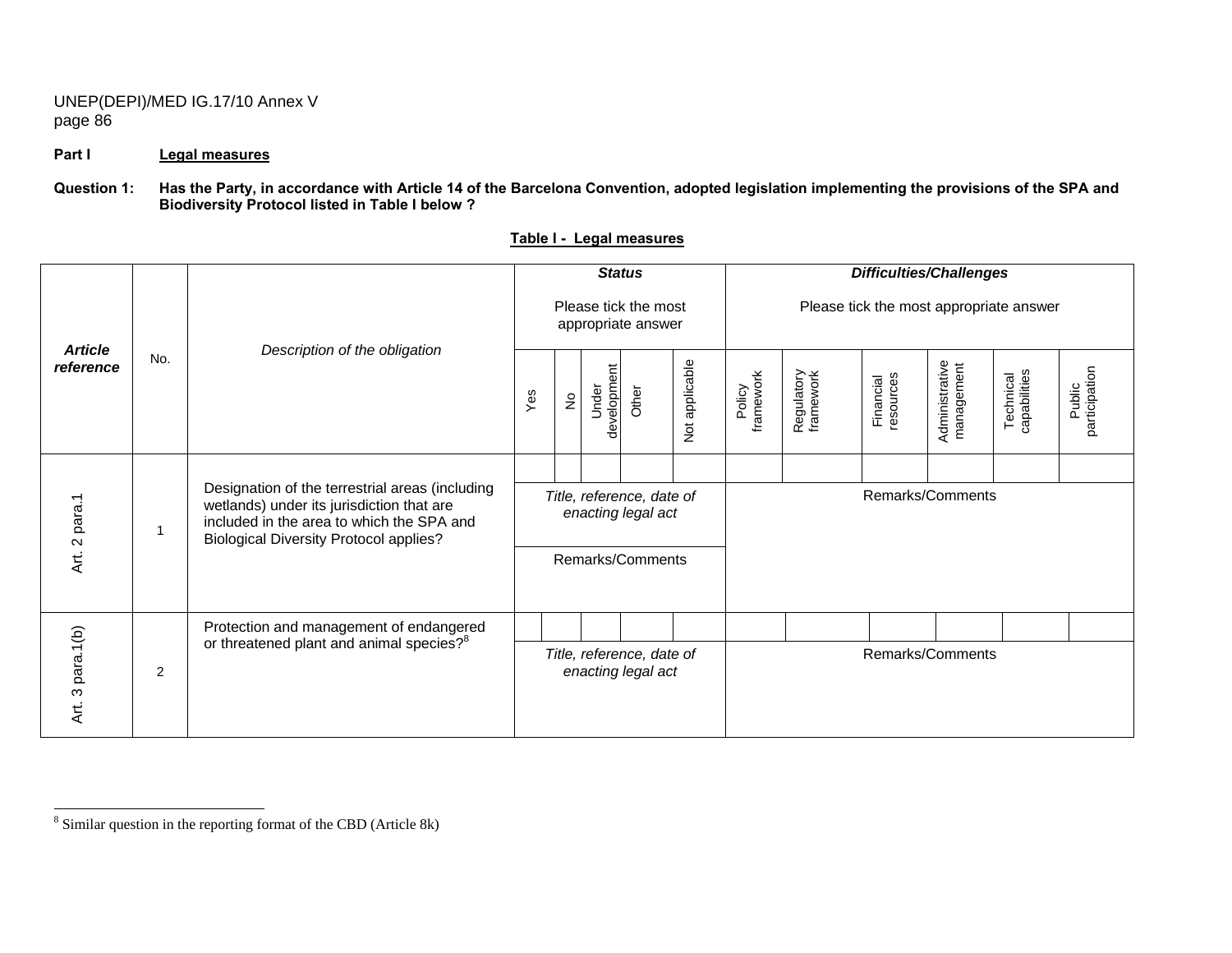**Part I** **Legal measures**

**Question 1: Has the Party, in accordance with Article 14 of the Barcelona Convention, adopted legislation implementing the provisions of the SPA and Biodiversity Protocol listed in Table I below ?**

**Table I - Legal measures**

| *Article reference* | No. | *Description of the obligation* | ***Status*** Please tick the most appropriate answer | | | | | ***Difficulties/Challenges*** Please tick the most appropriate answer | | | | | |
|---|---|---|---|---|---|---|---|---|---|---|---|---|---|
| | | | Yes | No | Under development | Other | Not applicable | Policy framework | Regulatory framework | Financial resources | Administrative management | Technical capabilities | Public participation |
| Art. 2 para.1 | 1 | Designation of the terrestrial areas (including wetlands) under its jurisdiction that are included in the area to which the SPA and Biological Diversity Protocol applies? | | | | | | | | | | | |
| | | | *Title, reference, date of enacting legal act* | | | | | Remarks/Comments | | | | | |
| | | | Remarks/Comments | | | | | | | | | | |
| Art. 3 para.1(b) | 2 | Protection and management of endangered or threatened plant and animal species?[8] | | | | | | | | | | | |
| | | | *Title, reference, date of enacting legal act* | | | | | Remarks/Comments | | | | | |

[8] Similar question in the reporting format of the CBD (Article 8k)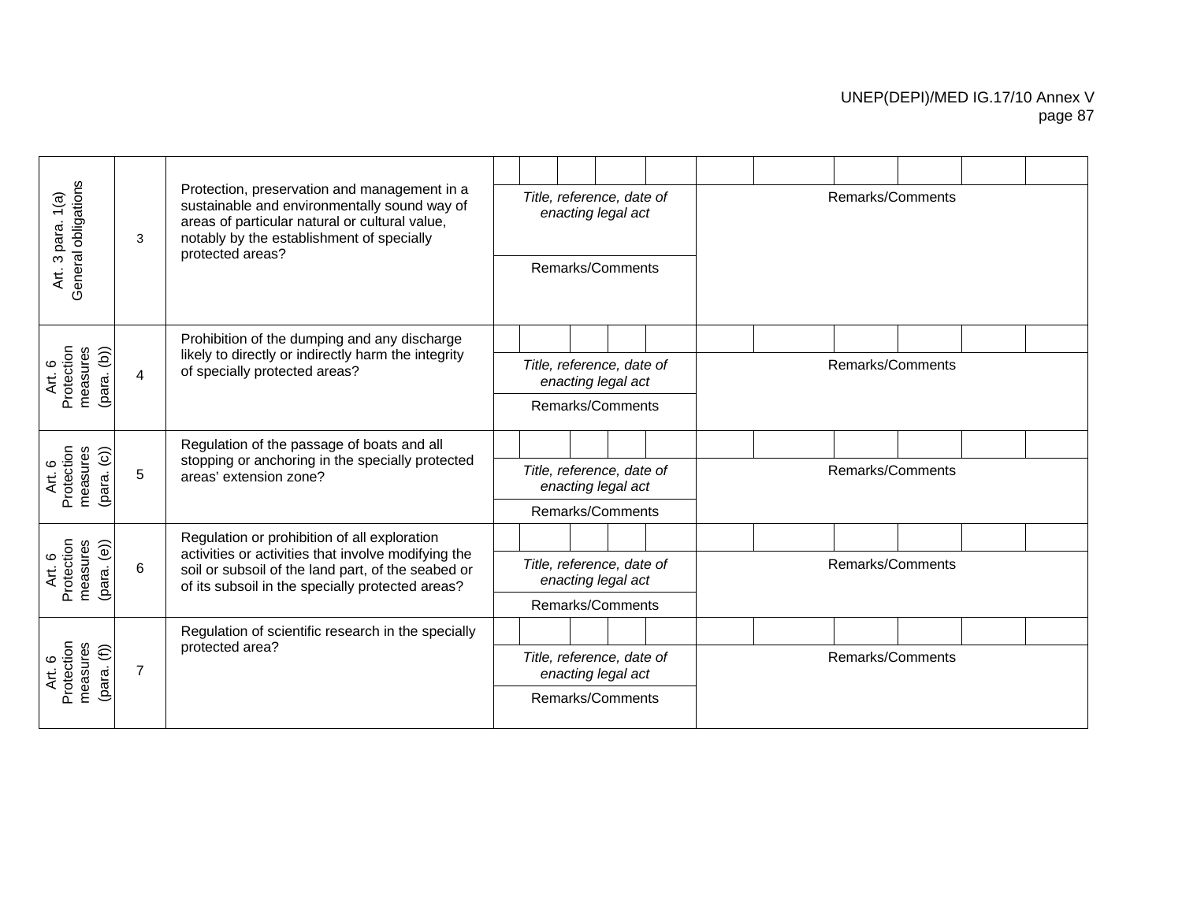| | | | | | | | | | | | | | | | |
|---|---|---|---|---|---|---|---|---|---|---|---|---|---|---|---|
| Art. 3 para. 1(a) General obligations | 3 | Protection, preservation and management in a sustainable and environmentally sound way of areas of particular natural or cultural value, notably by the establishment of specially protected areas? | | | | | | | | | | | | | |
| | | | *Title, reference, date of enacting legal act* | | | | | Remarks/Comments | | | | | | | |
| | | | Remarks/Comments | | | | | | | | | | | | |
| Art. 6 Protection measures (para. (b)) | 4 | Prohibition of the dumping and any discharge likely to directly or indirectly harm the integrity of specially protected areas? | | | | | | | | | | | | | |
| | | | *Title, reference, date of enacting legal act* | | | | | Remarks/Comments | | | | | | | |
| | | | Remarks/Comments | | | | | | | | | | | | |
| Art. 6 Protection measures (para. (c)) | 5 | Regulation of the passage of boats and all stopping or anchoring in the specially protected areas' extension zone? | | | | | | | | | | | | | |
| | | | *Title, reference, date of enacting legal act* | | | | | Remarks/Comments | | | | | | | |
| | | | Remarks/Comments | | | | | | | | | | | | |
| Art. 6 Protection measures (para. (e)) | 6 | Regulation or prohibition of all exploration activities or activities that involve modifying the soil or subsoil of the land part, of the seabed or of its subsoil in the specially protected areas? | | | | | | | | | | | | | |
| | | | *Title, reference, date of enacting legal act* | | | | | Remarks/Comments | | | | | | | |
| | | | Remarks/Comments | | | | | | | | | | | | |
| Art. 6 Protection measures (para. (f)) | 7 | Regulation of scientific research in the specially protected area? | | | | | | | | | | | | | |
| | | | *Title, reference, date of enacting legal act* | | | | | Remarks/Comments | | | | | | | |
| | | | Remarks/Comments | | | | | | | | | | | | |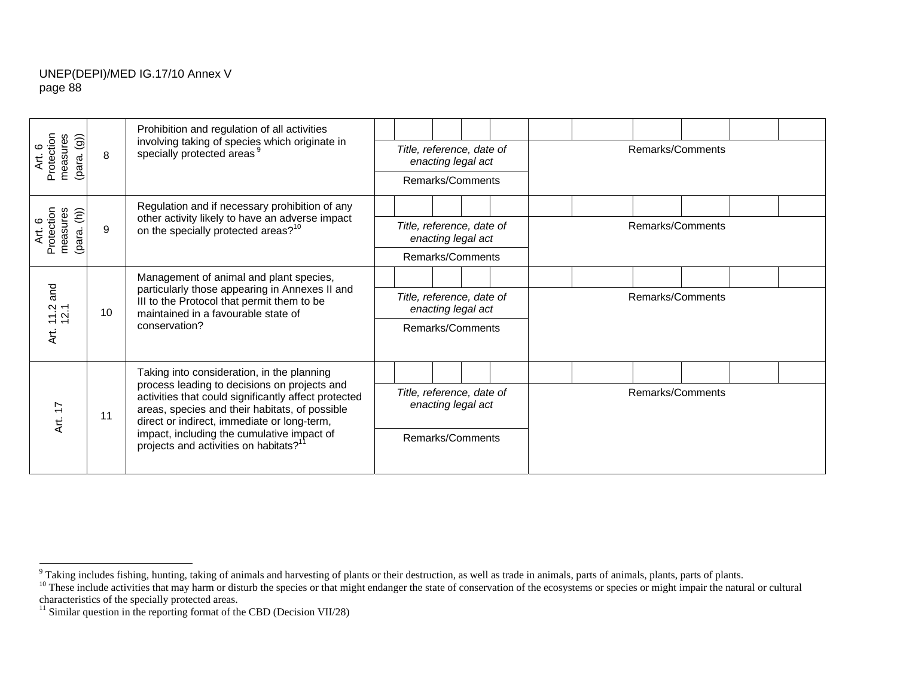| Art. 6 Protection measures (para. (g)) | 8 | Prohibition and regulation of all activities involving taking of species which originate in specially protected areas [9] | | | | | | | | | | | |
|---|---|---|---|---|---|---|---|---|---|---|---|---|---|
| | | | *Title, reference, date of enacting legal act* | | | | | Remarks/Comments | | | | | |
| | | | Remarks/Comments | | | | | | | | | | |
| Art. 6 Protection measures (para. (h)) | 9 | Regulation and if necessary prohibition of any other activity likely to have an adverse impact on the specially protected areas?[10] | | | | | | | | | | | |
| | | | *Title, reference, date of enacting legal act* | | | | | Remarks/Comments | | | | | |
| | | | Remarks/Comments | | | | | | | | | | |
| Art. 11.2 and 12.1 | 10 | Management of animal and plant species, particularly those appearing in Annexes II and III to the Protocol that permit them to be maintained in a favourable state of conservation? | | | | | | | | | | | |
| | | | *Title, reference, date of enacting legal act* | | | | | Remarks/Comments | | | | | |
| | | | Remarks/Comments | | | | | | | | | | |
| Art. 17 | 11 | Taking into consideration, in the planning process leading to decisions on projects and activities that could significantly affect protected areas, species and their habitats, of possible direct or indirect, immediate or long-term, impact, including the cumulative impact of projects and activities on habitats?[11] | | | | | | | | | | | |
| | | | *Title, reference, date of enacting legal act* | | | | | Remarks/Comments | | | | | |
| | | | Remarks/Comments | | | | | | | | | | |

[9] Taking includes fishing, hunting, taking of animals and harvesting of plants or their destruction, as well as trade in animals, parts of animals, plants, parts of plants.

[10] These include activities that may harm or disturb the species or that might endanger the state of conservation of the ecosystems or species or might impair the natural or cultural characteristics of the specially protected areas.

[11] Similar question in the reporting format of the CBD (Decision VII/28)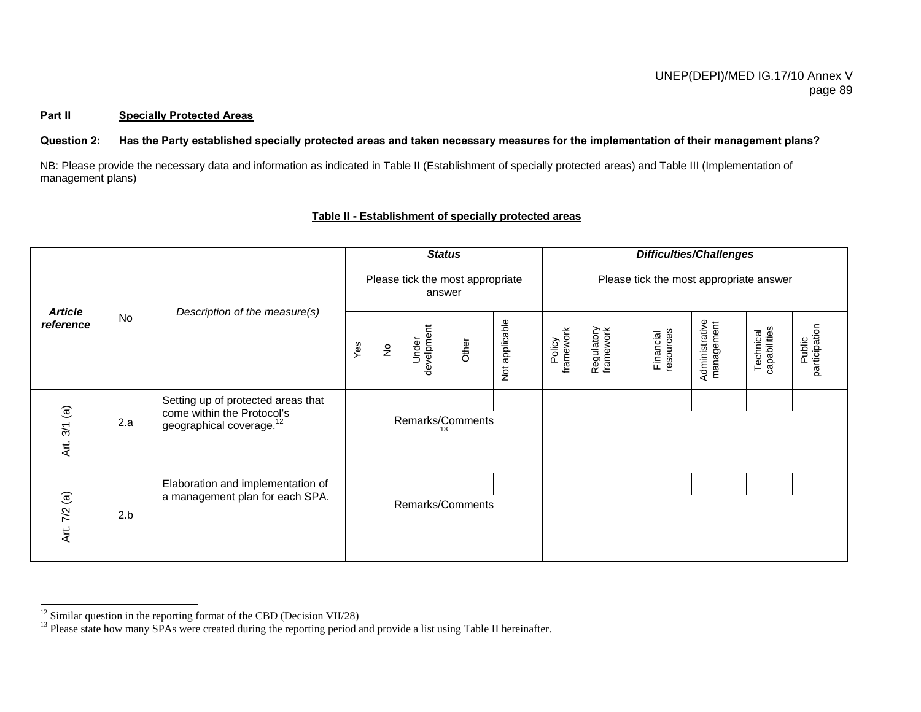**Part II Specially Protected Areas**

**Question 2: Has the Party established specially protected areas and taken necessary measures for the implementation of their management plans?**

NB: Please provide the necessary data and information as indicated in Table II (Establishment of specially protected areas) and Table III (Implementation of management plans)

**Table II - Establishment of specially protected areas**

| *Article reference* | No | *Description of the measure(s)* | ***Status*** Please tick the most appropriate answer | | | | | ***Difficulties/Challenges*** Please tick the most appropriate answer | | | | | |
|---|---|---|---|---|---|---|---|---|---|---|---|---|---|
| | | | Yes | No | Under develpment | Other | Not applicable | Policy framework | Regulatory framework | Financial resources | Administrative management | Technical capabilities | Public participation |
| Art. 3/1 (a) | 2.a | Setting up of protected areas that come within the Protocol's geographical coverage.[12] | | | | | | | | | | | |
| | | | Remarks/Comments[13] | | | | | | | | | | |
| Art. 7/2 (a) | 2.b | Elaboration and implementation of a management plan for each SPA. | | | | | | | | | | | |
| | | | Remarks/Comments | | | | | | | | | | |

[12] Similar question in the reporting format of the CBD (Decision VII/28)

[13] Please state how many SPAs were created during the reporting period and provide a list using Table II hereinafter.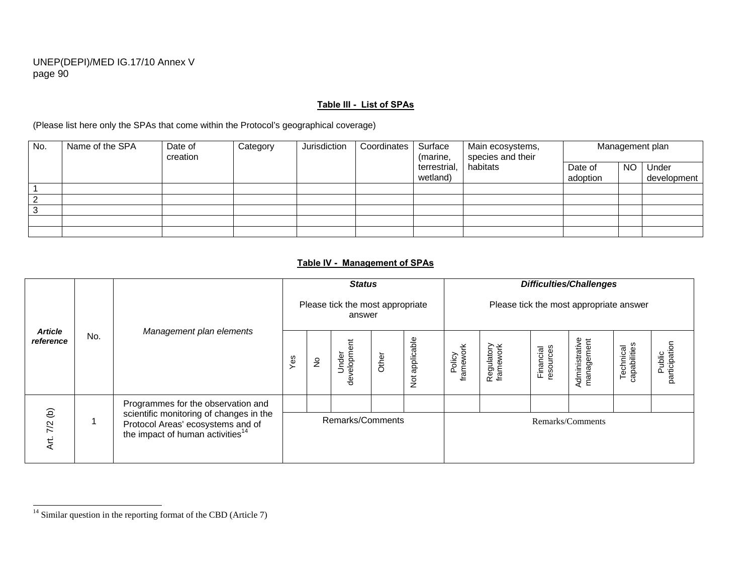**Table III - List of SPAs**

(Please list here only the SPAs that come within the Protocol's geographical coverage)

| No. | Name of the SPA | Date of creation | Category | Jurisdiction | Coordinates | Surface (marine, terrestrial, wetland) | Main ecosystems, species and their habitats | Management plan | | |
|---|---|---|---|---|---|---|---|---|---|---|
| | | | | | | | | Date of adoption | NO | Under development |
| 1 | | | | | | | | | | |
| 2 | | | | | | | | | | |
| 3 | | | | | | | | | | |
| | | | | | | | | | | |
| | | | | | | | | | | |

**Table IV - Management of SPAs**

| *Article reference* | No. | *Management plan elements* | ***Status*** Please tick the most appropriate answer | | | | | ***Difficulties/Challenges*** Please tick the most appropriate answer | | | | | |
|---|---|---|---|---|---|---|---|---|---|---|---|---|---|
| | | | Yes | No | Under development | Other | Not applicable | Policy framework | Regulatory framework | Financial resources | Administrative management | Technical capabilities | Public participation |
| Art. 7/2 (b) | 1 | Programmes for the observation and scientific monitoring of changes in the Protocol Areas' ecosystems and of the impact of human activities[14] | | | | | | | | | | | |
| | | | Remarks/Comments | | | | | Remarks/Comments | | | | | |

[14] Similar question in the reporting format of the CBD (Article 7)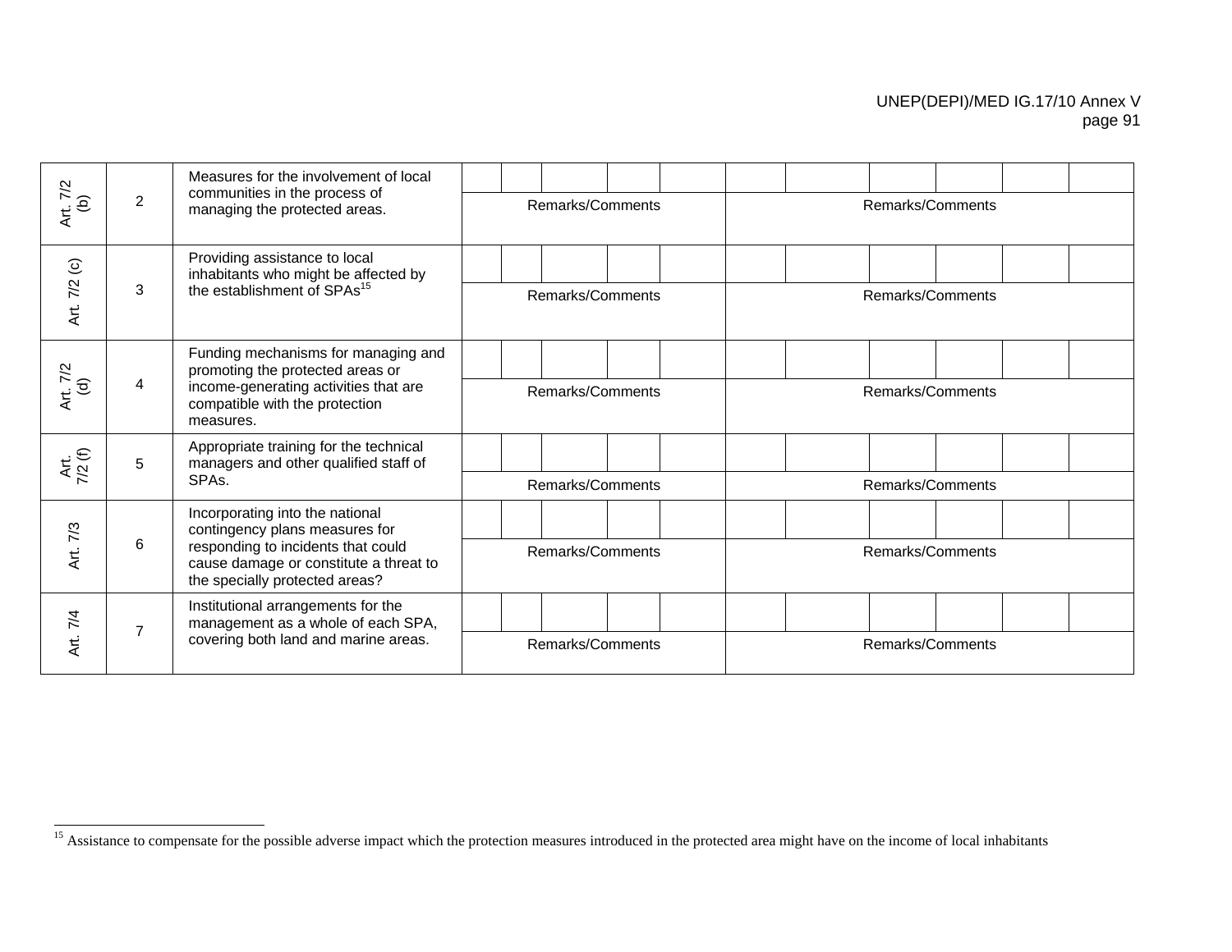| Art. 7/2 (b) | 2 | Measures for the involvement of local communities in the process of managing the protected areas. | | | | | | | | | | | |
|---|---|---|---|---|---|---|---|---|---|---|---|---|---|
| | | | Remarks/Comments | | | | | Remarks/Comments | | | | | |
| Art. 7/2 (c) | 3 | Providing assistance to local inhabitants who might be affected by the establishment of SPAs[15] | | | | | | | | | | | |
| | | | Remarks/Comments | | | | | Remarks/Comments | | | | | |
| Art. 7/2 (d) | 4 | Funding mechanisms for managing and promoting the protected areas or income-generating activities that are compatible with the protection measures. | | | | | | | | | | | |
| | | | Remarks/Comments | | | | | Remarks/Comments | | | | | |
| Art. 7/2 (f) | 5 | Appropriate training for the technical managers and other qualified staff of SPAs. | | | | | | | | | | | |
| | | | Remarks/Comments | | | | | Remarks/Comments | | | | | |
| Art. 7/3 | 6 | Incorporating into the national contingency plans measures for responding to incidents that could cause damage or constitute a threat to the specially protected areas? | | | | | | | | | | | |
| | | | Remarks/Comments | | | | | Remarks/Comments | | | | | |
| Art. 7/4 | 7 | Institutional arrangements for the management as a whole of each SPA, covering both land and marine areas. | | | | | | | | | | | |
| | | | Remarks/Comments | | | | | Remarks/Comments | | | | | |

[15] Assistance to compensate for the possible adverse impact which the protection measures introduced in the protected area might have on the income of local inhabitants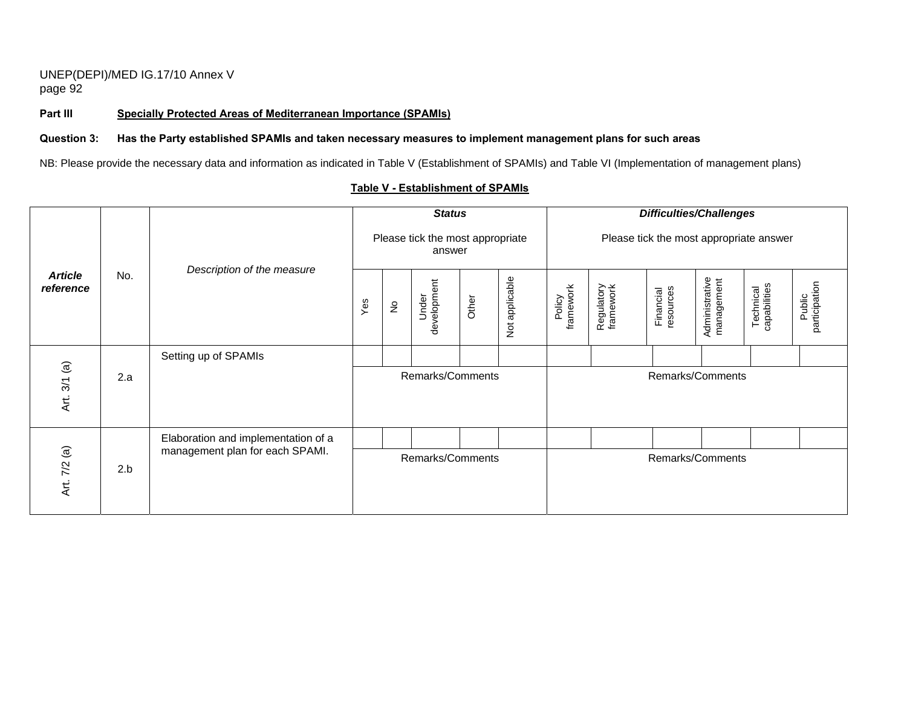**Part III Specially Protected Areas of Mediterranean Importance (SPAMIs)**

**Question 3: Has the Party established SPAMIs and taken necessary measures to implement management plans for such areas**

NB: Please provide the necessary data and information as indicated in Table V (Establishment of SPAMIs) and Table VI (Implementation of management plans)

**Table V - Establishment of SPAMIs**

| *Article reference* | No. | *Description of the measure* | ***Status*** Please tick the most appropriate answer | | | | | ***Difficulties/Challenges*** Please tick the most appropriate answer | | | | | |
|---|---|---|---|---|---|---|---|---|---|---|---|---|---|
| | | | Yes | No | Under development | Other | Not applicable | Policy framework | Regulatory framework | Financial resources | Administrative management | Technical capabilities | Public participation |
| Art. 3/1 (a) | 2.a | Setting up of SPAMIs | | | | | | | | | | | |
| | | | Remarks/Comments | | | | | Remarks/Comments | | | | | |
| Art. 7/2 (a) | 2.b | Elaboration and implementation of a management plan for each SPAMI. | | | | | | | | | | | |
| | | | Remarks/Comments | | | | | Remarks/Comments | | | | | |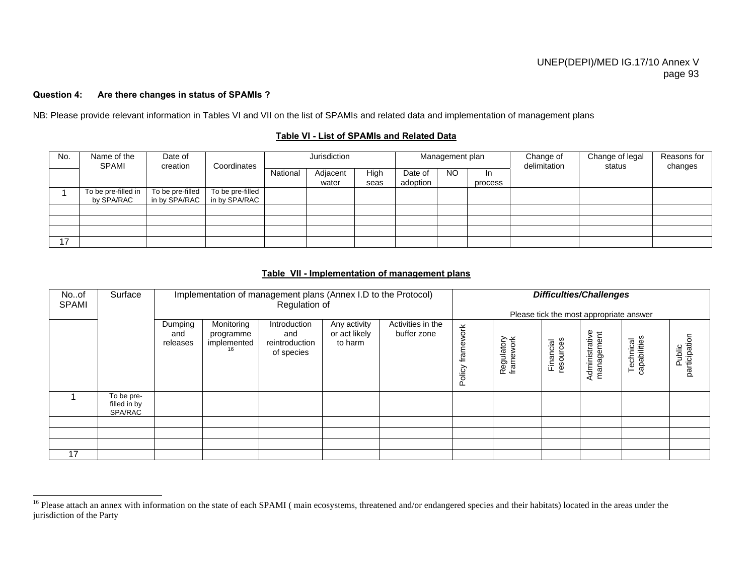**Question 4: Are there changes in status of SPAMIs ?**

NB: Please provide relevant information in Tables VI and VII on the list of SPAMIs and related data and implementation of management plans

**Table VI - List of SPAMIs and Related Data**

| No. | Name of the SPAMI | Date of creation | Coordinates | Jurisdiction | | | Management plan | | | Change of delimitation | Change of legal status | Reasons for changes |
|---|---|---|---|---|---|---|---|---|---|---|---|---|
| | | | | National | Adjacent water | High seas | Date of adoption | NO | In process | | | |
| 1 | To be pre-filled in by SPA/RAC | To be pre-filled in by SPA/RAC | To be pre-filled in by SPA/RAC | | | | | | | | | |
| | | | | | | | | | | | | |
| | | | | | | | | | | | | |
| | | | | | | | | | | | | |
| 17 | | | | | | | | | | | | |

**Table VII - Implementation of management plans**

| No..of SPAMI | Surface | Implementation of management plans (Annex I.D to the Protocol) Regulation of | | | | | ***Difficulties/Challenges*** Please tick the most appropriate answer | | | | | |
|---|---|---|---|---|---|---|---|---|---|---|---|---|
| | | Dumping and releases | Monitoring programme implemented[16] | Introduction and reintroduction of species | Any activity or act likely to harm | Activities in the buffer zone | Policy framework | Regulatory framework | Financial resources | Administrative management | Technical capabilities | Public participation |
| 1 | To be pre-filled in by SPA/RAC | | | | | | | | | | | |
| | | | | | | | | | | | | |
| | | | | | | | | | | | | |
| | | | | | | | | | | | | |
| 17 | | | | | | | | | | | | |

[16] Please attach an annex with information on the state of each SPAMI ( main ecosystems, threatened and/or endangered species and their habitats) located in the areas under the jurisdiction of the Party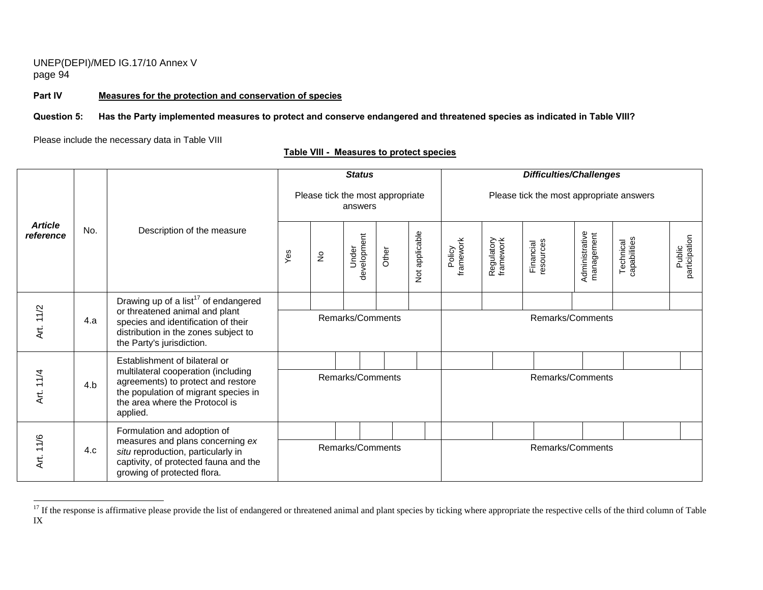**Part IV Measures for the protection and conservation of species**

**Question 5: Has the Party implemented measures to protect and conserve endangered and threatened species as indicated in Table VIII?**

Please include the necessary data in Table VIII

**Table VIII - Measures to protect species**

| *Article reference* | No. | Description of the measure | ***Status*** Please tick the most appropriate answers | | | | | ***Difficulties/Challenges*** Please tick the most appropriate answers | | | | | |
|---|---|---|---|---|---|---|---|---|---|---|---|---|---|
| | | | Yes | No | Under development | Other | Not applicable | Policy framework | Regulatory framework | Financial resources | Administrative management | Technical capabilities | Public participation |
| Art. 11/2 | 4.a | Drawing up of a list[17] of endangered or threatened animal and plant species and identification of their distribution in the zones subject to the Party's jurisdiction. | | | | | | | | | | | |
| | | | Remarks/Comments | | | | | Remarks/Comments | | | | | |
| Art. 11/4 | 4.b | Establishment of bilateral or multilateral cooperation (including agreements) to protect and restore the population of migrant species in the area where the Protocol is applied. | | | | | | | | | | | |
| | | | Remarks/Comments | | | | | Remarks/Comments | | | | | |
| Art. 11/6 | 4.c | Formulation and adoption of measures and plans concerning *ex situ* reproduction, particularly in captivity, of protected fauna and the growing of protected flora. | | | | | | | | | | | |
| | | | Remarks/Comments | | | | | Remarks/Comments | | | | | |

[17] If the response is affirmative please provide the list of endangered or threatened animal and plant species by ticking where appropriate the respective cells of the third column of Table IX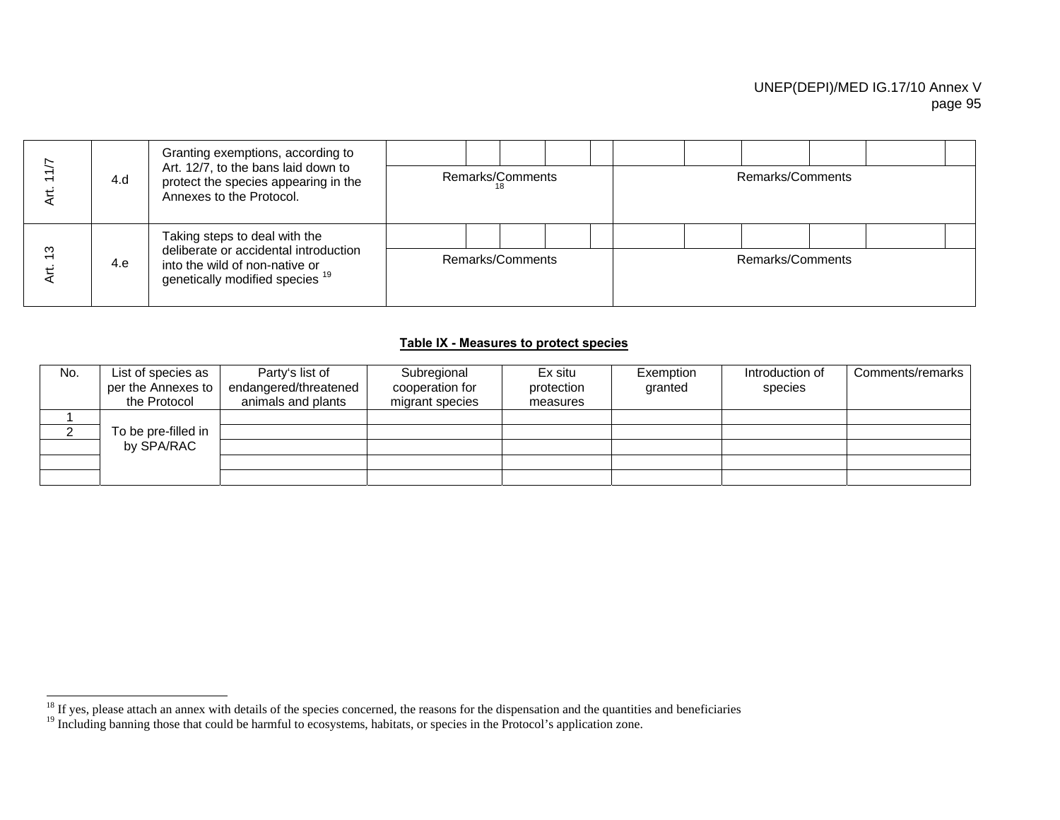| Art. 11/7 | 4.d | Granting exemptions, according to Art. 12/7, to the bans laid down to protect the species appearing in the Annexes to the Protocol. | | | | | | | | | | | |
|---|---|---|---|---|---|---|---|---|---|---|---|---|
| | | | Remarks/Comments [18] | | | | | Remarks/Comments | | | | | |
| Art. 13 | 4.e | Taking steps to deal with the deliberate or accidental introduction into the wild of non-native or genetically modified species [19] | | | | | | | | | | | |
| | | | Remarks/Comments | | | | | Remarks/Comments | | | | | |

**Table IX - Measures to protect species**

| No. | List of species as per the Annexes to the Protocol | Party's list of endangered/threatened animals and plants | Subregional cooperation for migrant species | Ex situ protection measures | Exemption granted | Introduction of species | Comments/remarks |
|---|---|---|---|---|---|---|---|
| 1 | To be pre-filled in by SPA/RAC | | | | | | |
| 2 | | | | | | | |
| | | | | | | | |
| | | | | | | | |
| | | | | | | | |

[18] If yes, please attach an annex with details of the species concerned, the reasons for the dispensation and the quantities and beneficiaries

[19] Including banning those that could be harmful to ecosystems, habitats, or species in the Protocol's application zone.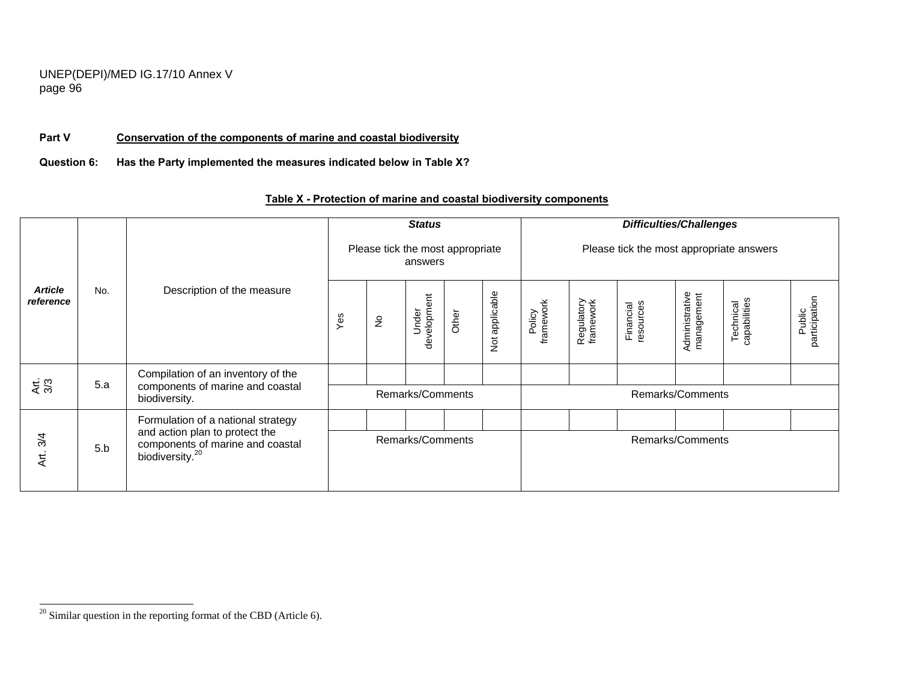**Part V** **Conservation of the components of marine and coastal biodiversity**

**Question 6:** **Has the Party implemented the measures indicated below in Table X?**

**Table X - Protection of marine and coastal biodiversity components**

| ***Article reference*** | No. | Description of the measure | ***Status*** Please tick the most appropriate answers | | | | | ***Difficulties/Challenges*** Please tick the most appropriate answers | | | | | |
|---|---|---|---|---|---|---|---|---|---|---|---|---|---|
| | | | Yes | No | Under development | Other | Not applicable | Policy framework | Regulatory framework | Financial resources | Administrative management | Technical capabilities | Public participation |
| Art. 3/3 | 5.a | Compilation of an inventory of the components of marine and coastal biodiversity. | | | | | | | | | | | |
| | | | Remarks/Comments | | | | | Remarks/Comments | | | | | |
| Art. 3/4 | 5.b | Formulation of a national strategy and action plan to protect the components of marine and coastal biodiversity.[20] | | | | | | | | | | | |
| | | | Remarks/Comments | | | | | Remarks/Comments | | | | | |

[20] Similar question in the reporting format of the CBD (Article 6).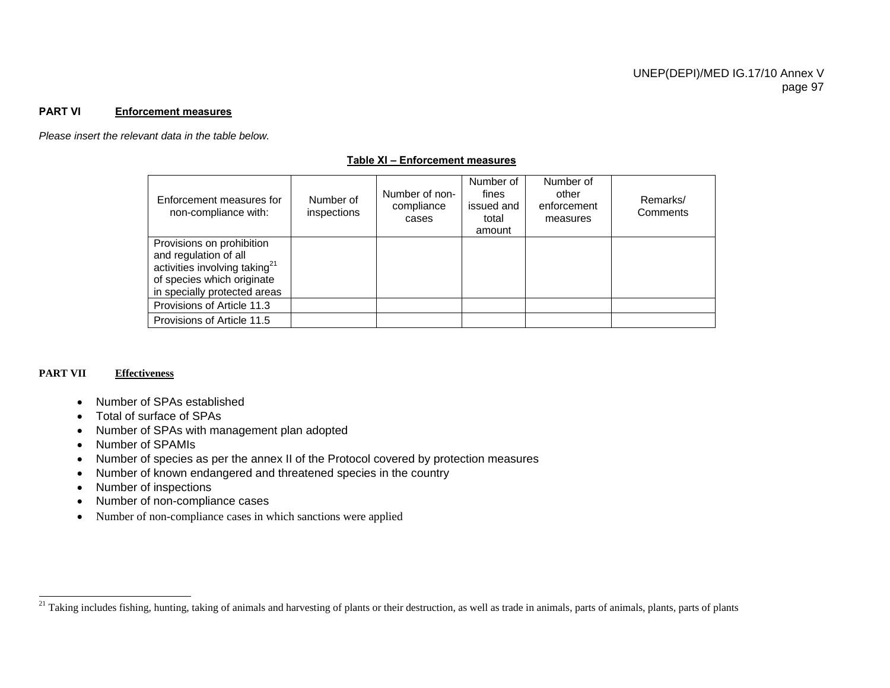**PART VI** **Enforcement measures**

*Please insert the relevant data in the table below.*

**Table XI – Enforcement measures**

| Enforcement measures for non-compliance with: | Number of inspections | Number of non-compliance cases | Number of fines issued and total amount | Number of other enforcement measures | Remarks/ Comments |
|---|---|---|---|---|---|
| Provisions on prohibition and regulation of all activities involving taking[21] of species which originate in specially protected areas | | | | | |
| Provisions of Article 11.3 | | | | | |
| Provisions of Article 11.5 | | | | | |

**PART VII** **Effectiveness**

- Number of SPAs established
- Total of surface of SPAs
- Number of SPAs with management plan adopted
- Number of SPAMIs
- Number of species as per the annex II of the Protocol covered by protection measures
- Number of known endangered and threatened species in the country
- Number of inspections
- Number of non-compliance cases
- Number of non-compliance cases in which sanctions were applied

[21] Taking includes fishing, hunting, taking of animals and harvesting of plants or their destruction, as well as trade in animals, parts of animals, plants, parts of plants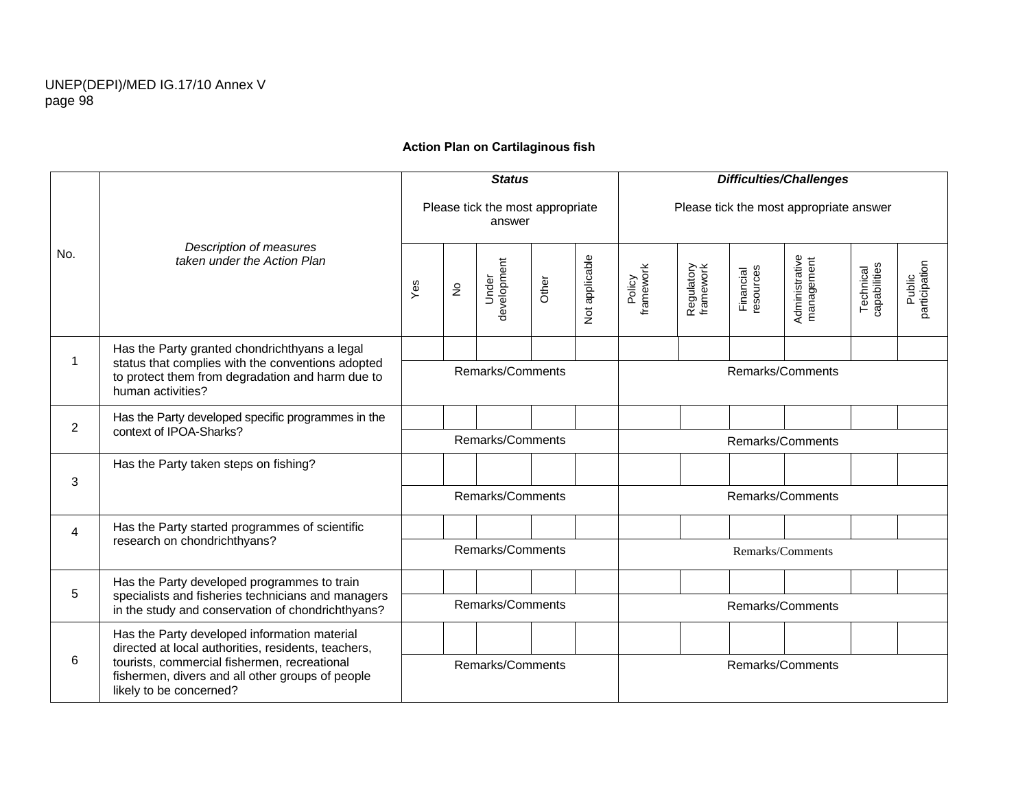**Action Plan on Cartilaginous fish**

| No. | *Description of measures taken under the Action Plan* | ***Status*** Please tick the most appropriate answer | | | | | ***Difficulties/Challenges*** Please tick the most appropriate answer | | | | | |
|---|---|---|---|---|---|---|---|---|---|---|---|---|
| | | Yes | No | Under development | Other | Not applicable | Policy framework | Regulatory framework | Financial resources | Administrative management | Technical capabilities | Public participation |
| 1 | Has the Party granted chondrichthyans a legal status that complies with the conventions adopted to protect them from degradation and harm due to human activities? | | | | | | | | | | | |
| | | Remarks/Comments | | | | | Remarks/Comments | | | | | |
| 2 | Has the Party developed specific programmes in the context of IPOA-Sharks? | | | | | | | | | | | |
| | | Remarks/Comments | | | | | Remarks/Comments | | | | | |
| 3 | Has the Party taken steps on fishing? | | | | | | | | | | | |
| | | Remarks/Comments | | | | | Remarks/Comments | | | | | |
| 4 | Has the Party started programmes of scientific research on chondrichthyans? | | | | | | | | | | | |
| | | Remarks/Comments | | | | | Remarks/Comments | | | | | |
| 5 | Has the Party developed programmes to train specialists and fisheries technicians and managers in the study and conservation of chondrichthyans? | | | | | | | | | | | |
| | | Remarks/Comments | | | | | Remarks/Comments | | | | | |
| 6 | Has the Party developed information material directed at local authorities, residents, teachers, tourists, commercial fishermen, recreational fishermen, divers and all other groups of people likely to be concerned? | | | | | | | | | | | |
| | | Remarks/Comments | | | | | Remarks/Comments | | | | | |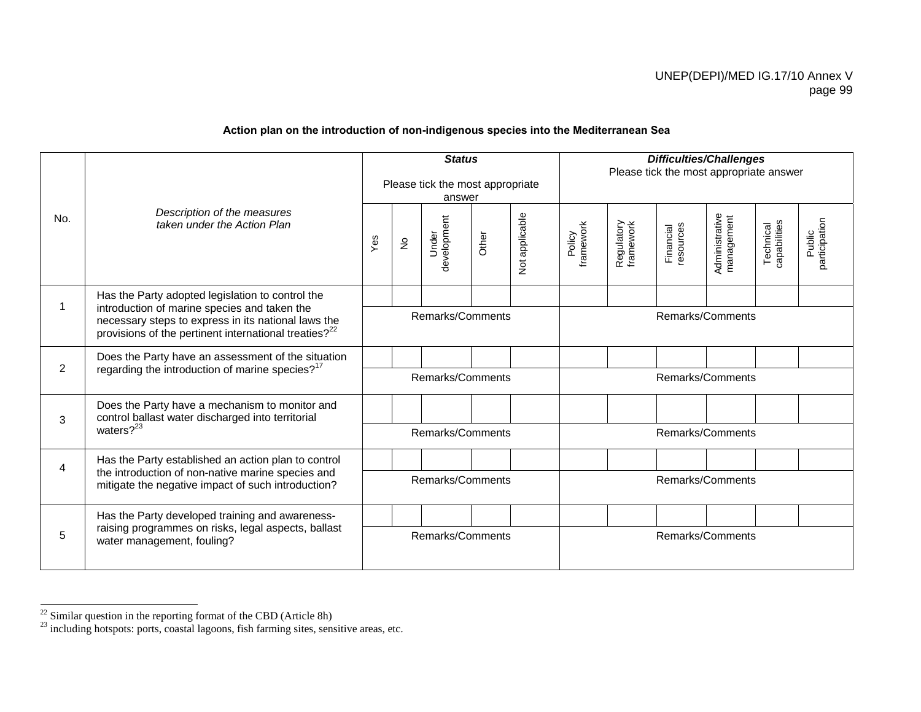**Action plan on the introduction of non-indigenous species into the Mediterranean Sea**

| No. | *Description of the measures taken under the Action Plan* | ***Status*** Please tick the most appropriate answer | | | | | ***Difficulties/Challenges*** Please tick the most appropriate answer | | | | | |
|---|---|---|---|---|---|---|---|---|---|---|---|---|
| | | Yes | No | Under development | Other | Not applicable | Policy framework | Regulatory framework | Financial resources | Administrative management | Technical capabilities | Public participation |
| 1 | Has the Party adopted legislation to control the introduction of marine species and taken the necessary steps to express in its national laws the provisions of the pertinent international treaties?[22] | | | | | | | | | | | |
| | | Remarks/Comments | | | | | Remarks/Comments | | | | | |
| 2 | Does the Party have an assessment of the situation regarding the introduction of marine species?[17] | | | | | | | | | | | |
| | | Remarks/Comments | | | | | Remarks/Comments | | | | | |
| 3 | Does the Party have a mechanism to monitor and control ballast water discharged into territorial waters?[23] | | | | | | | | | | | |
| | | Remarks/Comments | | | | | Remarks/Comments | | | | | |
| 4 | Has the Party established an action plan to control the introduction of non-native marine species and mitigate the negative impact of such introduction? | | | | | | | | | | | |
| | | Remarks/Comments | | | | | Remarks/Comments | | | | | |
| 5 | Has the Party developed training and awareness-raising programmes on risks, legal aspects, ballast water management, fouling? | | | | | | | | | | | |
| | | Remarks/Comments | | | | | Remarks/Comments | | | | | |

[22] Similar question in the reporting format of the CBD (Article 8h)

[23] including hotspots: ports, coastal lagoons, fish farming sites, sensitive areas, etc.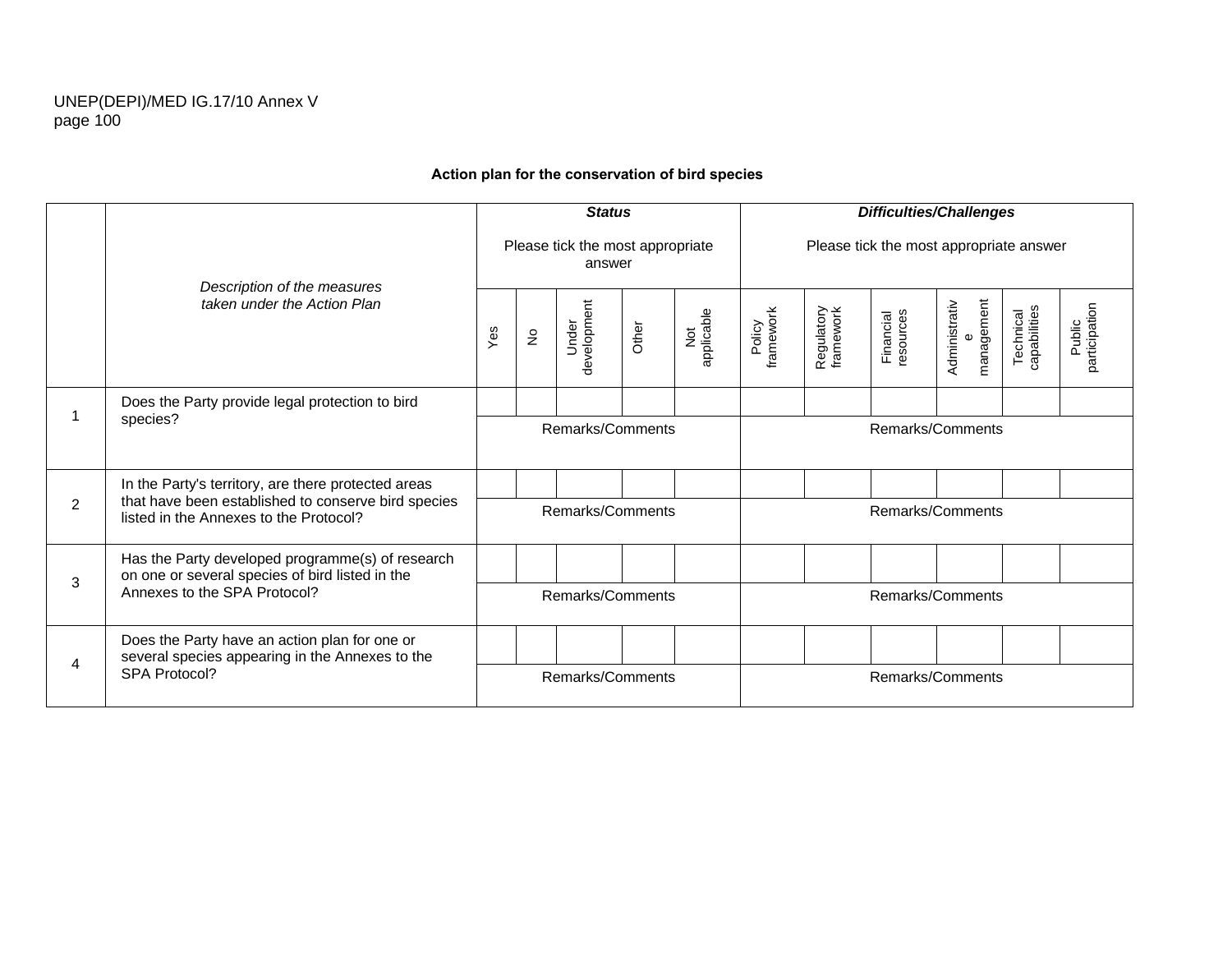**Action plan for the conservation of bird species**

| | Description of the measures taken under the Action Plan | ***Status*** Please tick the most appropriate answer | | | | | ***Difficulties/Challenges*** Please tick the most appropriate answer | | | | | |
|---|---|---|---|---|---|---|---|---|---|---|---|---|
| | | Yes | No | Under development | Other | Not applicable | Policy framework | Regulatory framework | Financial resources | Administrative management | Technical capabilities | Public participation |
| 1 | Does the Party provide legal protection to bird species? | | | | | | | | | | | |
| | | Remarks/Comments | | | | | Remarks/Comments | | | | | |
| 2 | In the Party's territory, are there protected areas that have been established to conserve bird species listed in the Annexes to the Protocol? | | | | | | | | | | | |
| | | Remarks/Comments | | | | | Remarks/Comments | | | | | |
| 3 | Has the Party developed programme(s) of research on one or several species of bird listed in the Annexes to the SPA Protocol? | | | | | | | | | | | |
| | | Remarks/Comments | | | | | Remarks/Comments | | | | | |
| 4 | Does the Party have an action plan for one or several species appearing in the Annexes to the SPA Protocol? | | | | | | | | | | | |
| | | Remarks/Comments | | | | | Remarks/Comments | | | | | |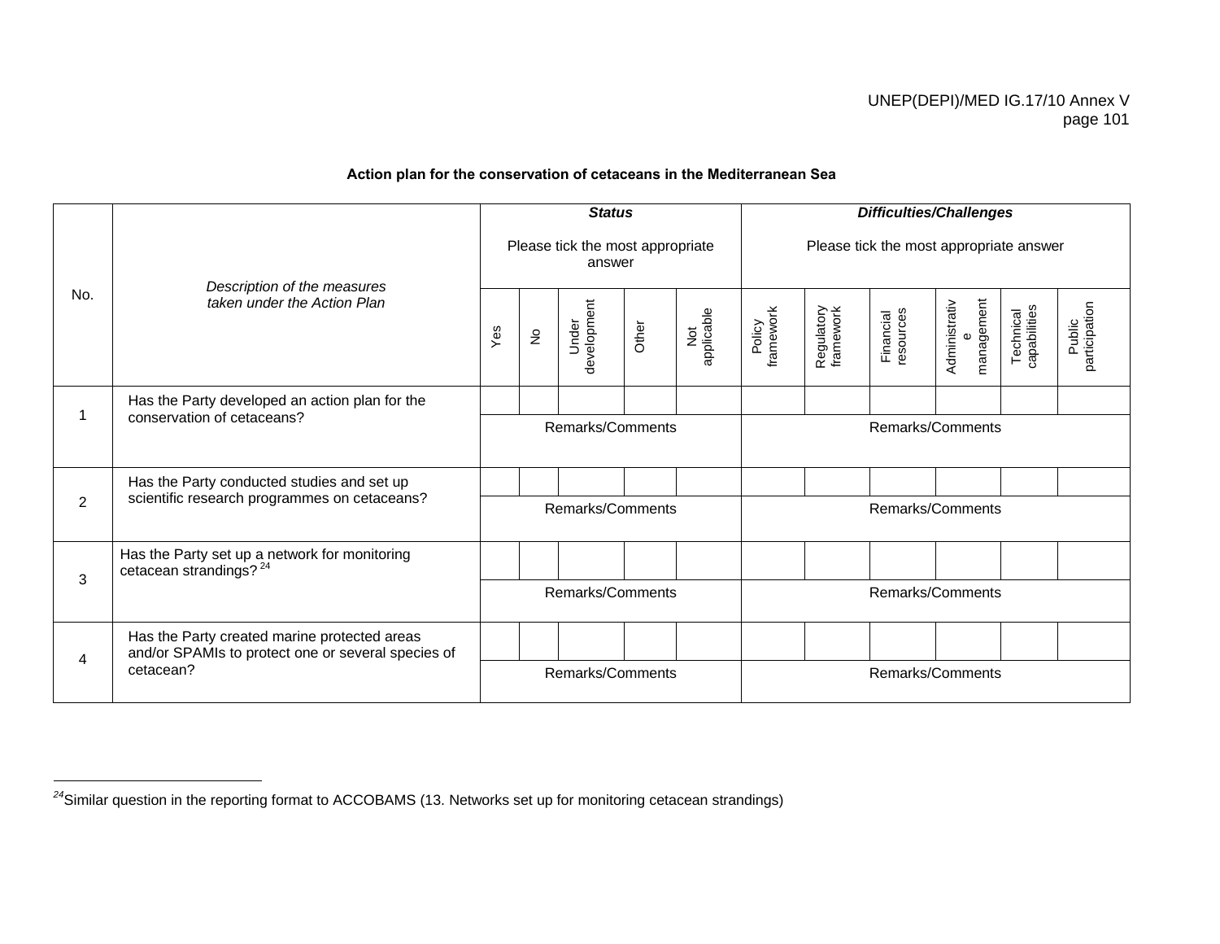**Action plan for the conservation of cetaceans in the Mediterranean Sea**

| No. | *Description of the measures taken under the Action Plan* | ***Status*** Please tick the most appropriate answer | | | | | ***Difficulties/Challenges*** Please tick the most appropriate answer | | | | | |
|---|---|---|---|---|---|---|---|---|---|---|---|---|
| | | Yes | No | Under development | Other | Not applicable | Policy framework | Regulatory framework | Financial resources | Administrative management | Technical capabilities | Public participation |
| 1 | Has the Party developed an action plan for the conservation of cetaceans? | | | | | | | | | | | |
| | | Remarks/Comments | | | | | Remarks/Comments | | | | | |
| 2 | Has the Party conducted studies and set up scientific research programmes on cetaceans? | | | | | | | | | | | |
| | | Remarks/Comments | | | | | Remarks/Comments | | | | | |
| 3 | Has the Party set up a network for monitoring cetacean strandings? [24] | | | | | | | | | | | |
| | | Remarks/Comments | | | | | Remarks/Comments | | | | | |
| 4 | Has the Party created marine protected areas and/or SPAMIs to protect one or several species of cetacean? | | | | | | | | | | | |
| | | Remarks/Comments | | | | | Remarks/Comments | | | | | |

---

[24] Similar question in the reporting format to ACCOBAMS (13. Networks set up for monitoring cetacean strandings)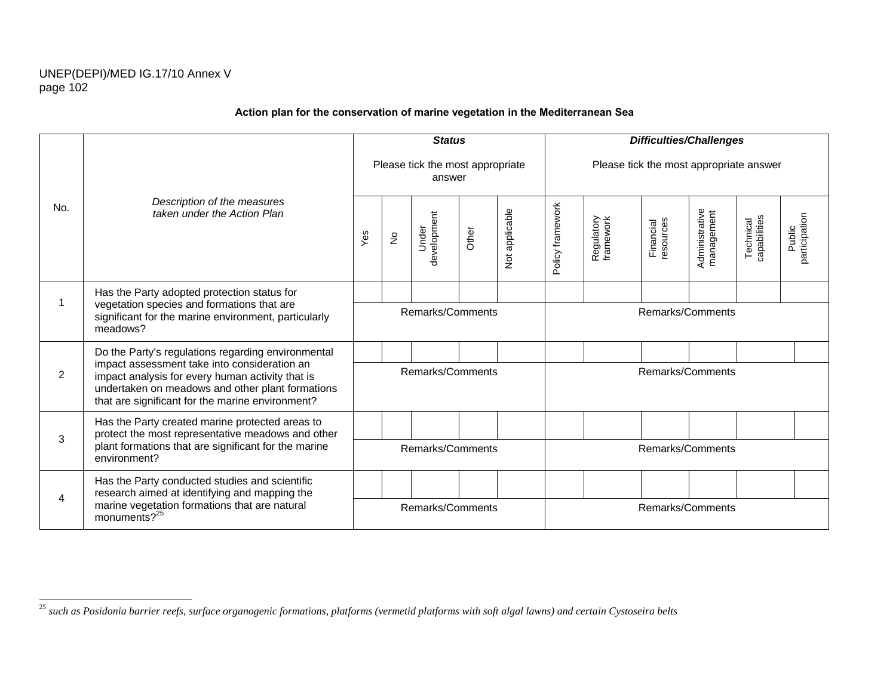**Action plan for the conservation of marine vegetation in the Mediterranean Sea**

| No. | *Description of the measures taken under the Action Plan* | ***Status*** Please tick the most appropriate answer | | | | | ***Difficulties/Challenges*** Please tick the most appropriate answer | | | | | |
|---|---|---|---|---|---|---|---|---|---|---|---|---|
| | | Yes | No | Under development | Other | Not applicable | Policy framework | Regulatory framework | Financial resources | Administrative management | Technical capabilities | Public participation |
| 1 | Has the Party adopted protection status for vegetation species and formations that are significant for the marine environment, particularly meadows? | | | | | | | | | | | |
| | | Remarks/Comments | | | | | Remarks/Comments | | | | | |
| 2 | Do the Party's regulations regarding environmental impact assessment take into consideration an impact analysis for every human activity that is undertaken on meadows and other plant formations that are significant for the marine environment? | | | | | | | | | | | |
| | | Remarks/Comments | | | | | Remarks/Comments | | | | | |
| 3 | Has the Party created marine protected areas to protect the most representative meadows and other plant formations that are significant for the marine environment? | | | | | | | | | | | |
| | | Remarks/Comments | | | | | Remarks/Comments | | | | | |
| 4 | Has the Party conducted studies and scientific research aimed at identifying and mapping the marine vegetation formations that are natural monuments?[25] | | | | | | | | | | | |
| | | Remarks/Comments | | | | | Remarks/Comments | | | | | |

[25] *such as Posidonia barrier reefs, surface organogenic formations, platforms (vermetid platforms with soft algal lawns) and certain Cystoseira belts*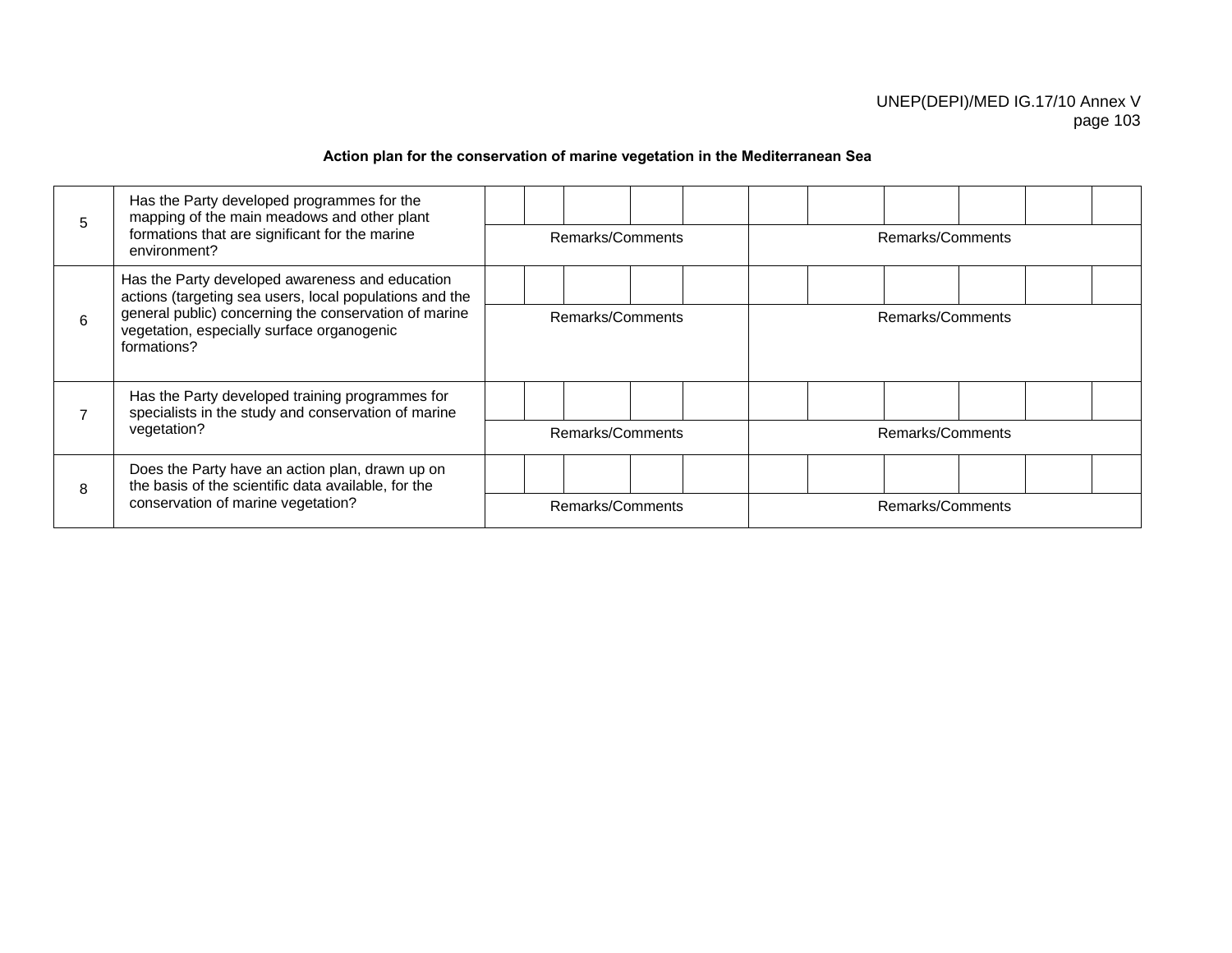**Action plan for the conservation of marine vegetation in the Mediterranean Sea**

| | | | | | | | | | | | | |
|---|---|---|---|---|---|---|---|---|---|---|---|---|
| 5 | Has the Party developed programmes for the mapping of the main meadows and other plant formations that are significant for the marine environment? | | | | | | | | | | | |
| | | Remarks/Comments | | | | | Remarks/Comments | | | | | |
| 6 | Has the Party developed awareness and education actions (targeting sea users, local populations and the general public) concerning the conservation of marine vegetation, especially surface organogenic formations? | | | | | | | | | | | |
| | | Remarks/Comments | | | | | Remarks/Comments | | | | | |
| 7 | Has the Party developed training programmes for specialists in the study and conservation of marine vegetation? | | | | | | | | | | | |
| | | Remarks/Comments | | | | | Remarks/Comments | | | | | |
| 8 | Does the Party have an action plan, drawn up on the basis of the scientific data available, for the conservation of marine vegetation? | | | | | | | | | | | |
| | | Remarks/Comments | | | | | Remarks/Comments | | | | | |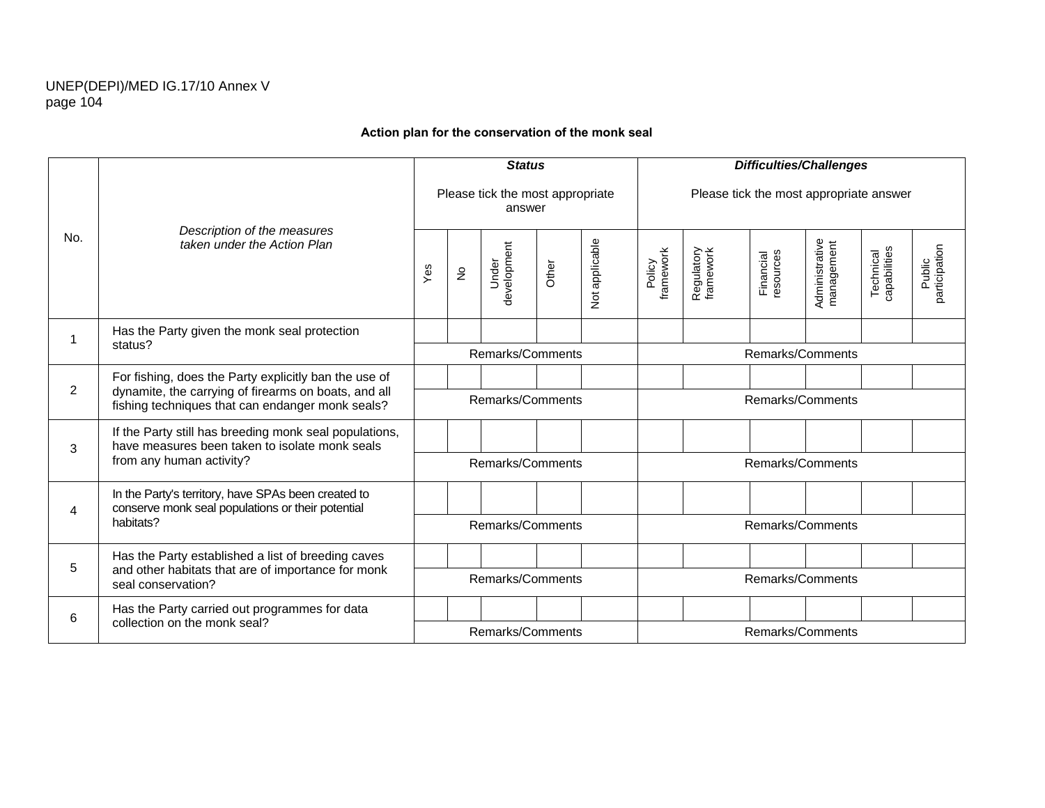**Action plan for the conservation of the monk seal**

| No. | *Description of the measures taken under the Action Plan* | ***Status*** Please tick the most appropriate answer | | | | | ***Difficulties/Challenges*** Please tick the most appropriate answer | | | | | |
|---|---|---|---|---|---|---|---|---|---|---|---|---|
| | | Yes | No | Under development | Other | Not applicable | Policy framework | Regulatory framework | Financial resources | Administrative management | Technical capabilities | Public participation |
| 1 | Has the Party given the monk seal protection status? | | | | | | | | | | | |
| | | Remarks/Comments | | | | | Remarks/Comments | | | | | |
| 2 | For fishing, does the Party explicitly ban the use of dynamite, the carrying of firearms on boats, and all fishing techniques that can endanger monk seals? | | | | | | | | | | | |
| | | Remarks/Comments | | | | | Remarks/Comments | | | | | |
| 3 | If the Party still has breeding monk seal populations, have measures been taken to isolate monk seals from any human activity? | | | | | | | | | | | |
| | | Remarks/Comments | | | | | Remarks/Comments | | | | | |
| 4 | In the Party's territory, have SPAs been created to conserve monk seal populations or their potential habitats? | | | | | | | | | | | |
| | | Remarks/Comments | | | | | Remarks/Comments | | | | | |
| 5 | Has the Party established a list of breeding caves and other habitats that are of importance for monk seal conservation? | | | | | | | | | | | |
| | | Remarks/Comments | | | | | Remarks/Comments | | | | | |
| 6 | Has the Party carried out programmes for data collection on the monk seal? | | | | | | | | | | | |
| | | Remarks/Comments | | | | | Remarks/Comments | | | | | |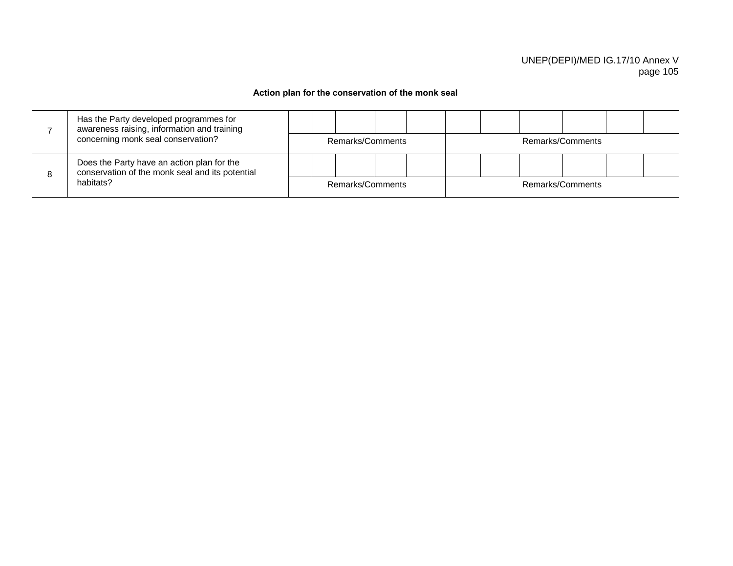**Action plan for the conservation of the monk seal**

| | | | | | | | | | | | | |
|---|---|---|---|---|---|---|---|---|---|---|---|---|
| 7 | Has the Party developed programmes for awareness raising, information and training concerning monk seal conservation? | | | | | | | | | | | |
| | | Remarks/Comments | | | | | Remarks/Comments | | | | | |
| 8 | Does the Party have an action plan for the conservation of the monk seal and its potential habitats? | | | | | | | | | | | |
| | | Remarks/Comments | | | | | Remarks/Comments | | | | | |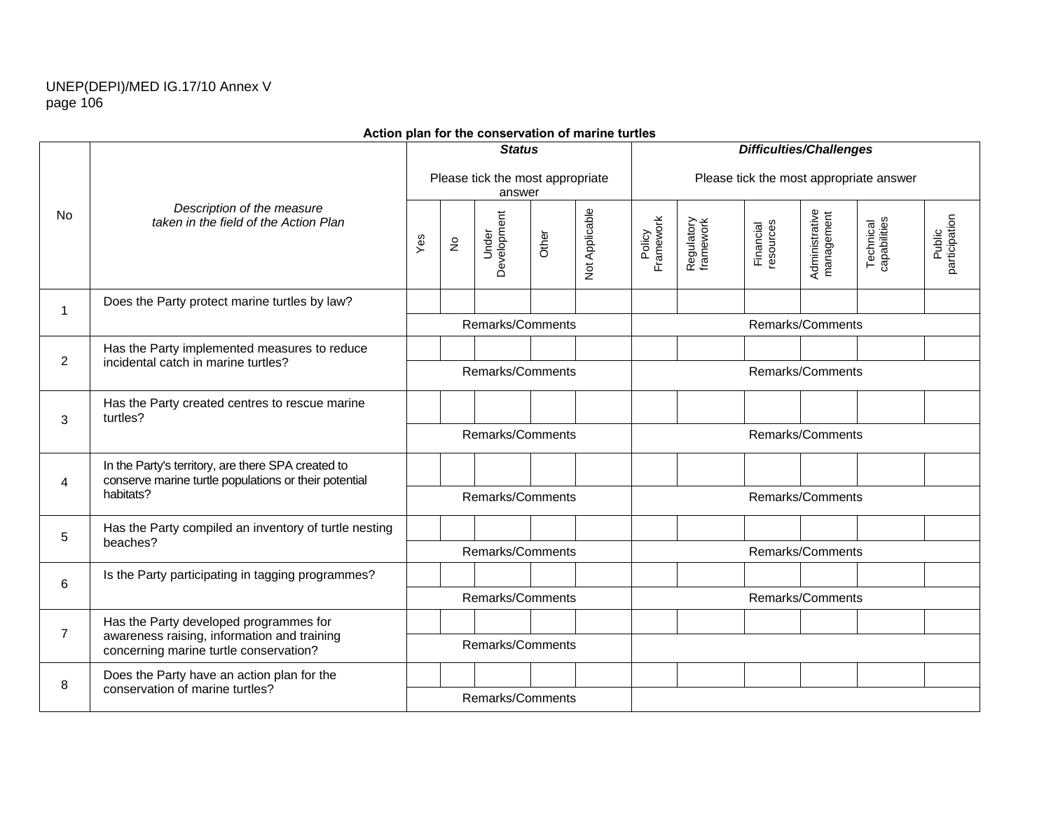**Action plan for the conservation of marine turtles**

| No | *Description of the measure taken in the field of the Action Plan* | ***Status*** Please tick the most appropriate answer | | | | | ***Difficulties/Challenges*** Please tick the most appropriate answer | | | | | |
|---|---|---|---|---|---|---|---|---|---|---|---|---|
| | | Yes | No | Under Development | Other | Not Applicable | Policy Framework | Regulatory framework | Financial resources | Administrative management | Technical capabilities | Public participation |
| 1 | Does the Party protect marine turtles by law? | | | | | | | | | | | |
| | | Remarks/Comments | | | | | Remarks/Comments | | | | | |
| 2 | Has the Party implemented measures to reduce incidental catch in marine turtles? | | | | | | | | | | | |
| | | Remarks/Comments | | | | | Remarks/Comments | | | | | |
| 3 | Has the Party created centres to rescue marine turtles? | | | | | | | | | | | |
| | | Remarks/Comments | | | | | Remarks/Comments | | | | | |
| 4 | In the Party's territory, are there SPA created to conserve marine turtle populations or their potential habitats? | | | | | | | | | | | |
| | | Remarks/Comments | | | | | Remarks/Comments | | | | | |
| 5 | Has the Party compiled an inventory of turtle nesting beaches? | | | | | | | | | | | |
| | | Remarks/Comments | | | | | Remarks/Comments | | | | | |
| 6 | Is the Party participating in tagging programmes? | | | | | | | | | | | |
| | | Remarks/Comments | | | | | Remarks/Comments | | | | | |
| 7 | Has the Party developed programmes for awareness raising, information and training concerning marine turtle conservation? | | | | | | | | | | | |
| | | Remarks/Comments | | | | | | | | | | |
| 8 | Does the Party have an action plan for the conservation of marine turtles? | | | | | | | | | | | |
| | | Remarks/Comments | | | | | | | | | | |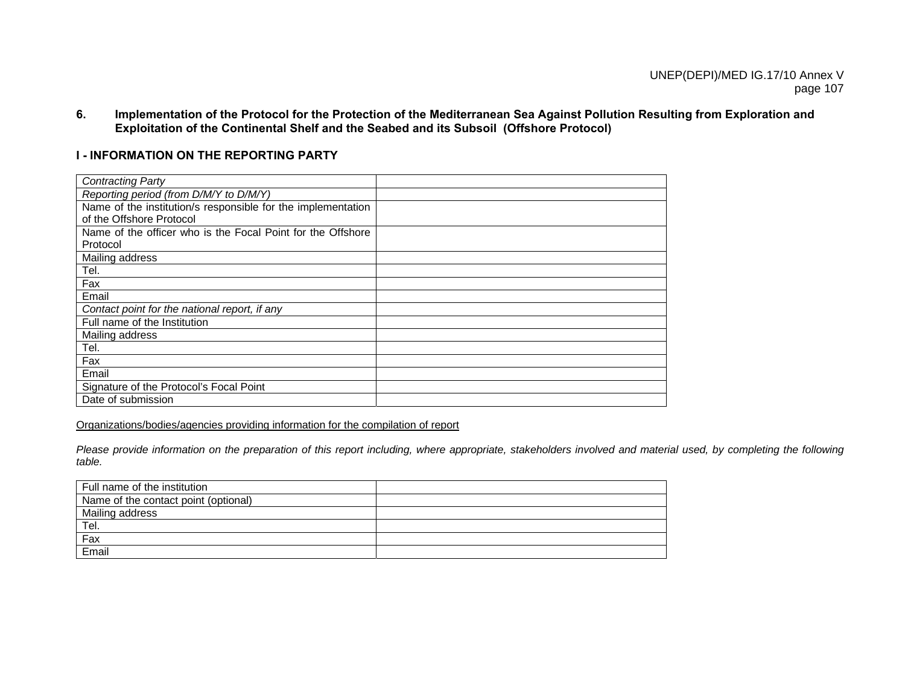## 6. Implementation of the Protocol for the Protection of the Mediterranean Sea Against Pollution Resulting from Exploration and Exploitation of the Continental Shelf and the Seabed and its Subsoil (Offshore Protocol)

### I - INFORMATION ON THE REPORTING PARTY

| *Contracting Party* | |
|---|---|
| *Reporting period (from D/M/Y to D/M/Y)* | |
| Name of the institution/s responsible for the implementation of the Offshore Protocol | |
| Name of the officer who is the Focal Point for the Offshore Protocol | |
| Mailing address | |
| Tel. | |
| Fax | |
| Email | |
| *Contact point for the national report, if any* | |
| Full name of the Institution | |
| Mailing address | |
| Tel. | |
| Fax | |
| Email | |
| Signature of the Protocol's Focal Point | |
| Date of submission | |

<u>Organizations/bodies/agencies providing information for the compilation of report</u>

*Please provide information on the preparation of this report including, where appropriate, stakeholders involved and material used, by completing the following table.*

| Full name of the institution | |
|---|---|
| Name of the contact point (optional) | |
| Mailing address | |
| Tel. | |
| Fax | |
| Email | |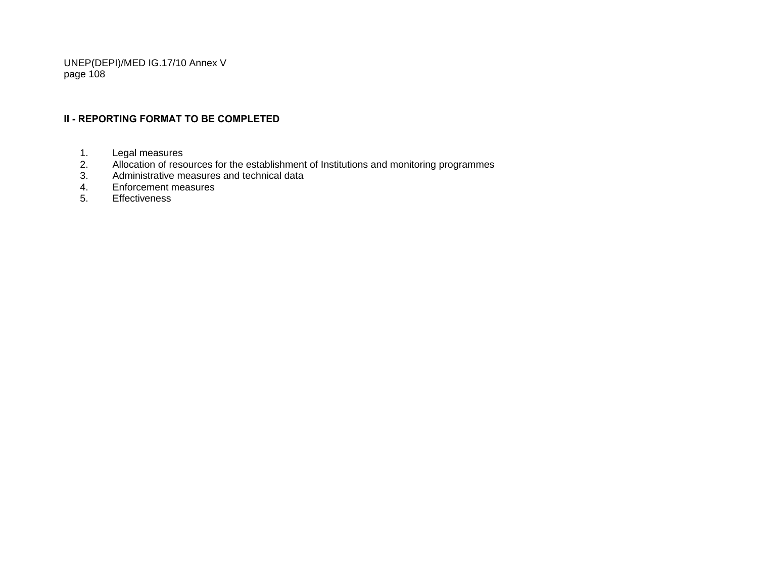**II - REPORTING FORMAT TO BE COMPLETED**

1. Legal measures
2. Allocation of resources for the establishment of Institutions and monitoring programmes
3. Administrative measures and technical data
4. Enforcement measures
5. Effectiveness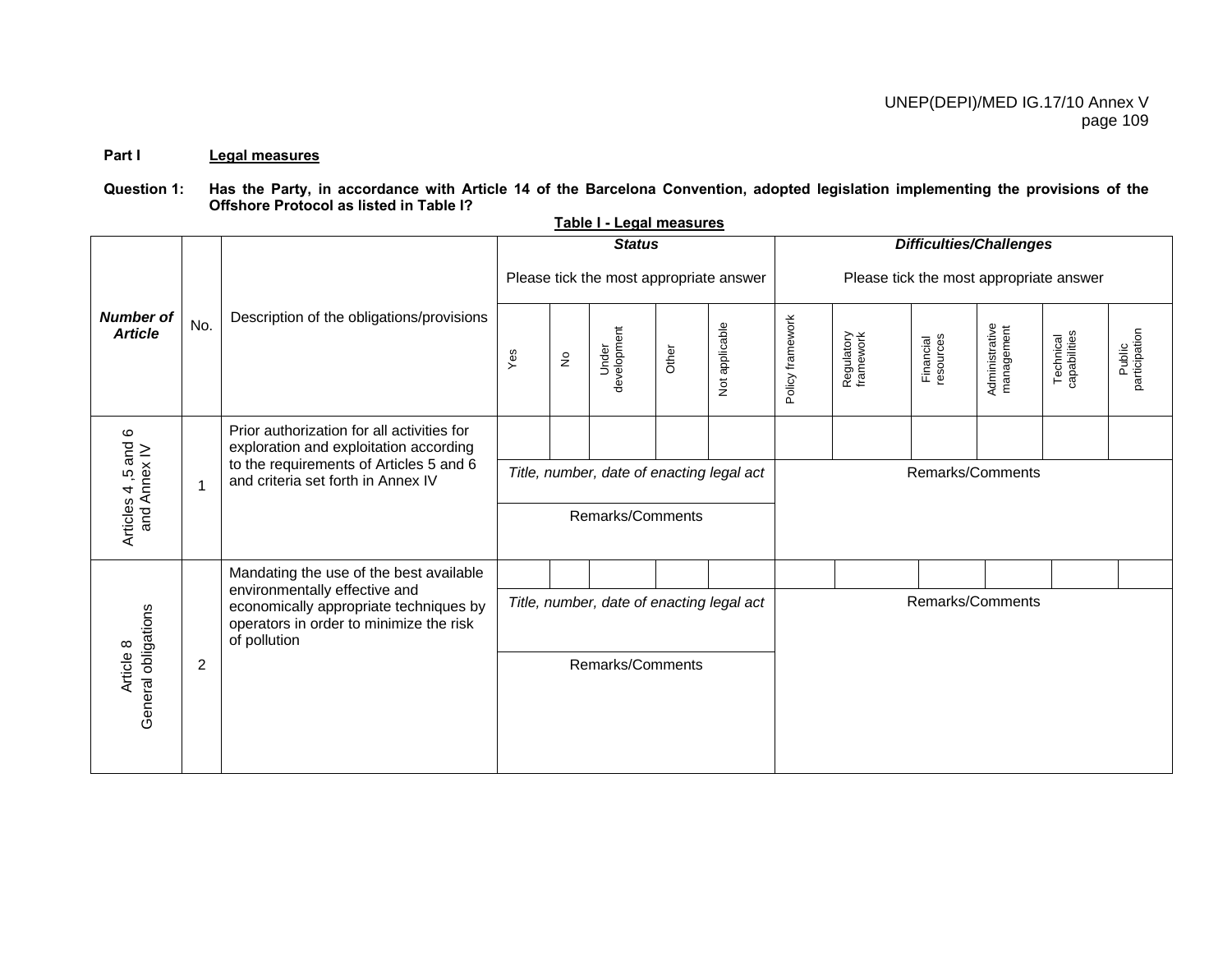**Part I** **Legal measures**

**Question 1:** **Has the Party, in accordance with Article 14 of the Barcelona Convention, adopted legislation implementing the provisions of the Offshore Protocol as listed in Table I?**

**Table I - Legal measures**

| *Number of Article* | No. | Description of the obligations/provisions | *Status* Please tick the most appropriate answer | | | | | *Difficulties/Challenges* Please tick the most appropriate answer | | | | | |
|---|---|---|---|---|---|---|---|---|---|---|---|---|---|
| | | | Yes | No | Under development | Other | Not applicable | Policy framework | Regulatory framework | Financial resources | Administrative management | Technical capabilities | Public participation |
| Articles 4 ,5 and 6 and Annex IV | 1 | Prior authorization for all activities for exploration and exploitation according to the requirements of Articles 5 and 6 and criteria set forth in Annex IV | | | | | | | | | | | |
| | | | *Title, number, date of enacting legal act* | | | | | Remarks/Comments | | | | | |
| | | | Remarks/Comments | | | | | | | | | | |
| Article 8 General obligations | 2 | Mandating the use of the best available environmentally effective and economically appropriate techniques by operators in order to minimize the risk of pollution | | | | | | | | | | | |
| | | | *Title, number, date of enacting legal act* | | | | | Remarks/Comments | | | | | |
| | | | Remarks/Comments | | | | | | | | | | |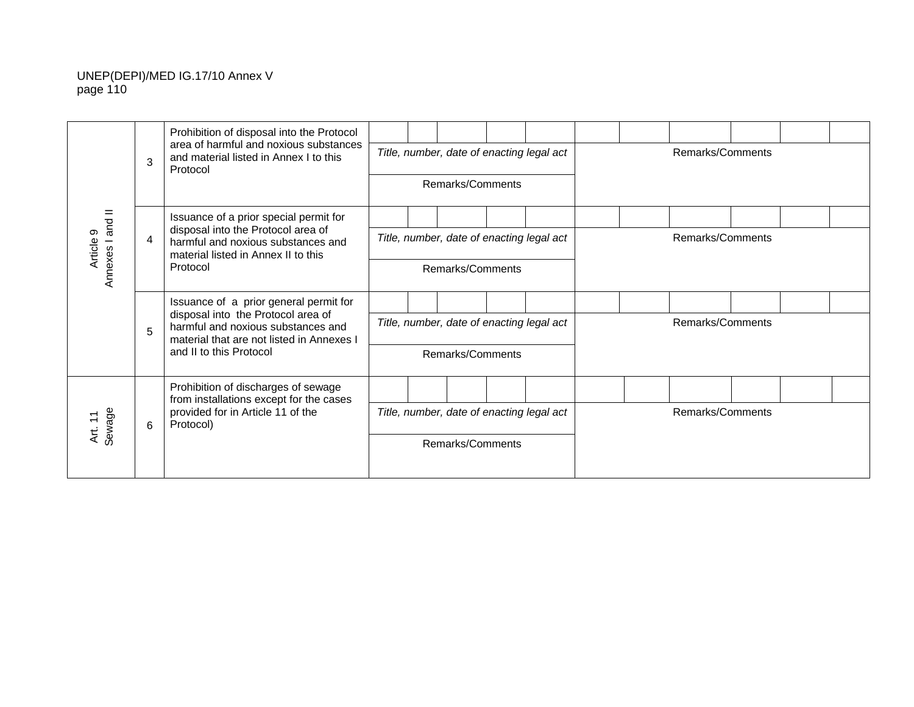| | | | | | | | | | | | | | | |
|---|---|---|---|---|---|---|---|---|---|---|---|---|---|---|
| Article 9 Annexes I and II | 3 | Prohibition of disposal into the Protocol area of harmful and noxious substances and material listed in Annex I to this Protocol | | | | | | | | | | | |
| | | | *Title, number, date of enacting legal act* | | | | | Remarks/Comments | | | | | | |
| | | | Remarks/Comments | | | | | | | | | | | |
| | 4 | Issuance of a prior special permit for disposal into the Protocol area of harmful and noxious substances and material listed in Annex II to this Protocol | | | | | | | | | | | |
| | | | *Title, number, date of enacting legal act* | | | | | Remarks/Comments | | | | | | |
| | | | Remarks/Comments | | | | | | | | | | | |
| | 5 | Issuance of a prior general permit for disposal into the Protocol area of harmful and noxious substances and material that are not listed in Annexes I and II to this Protocol | | | | | | | | | | | |
| | | | *Title, number, date of enacting legal act* | | | | | Remarks/Comments | | | | | | |
| | | | Remarks/Comments | | | | | | | | | | | |
| Art. 11 Sewage | 6 | Prohibition of discharges of sewage from installations except for the cases provided for in Article 11 of the Protocol) | | | | | | | | | | | |
| | | | *Title, number, date of enacting legal act* | | | | | Remarks/Comments | | | | | | |
| | | | Remarks/Comments | | | | | | | | | | | |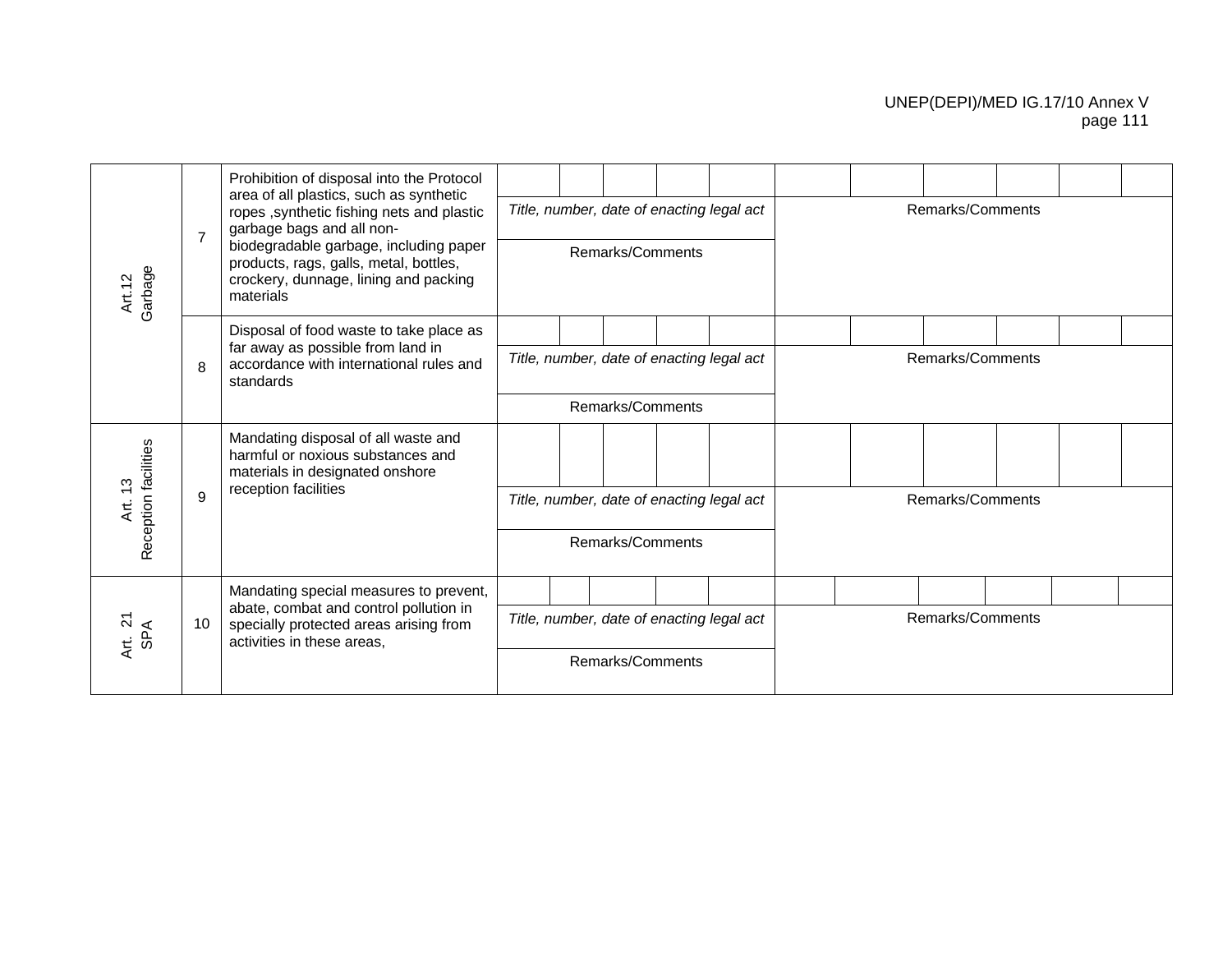| | | | | | | | | | | | | | | | |
|---|---|---|---|---|---|---|---|---|---|---|---|---|---|---|---|
| Art.12 Garbage | 7 | Prohibition of disposal into the Protocol area of all plastics, such as synthetic ropes ,synthetic fishing nets and plastic garbage bags and all non-biodegradable garbage, including paper products, rags, galls, metal, bottles, crockery, dunnage, lining and packing materials | | | | | | | | | | | |
| | | | *Title, number, date of enacting legal act* | | | | | Remarks/Comments | | | | | |
| | | | Remarks/Comments | | | | | | | | | | |
| | 8 | Disposal of food waste to take place as far away as possible from land in accordance with international rules and standards | | | | | | | | | | | |
| | | | *Title, number, date of enacting legal act* | | | | | Remarks/Comments | | | | | |
| | | | Remarks/Comments | | | | | | | | | | |
| Art. 13 Reception facilities | 9 | Mandating disposal of all waste and harmful or noxious substances and materials in designated onshore reception facilities | | | | | | | | | | | |
| | | | *Title, number, date of enacting legal act* | | | | | Remarks/Comments | | | | | |
| | | | Remarks/Comments | | | | | | | | | | |
| Art. 21 SPA | 10 | Mandating special measures to prevent, abate, combat and control pollution in specially protected areas arising from activities in these areas, | | | | | | | | | | | |
| | | | *Title, number, date of enacting legal act* | | | | | Remarks/Comments | | | | | |
| | | | Remarks/Comments | | | | | | | | | | |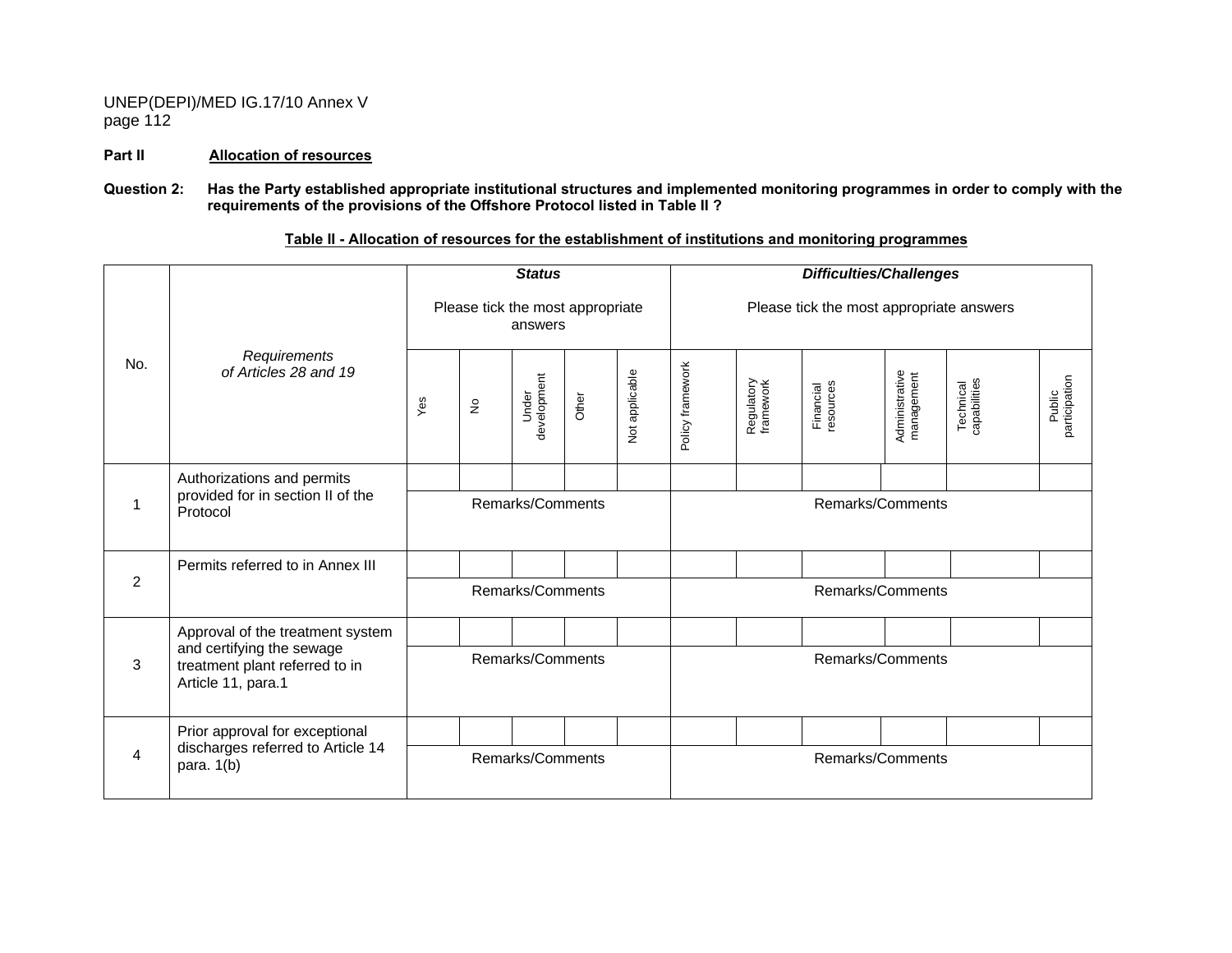**Part II** **Allocation of resources**

**Question 2: Has the Party established appropriate institutional structures and implemented monitoring programmes in order to comply with the requirements of the provisions of the Offshore Protocol listed in Table II ?**

**Table II - Allocation of resources for the establishment of institutions and monitoring programmes**

| No. | *Requirements of Articles 28 and 19* | ***Status*** Please tick the most appropriate answers | | | | | ***Difficulties/Challenges*** Please tick the most appropriate answers | | | | | |
|---|---|---|---|---|---|---|---|---|---|---|---|---|
| | | Yes | No | Under development | Other | Not applicable | Policy framework | Regulatory framework | Financial resources | Administrative management | Technical capabilities | Public participation |
| 1 | Authorizations and permits provided for in section II of the Protocol | | | | | | | | | | | |
| | | Remarks/Comments | | | | | Remarks/Comments | | | | | |
| 2 | Permits referred to in Annex III | | | | | | | | | | | |
| | | Remarks/Comments | | | | | Remarks/Comments | | | | | |
| 3 | Approval of the treatment system and certifying the sewage treatment plant referred to in Article 11, para.1 | | | | | | | | | | | |
| | | Remarks/Comments | | | | | Remarks/Comments | | | | | |
| 4 | Prior approval for exceptional discharges referred to Article 14 para. 1(b) | | | | | | | | | | | |
| | | Remarks/Comments | | | | | Remarks/Comments | | | | | |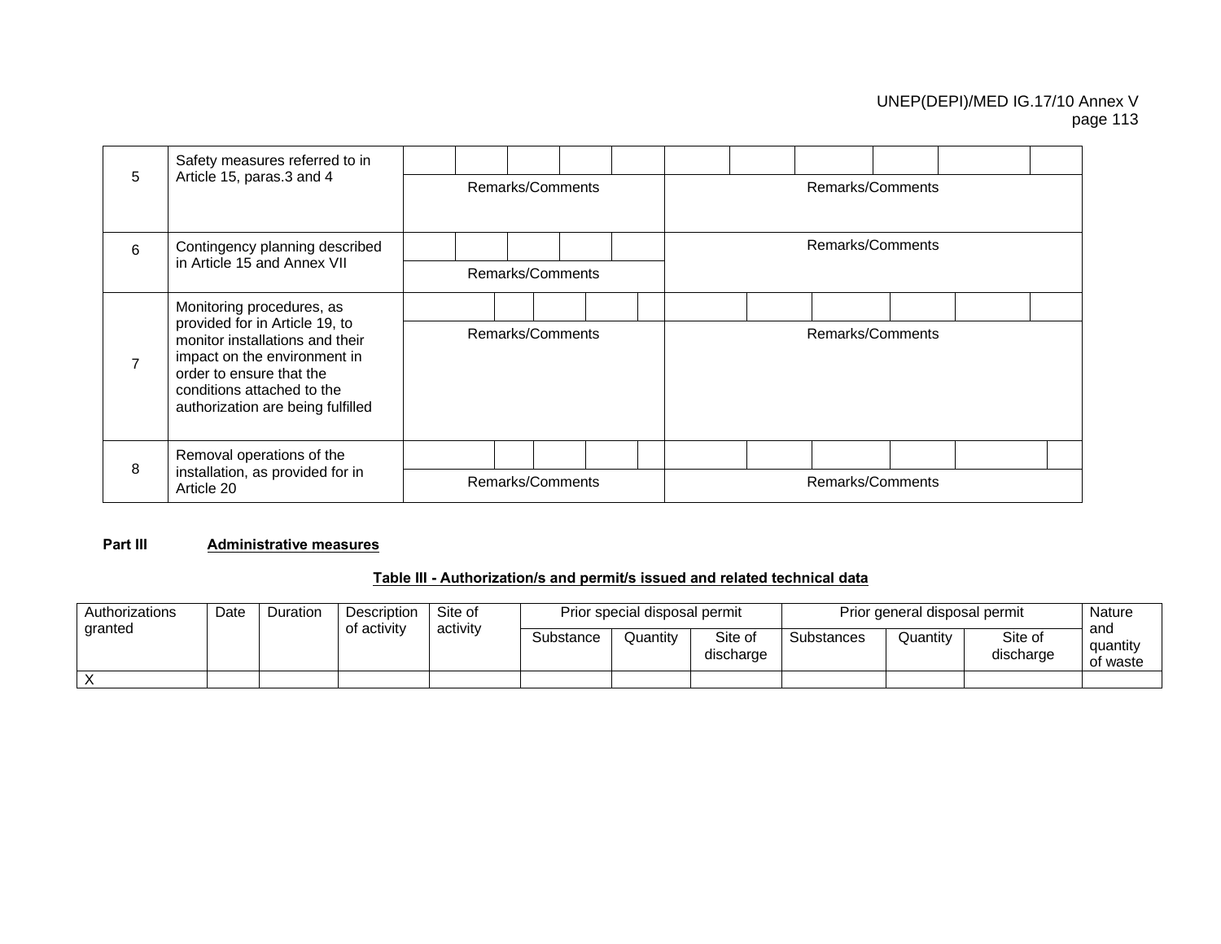| | | | | | | | | | | | | | | |
|---|---|---|---|---|---|---|---|---|---|---|---|---|---|---|
| 5 | Safety measures referred to in Article 15, paras.3 and 4 | | | | | | | | | | | | |
| | | Remarks/Comments | | | | | Remarks/Comments | | | | | | |
| 6 | Contingency planning described in Article 15 and Annex VII | | | | | | Remarks/Comments | | | | | | |
| | | Remarks/Comments | | | | | | | | | | | |
| 7 | Monitoring procedures, as provided for in Article 19, to monitor installations and their impact on the environment in order to ensure that the conditions attached to the authorization are being fulfilled | | | | | | | | | | | | |
| | | Remarks/Comments | | | | | Remarks/Comments | | | | | | |
| 8 | Removal operations of the installation, as provided for in Article 20 | | | | | | | | | | | | |
| | | Remarks/Comments | | | | | Remarks/Comments | | | | | | |

**Part III** **Administrative measures**

**Table III - Authorization/s and permit/s issued and related technical data**

| Authorizations granted | Date | Duration | Description of activity | Site of activity | Prior special disposal permit | | | Prior general disposal permit | | | Nature and quantity of waste |
|---|---|---|---|---|---|---|---|---|---|---|---|
| | | | | | Substance | Quantity | Site of discharge | Substances | Quantity | Site of discharge | |
| X | | | | | | | | | | | |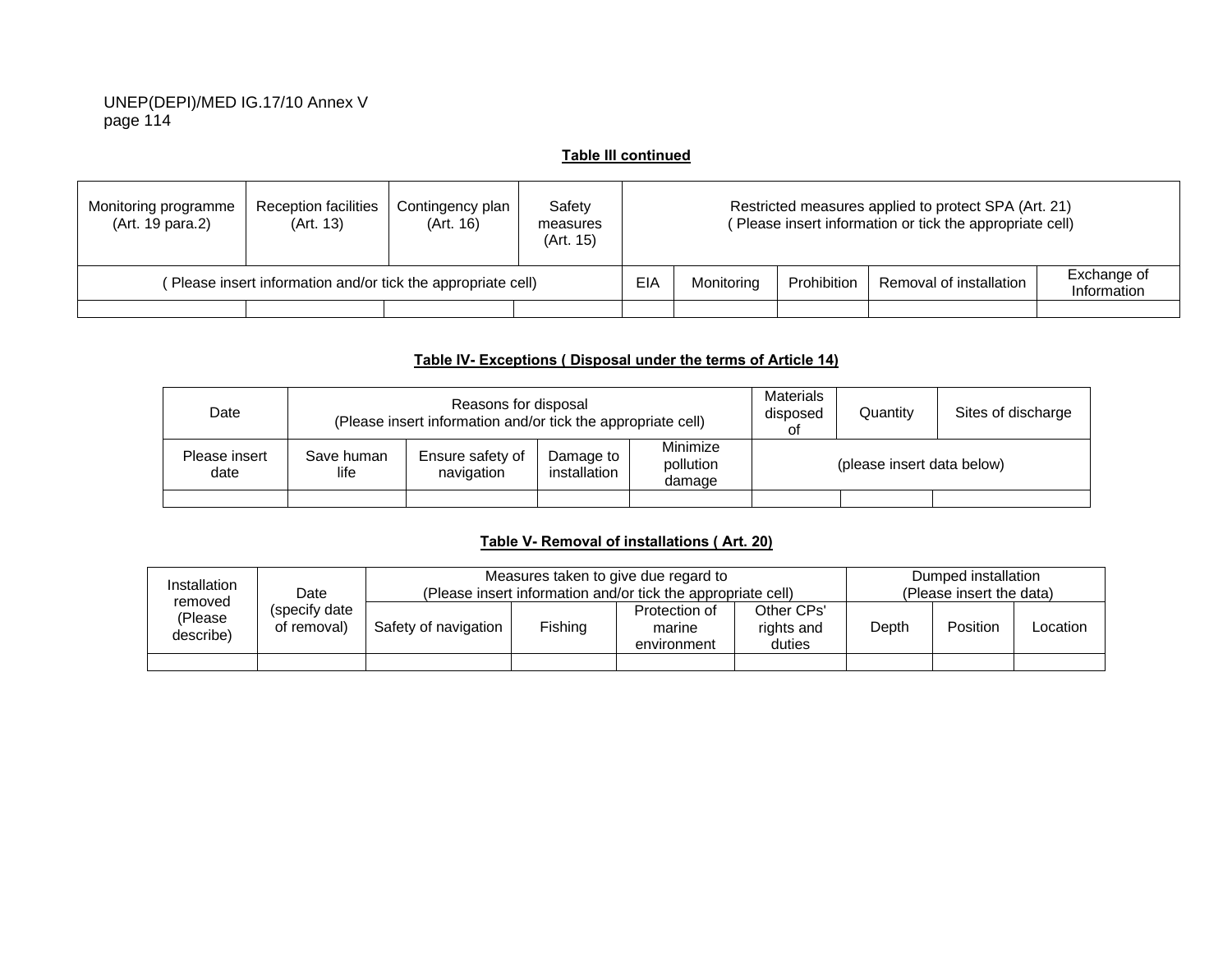**Table III continued**

| Monitoring programme (Art. 19 para.2) | Reception facilities (Art. 13) | Contingency plan (Art. 16) | Safety measures (Art. 15) | Restricted measures applied to protect SPA (Art. 21) ( Please insert information or tick the appropriate cell) | | | | |
|---|---|---|---|---|---|---|---|---|
| ( Please insert information and/or tick the appropriate cell) | | | | EIA | Monitoring | Prohibition | Removal of installation | Exchange of Information |
| | | | | | | | | |

**Table IV- Exceptions ( Disposal under the terms of Article 14)**

| Date | Reasons for disposal (Please insert information and/or tick the appropriate cell) | | | | Materials disposed of | Quantity | Sites of discharge |
|---|---|---|---|---|---|---|---|
| Please insert date | Save human life | Ensure safety of navigation | Damage to installation | Minimize pollution damage | (please insert data below) | | |
| | | | | | | | |

**Table V- Removal of installations ( Art. 20)**

| Installation removed (Please describe) | Date (specify date of removal) | Measures taken to give due regard to (Please insert information and/or tick the appropriate cell) | | | | Dumped installation (Please insert the data) | | |
|---|---|---|---|---|---|---|---|---|
| | | Safety of navigation | Fishing | Protection of marine environment | Other CPs' rights and duties | Depth | Position | Location |
| | | | | | | | | |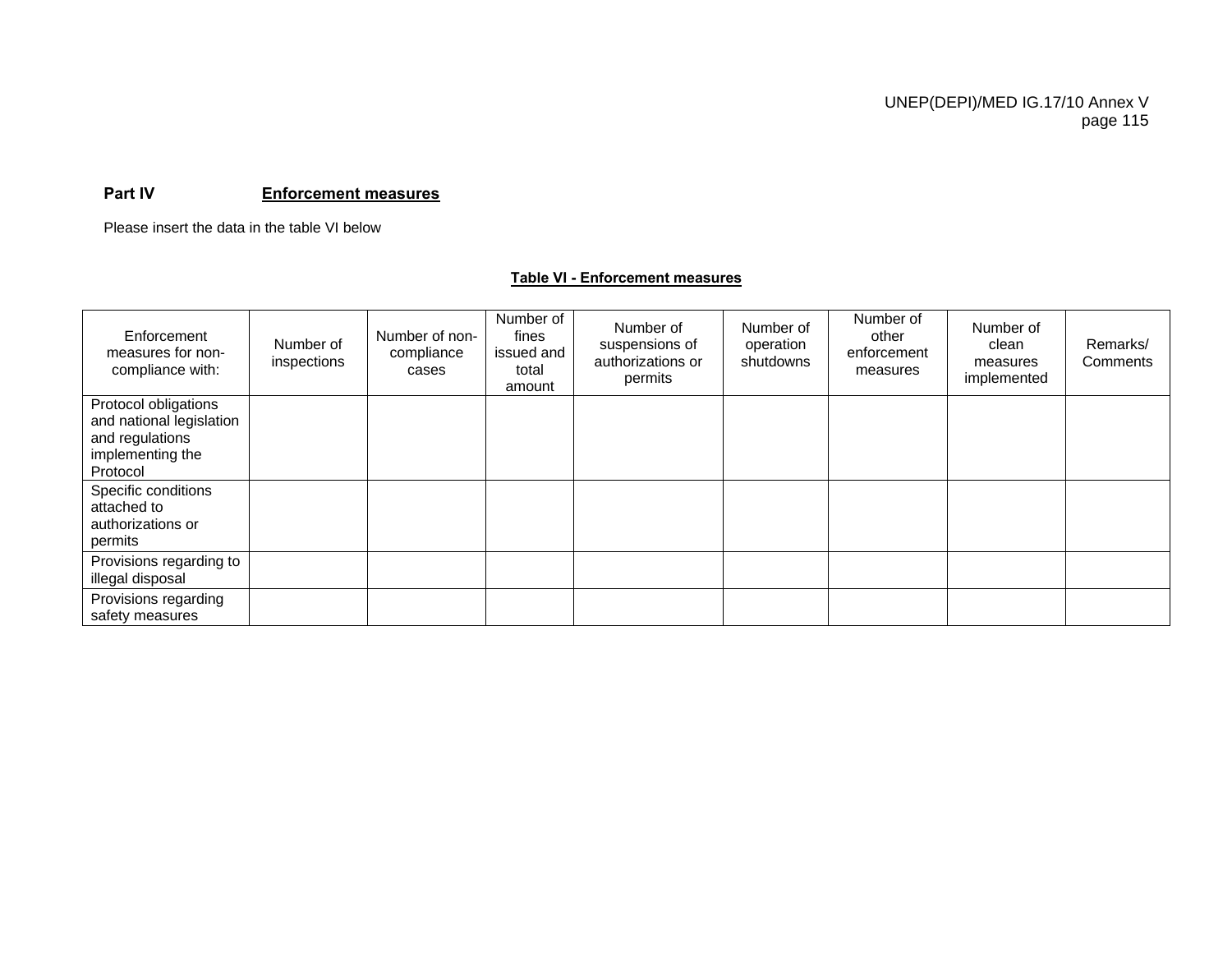**Part IV** **Enforcement measures**

Please insert the data in the table VI below

**Table VI - Enforcement measures**

| Enforcement measures for non-compliance with: | Number of inspections | Number of non-compliance cases | Number of fines issued and total amount | Number of suspensions of authorizations or permits | Number of operation shutdowns | Number of other enforcement measures | Number of clean measures implemented | Remarks/ Comments |
|---|---|---|---|---|---|---|---|---|
| Protocol obligations and national legislation and regulations implementing the Protocol | | | | | | | | |
| Specific conditions attached to authorizations or permits | | | | | | | | |
| Provisions regarding to illegal disposal | | | | | | | | |
| Provisions regarding safety measures | | | | | | | | |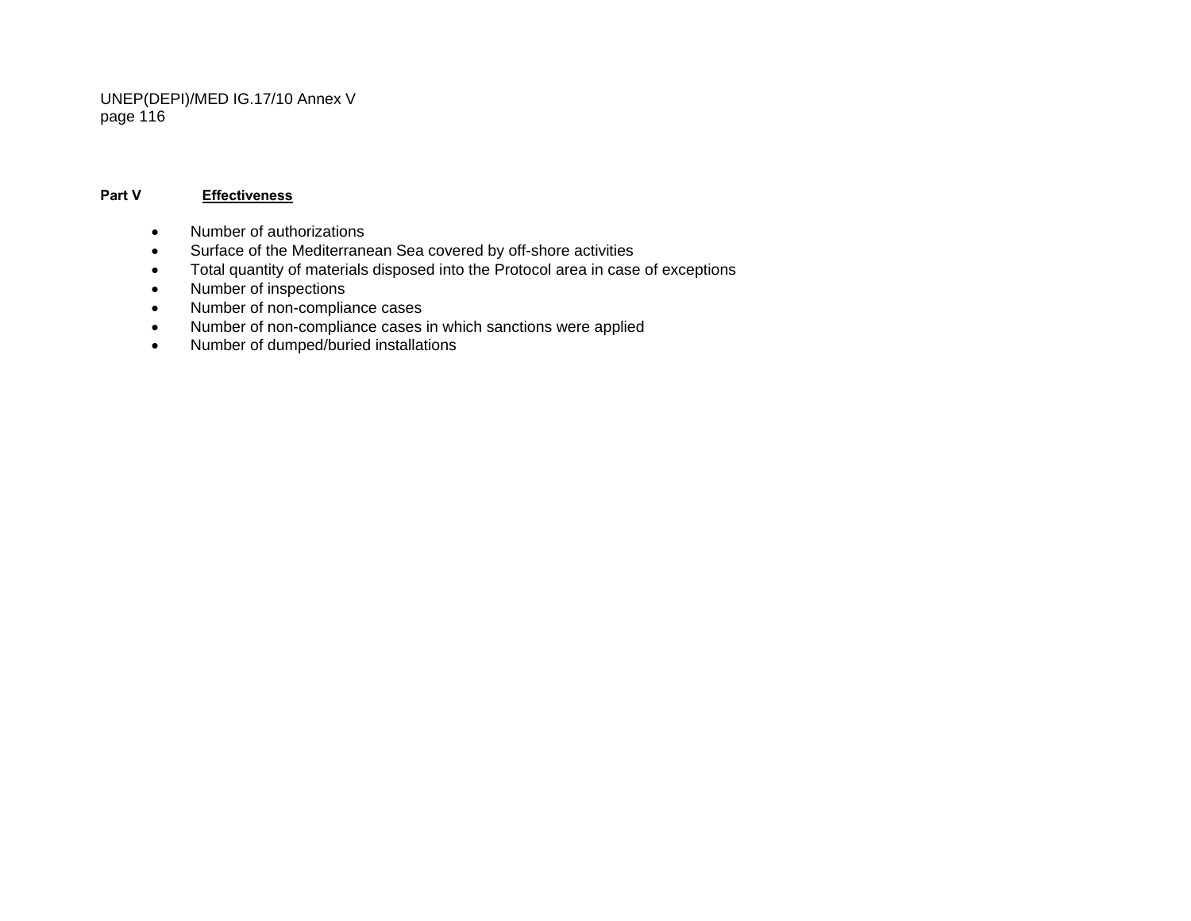**Part V** **Effectiveness**

- Number of authorizations
- Surface of the Mediterranean Sea covered by off-shore activities
- Total quantity of materials disposed into the Protocol area in case of exceptions
- Number of inspections
- Number of non-compliance cases
- Number of non-compliance cases in which sanctions were applied
- Number of dumped/buried installations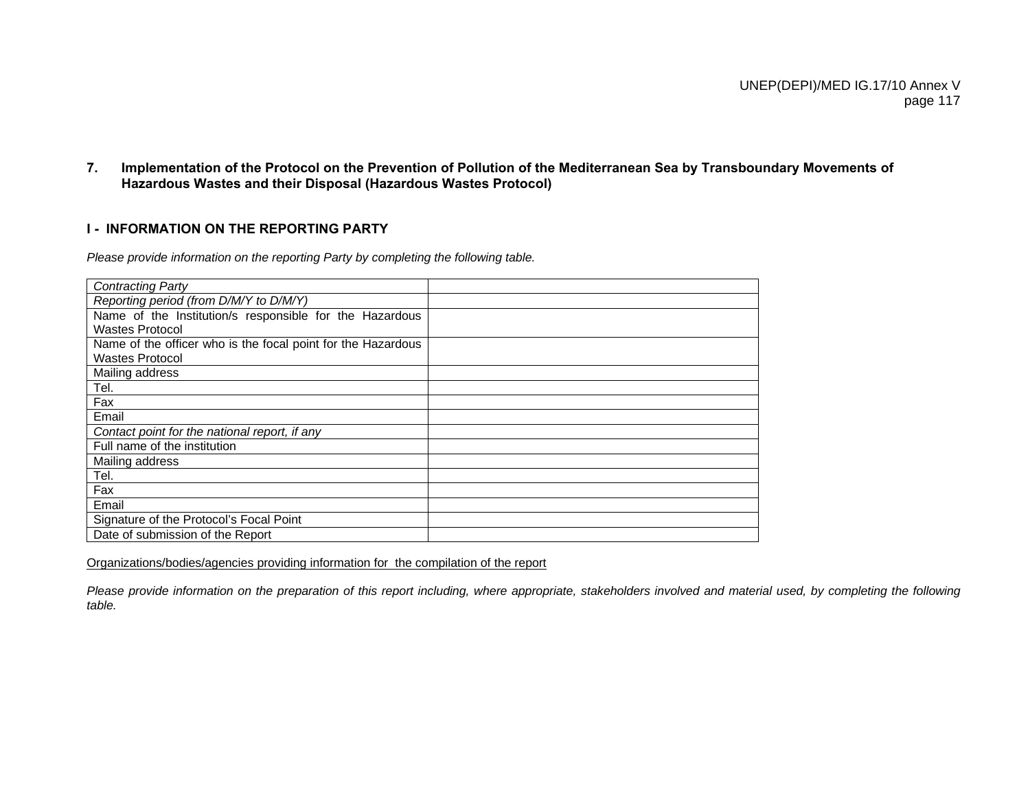## 7. Implementation of the Protocol on the Prevention of Pollution of the Mediterranean Sea by Transboundary Movements of Hazardous Wastes and their Disposal (Hazardous Wastes Protocol)

### I - INFORMATION ON THE REPORTING PARTY

*Please provide information on the reporting Party by completing the following table.*

| | |
|---|---|
| *Contracting Party* | |
| *Reporting period (from D/M/Y to D/M/Y)* | |
| Name of the Institution/s responsible for the Hazardous Wastes Protocol | |
| Name of the officer who is the focal point for the Hazardous Wastes Protocol | |
| Mailing address | |
| Tel. | |
| Fax | |
| Email | |
| *Contact point for the national report, if any* | |
| Full name of the institution | |
| Mailing address | |
| Tel. | |
| Fax | |
| Email | |
| Signature of the Protocol's Focal Point | |
| Date of submission of the Report | |

Organizations/bodies/agencies providing information for the compilation of the report

*Please provide information on the preparation of this report including, where appropriate, stakeholders involved and material used, by completing the following table.*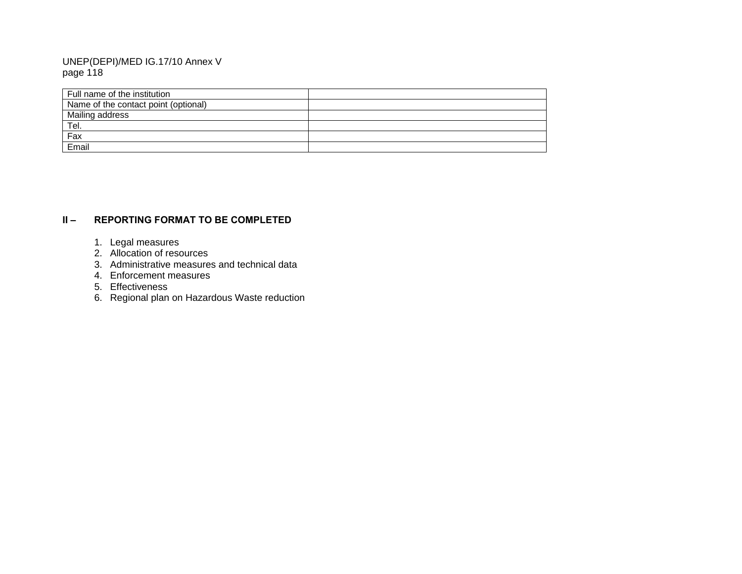| Full name of the institution | |
|---|---|
| Name of the contact point (optional) | |
| Mailing address | |
| Tel. | |
| Fax | |
| Email | |

## II – REPORTING FORMAT TO BE COMPLETED

1. Legal measures
2. Allocation of resources
3. Administrative measures and technical data
4. Enforcement measures
5. Effectiveness
6. Regional plan on Hazardous Waste reduction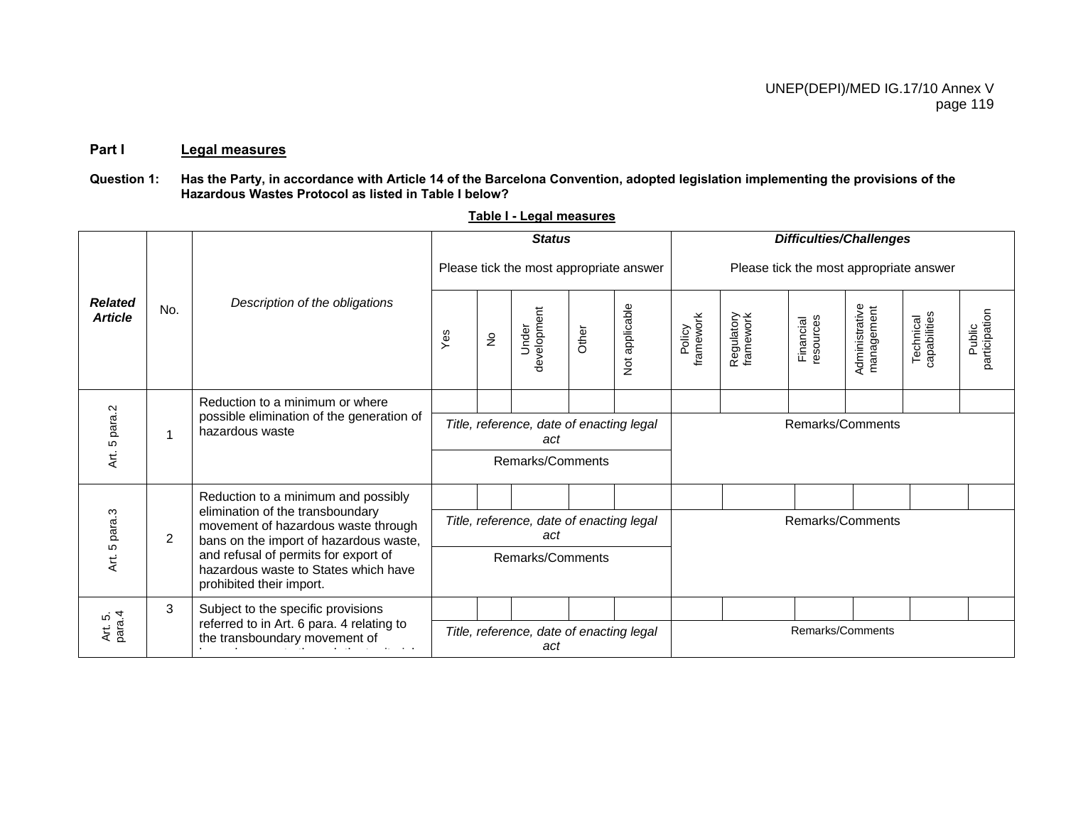**Part I Legal measures**

**Question 1: Has the Party, in accordance with Article 14 of the Barcelona Convention, adopted legislation implementing the provisions of the Hazardous Wastes Protocol as listed in Table I below?**

**Table I - Legal measures**

| *Related Article* | No. | *Description of the obligations* | ***Status*** Please tick the most appropriate answer | | | | | ***Difficulties/Challenges*** Please tick the most appropriate answer | | | | | |
|---|---|---|---|---|---|---|---|---|---|---|---|---|---|
| | | | Yes | No | Under development | Other | Not applicable | Policy framework | Regulatory framework | Financial resources | Administrative management | Technical capabilities | Public participation |
| Art. 5 para.2 | 1 | Reduction to a minimum or where possible elimination of the generation of hazardous waste | | | | | | | | | | | |
| | | | *Title, reference, date of enacting legal act* | | | | | Remarks/Comments | | | | | |
| | | | Remarks/Comments | | | | | | | | | | |
| Art. 5 para.3 | 2 | Reduction to a minimum and possibly elimination of the transboundary movement of hazardous waste through bans on the import of hazardous waste, and refusal of permits for export of hazardous waste to States which have prohibited their import. | | | | | | | | | | | |
| | | | *Title, reference, date of enacting legal act* | | | | | Remarks/Comments | | | | | |
| | | | Remarks/Comments | | | | | | | | | | |
| Art. 5. para.4 | 3 | Subject to the specific provisions referred to in Art. 6 para. 4 relating to the transboundary movement of | | | | | | | | | | | |
| | | | *Title, reference, date of enacting legal act* | | | | | Remarks/Comments | | | | | |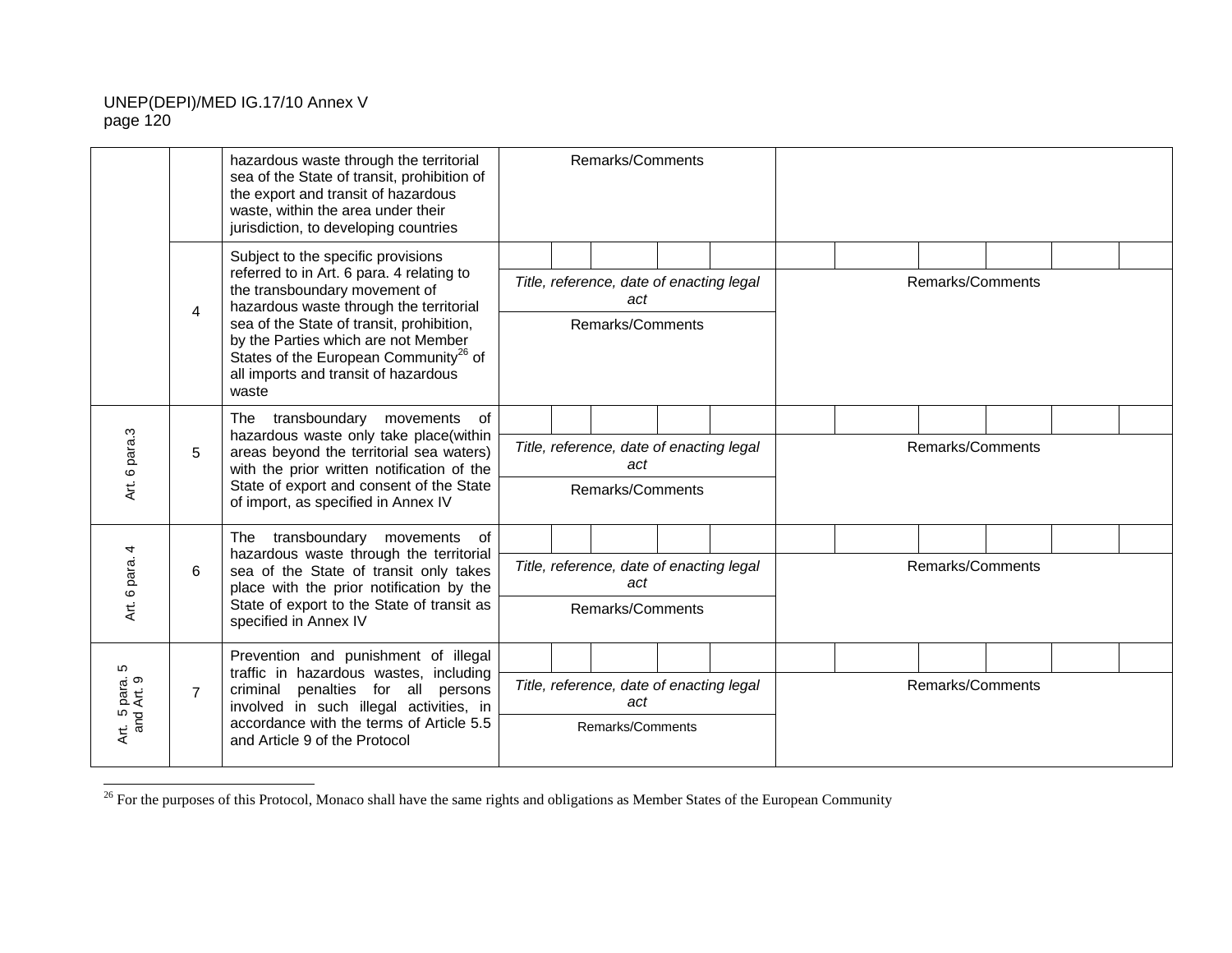| | | | | | | | | | | | | | |
|---|---|---|---|---|---|---|---|---|---|---|---|---|---|
| | | hazardous waste through the territorial sea of the State of transit, prohibition of the export and transit of hazardous waste, within the area under their jurisdiction, to developing countries | Remarks/Comments | | | | | | | | | | |
| | 4 | Subject to the specific provisions referred to in Art. 6 para. 4 relating to the transboundary movement of hazardous waste through the territorial sea of the State of transit, prohibition, by the Parties which are not Member States of the European Community[26] of all imports and transit of hazardous waste | | | | | | | | | | | |
| | | | *Title, reference, date of enacting legal act* | | | | | Remarks/Comments | | | | | |
| | | | Remarks/Comments | | | | | | | | | | |
| Art. 6 para.3 | 5 | The transboundary movements of hazardous waste only take place(within areas beyond the territorial sea waters) with the prior written notification of the State of export and consent of the State of import, as specified in Annex IV | | | | | | | | | | | |
| | | | *Title, reference, date of enacting legal act* | | | | | Remarks/Comments | | | | | |
| | | | Remarks/Comments | | | | | | | | | | |
| Art. 6 para. 4 | 6 | The transboundary movements of hazardous waste through the territorial sea of the State of transit only takes place with the prior notification by the State of export to the State of transit as specified in Annex IV | | | | | | | | | | | |
| | | | *Title, reference, date of enacting legal act* | | | | | Remarks/Comments | | | | | |
| | | | Remarks/Comments | | | | | | | | | | |
| Art. 5 para. 5 and Art. 9 | 7 | Prevention and punishment of illegal traffic in hazardous wastes, including criminal penalties for all persons involved in such illegal activities, in accordance with the terms of Article 5.5 and Article 9 of the Protocol | | | | | | | | | | | |
| | | | *Title, reference, date of enacting legal act* | | | | | Remarks/Comments | | | | | |
| | | | Remarks/Comments | | | | | | | | | | |

[26] For the purposes of this Protocol, Monaco shall have the same rights and obligations as Member States of the European Community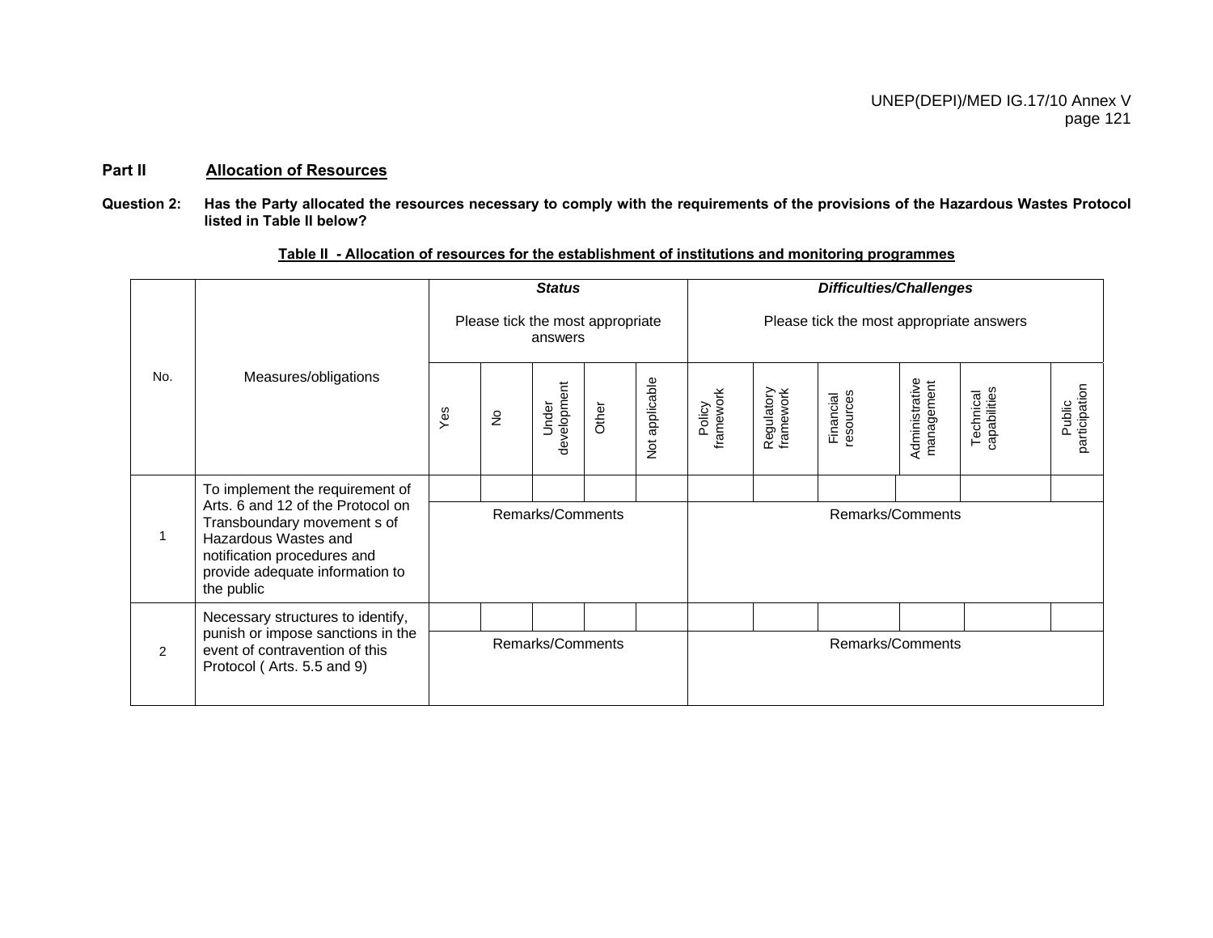**Part II** **Allocation of Resources**

**Question 2: Has the Party allocated the resources necessary to comply with the requirements of the provisions of the Hazardous Wastes Protocol listed in Table II below?**

**Table II - Allocation of resources for the establishment of institutions and monitoring programmes**

| No. | Measures/obligations | ***Status*** Please tick the most appropriate answers | | | | | ***Difficulties/Challenges*** Please tick the most appropriate answers | | | | | |
|---|---|---|---|---|---|---|---|---|---|---|---|---|
| | | Yes | No | Under development | Other | Not applicable | Policy framework | Regulatory framework | Financial resources | Administrative management | Technical capabilities | Public participation |
| 1 | To implement the requirement of Arts. 6 and 12 of the Protocol on Transboundary movement s of Hazardous Wastes and notification procedures and provide adequate information to the public | | | | | | | | | | | |
| | | Remarks/Comments | | | | | Remarks/Comments | | | | | |
| 2 | Necessary structures to identify, punish or impose sanctions in the event of contravention of this Protocol ( Arts. 5.5 and 9) | | | | | | | | | | | |
| | | Remarks/Comments | | | | | Remarks/Comments | | | | | |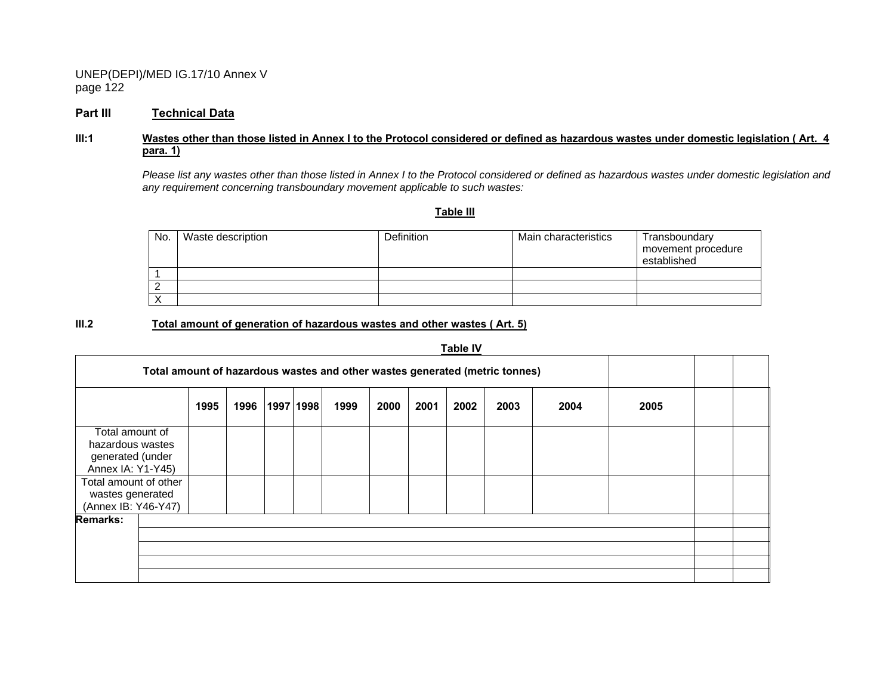## Part III Technical Data

### III:1 Wastes other than those listed in Annex I to the Protocol considered or defined as hazardous wastes under domestic legislation ( Art. 4 para. 1)

*Please list any wastes other than those listed in Annex I to the Protocol considered or defined as hazardous wastes under domestic legislation and any requirement concerning transboundary movement applicable to such wastes:*

**Table III**

| No. | Waste description | Definition | Main characteristics | Transboundary movement procedure established |
|---|---|---|---|---|
| 1 | | | | |
| 2 | | | | |
| X | | | | |

### III.2 Total amount of generation of hazardous wastes and other wastes ( Art. 5)

**Table IV**

| **Total amount of hazardous wastes and other wastes generated (metric tonnes)** | | | | | | | | | | | | | |
|---|---|---|---|---|---|---|---|---|---|---|---|---|---|
| | **1995** | **1996** | **1997** | **1998** | **1999** | **2000** | **2001** | **2002** | **2003** | **2004** | **2005** | | |
| Total amount of hazardous wastes generated (under Annex IA: Y1-Y45) | | | | | | | | | | | | | |
| Total amount of other wastes generated (Annex IB: Y46-Y47) | | | | | | | | | | | | | |
| **Remarks:** | | | | | | | | | | | | | |
| | | | | | | | | | | | | | |
| | | | | | | | | | | | | | |
| | | | | | | | | | | | | | |
| | | | | | | | | | | | | | |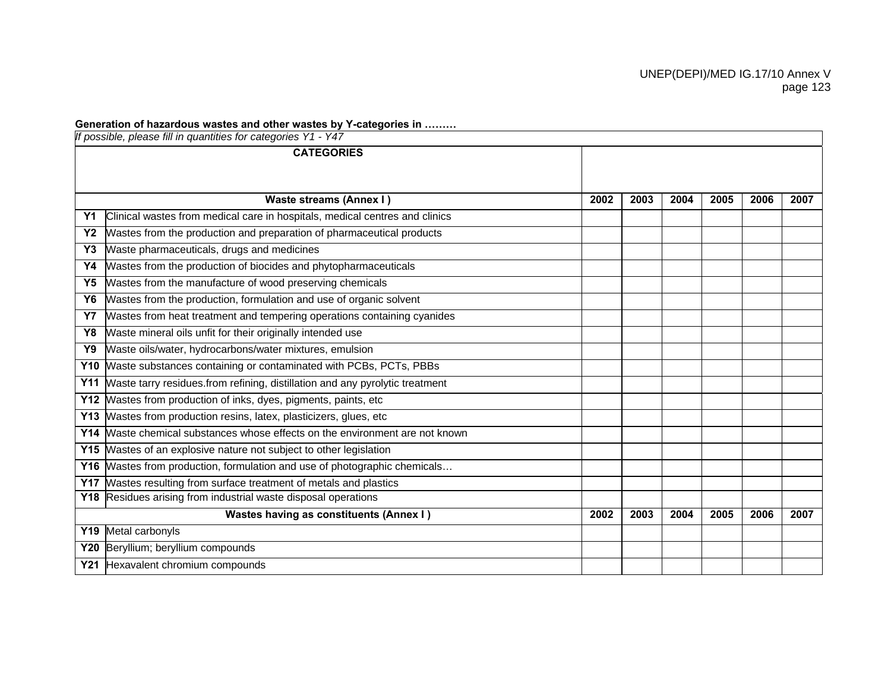**Generation of hazardous wastes and other wastes by Y-categories in ………**

| *If possible, please fill in quantities for categories Y1 - Y47* | | | | | | | |
|---|---|---|---|---|---|---|---|
| **CATEGORIES** | | | | | | | |
| **Waste streams (Annex I )** | | **2002** | **2003** | **2004** | **2005** | **2006** | **2007** |
| **Y1** | Clinical wastes from medical care in hospitals, medical centres and clinics | | | | | | |
| **Y2** | Wastes from the production and preparation of pharmaceutical products | | | | | | |
| **Y3** | Waste pharmaceuticals, drugs and medicines | | | | | | |
| **Y4** | Wastes from the production of biocides and phytopharmaceuticals | | | | | | |
| **Y5** | Wastes from the manufacture of wood preserving chemicals | | | | | | |
| **Y6** | Wastes from the production, formulation and use of organic solvent | | | | | | |
| **Y7** | Wastes from heat treatment and tempering operations containing cyanides | | | | | | |
| **Y8** | Waste mineral oils unfit for their originally intended use | | | | | | |
| **Y9** | Waste oils/water, hydrocarbons/water mixtures, emulsion | | | | | | |
| **Y10** | Waste substances containing or contaminated with PCBs, PCTs, PBBs | | | | | | |
| **Y11** | Waste tarry residues.from refining, distillation and any pyrolytic treatment | | | | | | |
| **Y12** | Wastes from production of inks, dyes, pigments, paints, etc | | | | | | |
| **Y13** | Wastes from production resins, latex, plasticizers, glues, etc | | | | | | |
| **Y14** | Waste chemical substances whose effects on the environment are not known | | | | | | |
| **Y15** | Wastes of an explosive nature not subject to other legislation | | | | | | |
| **Y16** | Wastes from production, formulation and use of photographic chemicals… | | | | | | |
| **Y17** | Wastes resulting from surface treatment of metals and plastics | | | | | | |
| **Y18** | Residues arising from industrial waste disposal operations | | | | | | |
| **Wastes having as constituents (Annex I )** | | **2002** | **2003** | **2004** | **2005** | **2006** | **2007** |
| **Y19** | Metal carbonyls | | | | | | |
| **Y20** | Beryllium; beryllium compounds | | | | | | |
| **Y21** | Hexavalent chromium compounds | | | | | | |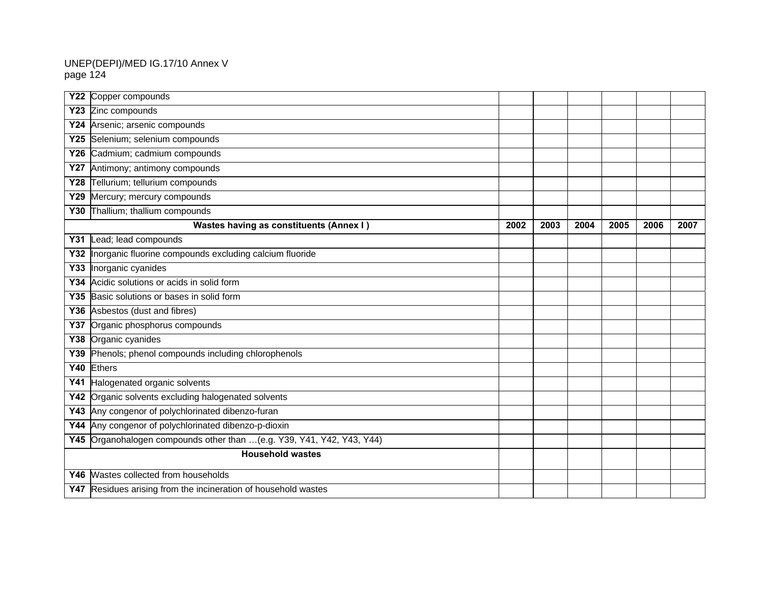| | | | | | | | |
|---|---|---|---|---|---|---|---|
| **Y22** | Copper compounds | | | | | | |
| **Y23** | Zinc compounds | | | | | | |
| **Y24** | Arsenic; arsenic compounds | | | | | | |
| **Y25** | Selenium; selenium compounds | | | | | | |
| **Y26** | Cadmium; cadmium compounds | | | | | | |
| **Y27** | Antimony; antimony compounds | | | | | | |
| **Y28** | Tellurium; tellurium compounds | | | | | | |
| **Y29** | Mercury; mercury compounds | | | | | | |
| **Y30** | Thallium; thallium compounds | | | | | | |
| **Wastes having as constituents (Annex I )** | | **2002** | **2003** | **2004** | **2005** | **2006** | **2007** |
| **Y31** | Lead; lead compounds | | | | | | |
| **Y32** | Inorganic fluorine compounds excluding calcium fluoride | | | | | | |
| **Y33** | Inorganic cyanides | | | | | | |
| **Y34** | Acidic solutions or acids in solid form | | | | | | |
| **Y35** | Basic solutions or bases in solid form | | | | | | |
| **Y36** | Asbestos (dust and fibres) | | | | | | |
| **Y37** | Organic phosphorus compounds | | | | | | |
| **Y38** | Organic cyanides | | | | | | |
| **Y39** | Phenols; phenol compounds including chlorophenols | | | | | | |
| **Y40** | Ethers | | | | | | |
| **Y41** | Halogenated organic solvents | | | | | | |
| **Y42** | Organic solvents excluding halogenated solvents | | | | | | |
| **Y43** | Any congenor of polychlorinated dibenzo-furan | | | | | | |
| **Y44** | Any congenor of polychlorinated dibenzo-p-dioxin | | | | | | |
| **Y45** | Organohalogen compounds other than …(e.g. Y39, Y41, Y42, Y43, Y44) | | | | | | |
| **Household wastes** | | | | | | | |
| **Y46** | Wastes collected from households | | | | | | |
| **Y47** | Residues arising from the incineration of household wastes | | | | | | |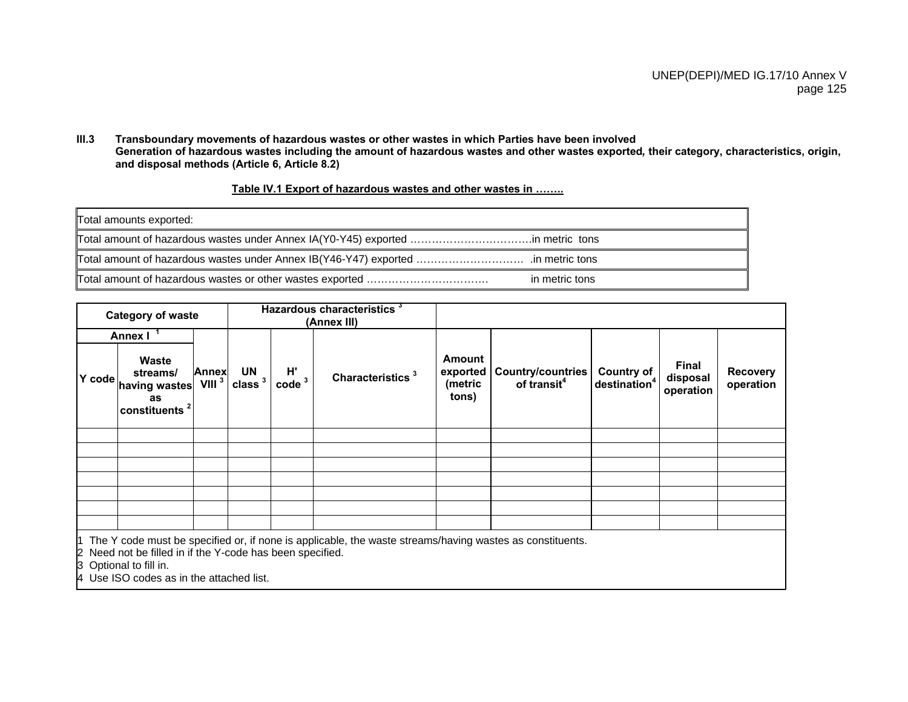**III.3 Transboundary movements of hazardous wastes or other wastes in which Parties have been involved**
**Generation of hazardous wastes including the amount of hazardous wastes and other wastes exported, their category, characteristics, origin, and disposal methods (Article 6, Article 8.2)**

**Table IV.1 Export of hazardous wastes and other wastes in ……..**

| Total amounts exported: |
|---|
| Total amount of hazardous wastes under Annex IA(Y0-Y45) exported …………………………….in metric tons |
| Total amount of hazardous wastes under Annex IB(Y46-Y47) exported ………………………… .in metric tons |
| Total amount of hazardous wastes or other wastes exported …………………………… in metric tons |

| Category of waste | | | Hazardous characteristics [3] (Annex III) | | | | | | | |
|---|---|---|---|---|---|---|---|---|---|---|
| Annex I [1] | | | | | | | | | | |
| Y code | Waste streams/ having wastes as constituents [2] | Annex VIII [3] | UN class [3] | H' code [3] | Characteristics [3] | Amount exported (metric tons) | Country/countries of transit[4] | Country of destination[4] | Final disposal operation | Recovery operation |
| | | | | | | | | | | |
| | | | | | | | | | | |
| | | | | | | | | | | |
| | | | | | | | | | | |
| | | | | | | | | | | |
| | | | | | | | | | | |
| | | | | | | | | | | |

1 The Y code must be specified or, if none is applicable, the waste streams/having wastes as constituents.
2 Need not be filled in if the Y-code has been specified.
3 Optional to fill in.
4 Use ISO codes as in the attached list.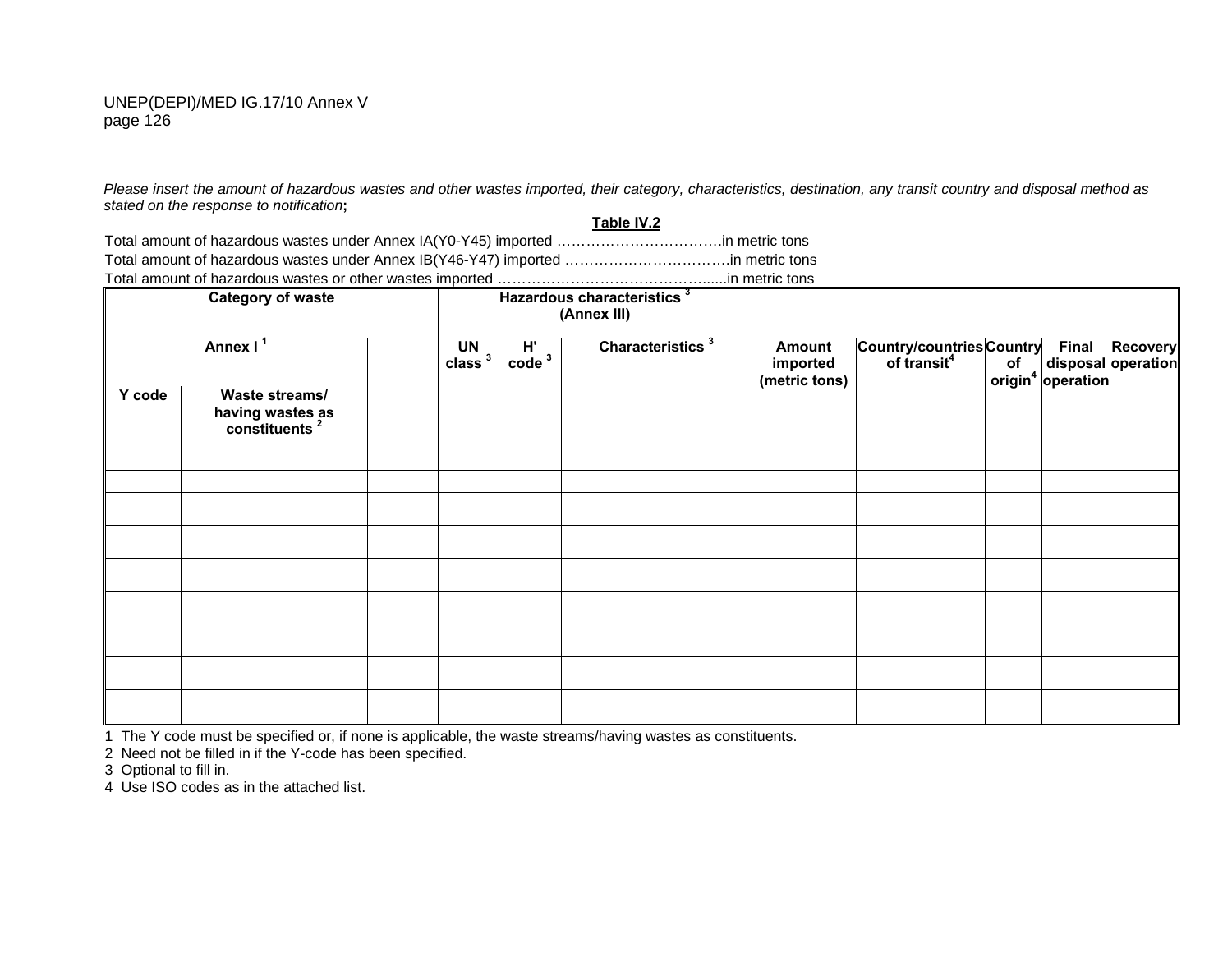*Please insert the amount of hazardous wastes and other wastes imported, their category, characteristics, destination, any transit country and disposal method as stated on the response to notification*;

**Table IV.2**

Total amount of hazardous wastes under Annex IA(Y0-Y45) imported …………………………….in metric tons

Total amount of hazardous wastes under Annex IB(Y46-Y47) imported …………………………….in metric tons

Total amount of hazardous wastes or other wastes imported ……………………………………......in metric tons

| Category of waste | | | Hazardous characteristics [3] (Annex III) | | | | | | | |
|---|---|---|---|---|---|---|---|---|---|---|
| Annex I [1] | | | UN class [3] | H' code [3] | Characteristics [3] | Amount imported (metric tons) | Country/countries of transit[4] | Country of origin[4] | Final disposal operation | Recovery operation |
| Y code | Waste streams/ having wastes as constituents [2] | | | | | | | | | |
| | | | | | | | | | | |
| | | | | | | | | | | |
| | | | | | | | | | | |
| | | | | | | | | | | |
| | | | | | | | | | | |
| | | | | | | | | | | |
| | | | | | | | | | | |
| | | | | | | | | | | |

1 The Y code must be specified or, if none is applicable, the waste streams/having wastes as constituents.

2 Need not be filled in if the Y-code has been specified.

3 Optional to fill in.

4 Use ISO codes as in the attached list.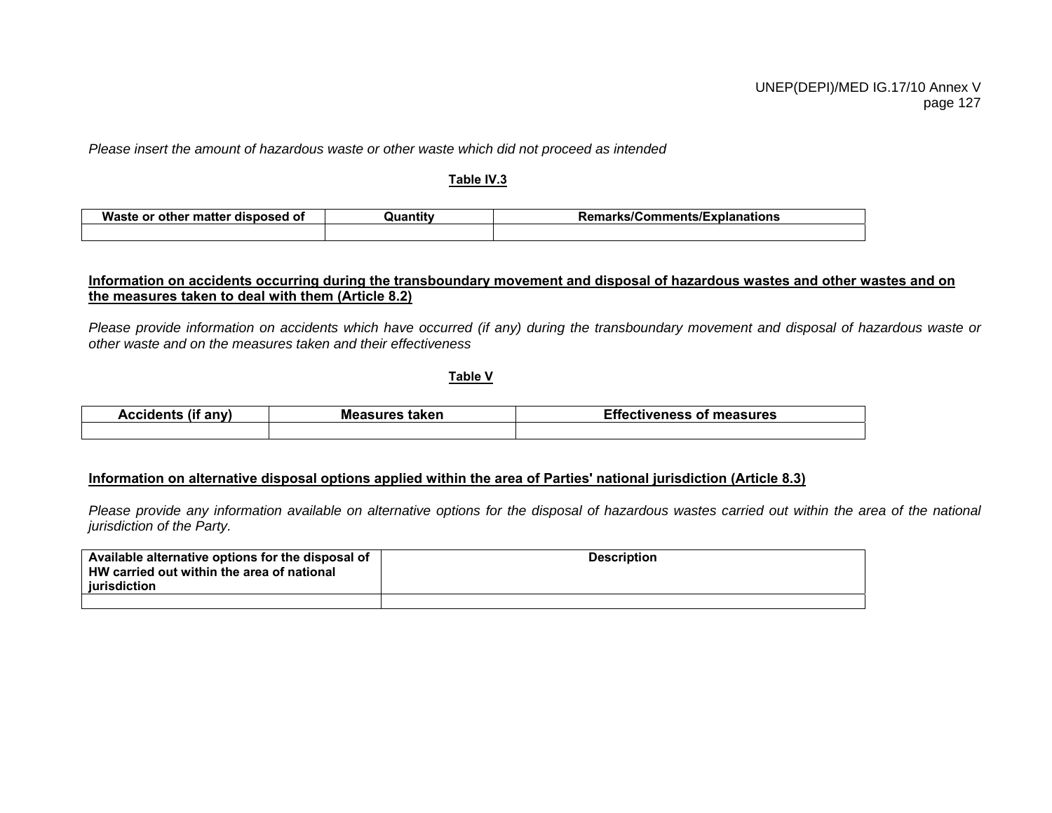*Please insert the amount of hazardous waste or other waste which did not proceed as intended*

**Table IV.3**

| Waste or other matter disposed of | Quantity | Remarks/Comments/Explanations |
|---|---|---|
| | | |

**Information on accidents occurring during the transboundary movement and disposal of hazardous wastes and other wastes and on the measures taken to deal with them (Article 8.2)**

*Please provide information on accidents which have occurred (if any) during the transboundary movement and disposal of hazardous waste or other waste and on the measures taken and their effectiveness*

**Table V**

| Accidents (if any) | Measures taken | Effectiveness of measures |
|---|---|---|
| | | |

**Information on alternative disposal options applied within the area of Parties' national jurisdiction (Article 8.3)**

*Please provide any information available on alternative options for the disposal of hazardous wastes carried out within the area of the national jurisdiction of the Party.*

| Available alternative options for the disposal of HW carried out within the area of national jurisdiction | Description |
|---|---|
| | |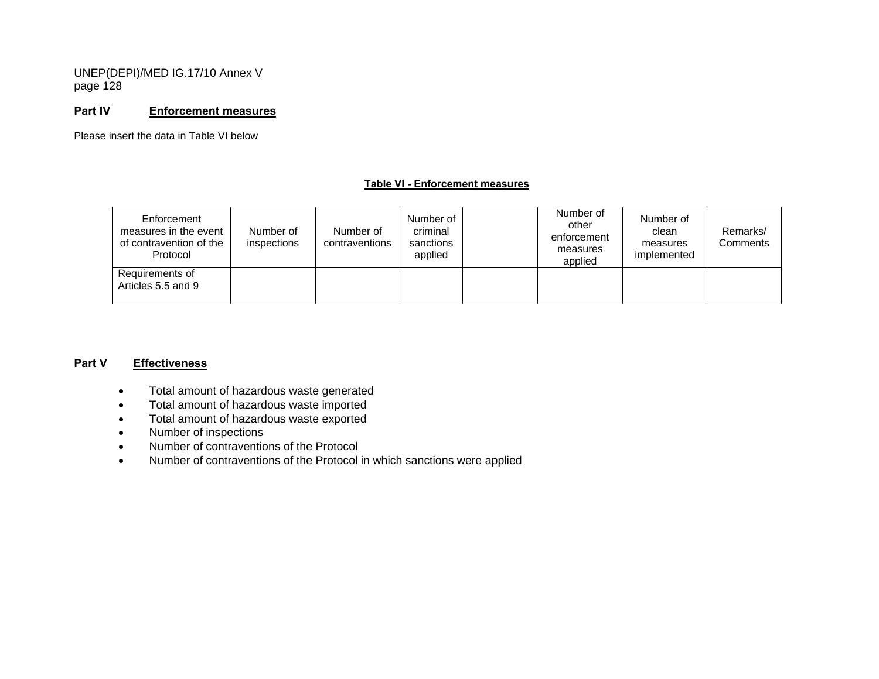## Part IV Enforcement measures

Please insert the data in Table VI below

**Table VI - Enforcement measures**

| Enforcement measures in the event of contravention of the Protocol | Number of inspections | Number of contraventions | Number of criminal sanctions applied | | Number of other enforcement measures applied | Number of clean measures implemented | Remarks/ Comments |
|---|---|---|---|---|---|---|---|
| Requirements of Articles 5.5 and 9 | | | | | | | |

## Part V Effectiveness

- Total amount of hazardous waste generated
- Total amount of hazardous waste imported
- Total amount of hazardous waste exported
- Number of inspections
- Number of contraventions of the Protocol
- Number of contraventions of the Protocol in which sanctions were applied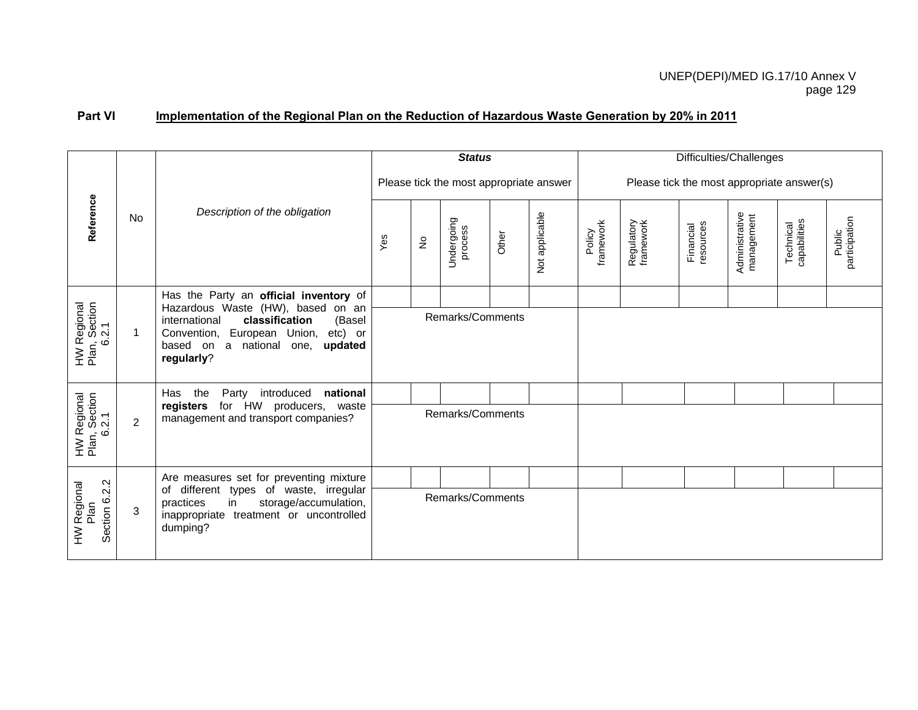**Part VI** **Implementation of the Regional Plan on the Reduction of Hazardous Waste Generation by 20% in 2011**

| Reference | No | *Description of the obligation* | ***Status*** Please tick the most appropriate answer | | | | | Difficulties/Challenges Please tick the most appropriate answer(s) | | | | | |
|---|---|---|---|---|---|---|---|---|---|---|---|---|---|
| | | | Yes | No | Undergoing process | Other | Not applicable | Policy framework | Regulatory framework | Financial resources | Administrative management | Technical capabilities | Public participation |
| HW Regional Plan, Section 6.2.1 | 1 | Has the Party an **official inventory** of Hazardous Waste (HW), based on an international **classification** (Basel Convention, European Union, etc) or based on a national one, **updated regularly**? | | | | | | | | | | | |
| | | | Remarks/Comments | | | | | | | | | | |
| HW Regional Plan, Section 6.2.1 | 2 | Has the Party introduced **national registers** for HW producers, waste management and transport companies? | | | | | | | | | | | |
| | | | Remarks/Comments | | | | | | | | | | |
| HW Regional Plan Section 6.2.2 | 3 | Are measures set for preventing mixture of different types of waste, irregular practices in storage/accumulation, inappropriate treatment or uncontrolled dumping? | | | | | | | | | | | |
| | | | Remarks/Comments | | | | | | | | | | |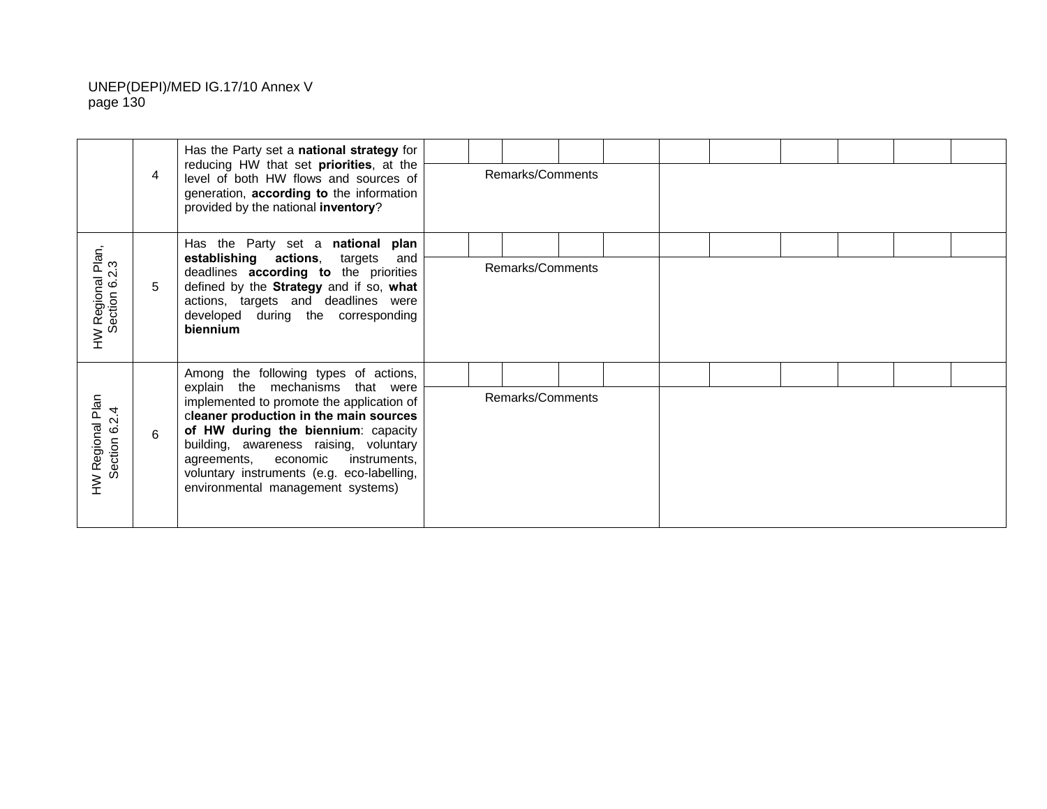| | | | | | | | | | | | | | | |
|---|---|---|---|---|---|---|---|---|---|---|---|---|---|---|
| | 4 | Has the Party set a **national strategy** for reducing HW that set **priorities**, at the level of both HW flows and sources of generation, **according to** the information provided by the national **inventory**? | | | | | | | | | | | | |
| | | | Remarks/Comments | | | | | | | | | | | |
| HW Regional Plan, Section 6.2.3 | 5 | Has the Party set a **national plan establishing actions**, targets and deadlines **according to** the priorities defined by the **Strategy** and if so, **what** actions, targets and deadlines were developed during the corresponding **biennium** | | | | | | | | | | | | |
| | | | Remarks/Comments | | | | | | | | | | | |
| HW Regional Plan Section 6.2.4 | 6 | Among the following types of actions, explain the mechanisms that were implemented to promote the application of c**leaner production in the main sources of HW during the biennium**: capacity building, awareness raising, voluntary agreements, economic instruments, voluntary instruments (e.g. eco-labelling, environmental management systems) | | | | | | | | | | | | |
| | | | Remarks/Comments | | | | | | | | | | | |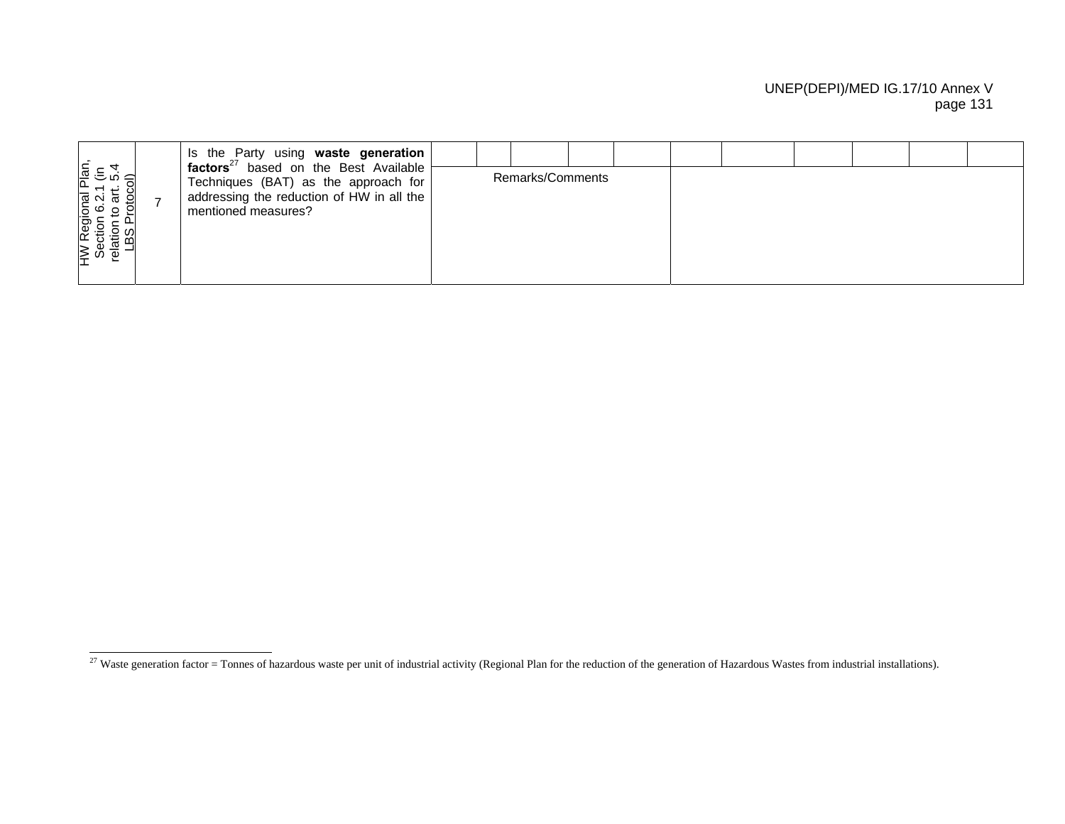| | | | | | | | | | | | | | | |
|---|---|---|---|---|---|---|---|---|---|---|---|---|---|---|
| HW Regional Plan, Section 6.2.1 (in relation to art. 5.4 LBS Protocol) | 7 | Is the Party using **waste generation factors**[27] based on the Best Available Techniques (BAT) as the approach for addressing the reduction of HW in all the mentioned measures? | | | | | | | | | | | | |
| | | | Remarks/Comments | | | | | | | | | | | |

[27] Waste generation factor = Tonnes of hazardous waste per unit of industrial activity (Regional Plan for the reduction of the generation of Hazardous Wastes from industrial installations).